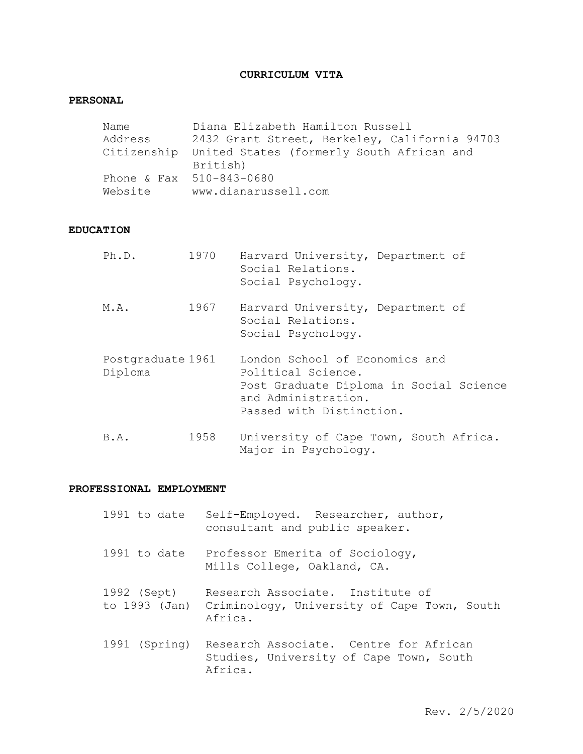# CURRICULUM VITA

## PERSONAL

| | |
|---|---|
| Name | Diana Elizabeth Hamilton Russell |
| Address | 2432 Grant Street, Berkeley, California 94703 |
| Citizenship | United States (formerly South African and British) |
| Phone & Fax | 510-843-0680 |
| Website | www.dianarussell.com |

## EDUCATION

| | | |
|---|---|---|
| Ph.D. | 1970 | Harvard University, Department of Social Relations. Social Psychology. |
| M.A. | 1967 | Harvard University, Department of Social Relations. Social Psychology. |
| Postgraduate Diploma | 1961 | London School of Economics and Political Science. Post Graduate Diploma in Social Science and Administration. Passed with Distinction. |
| B.A. | 1958 | University of Cape Town, South Africa. Major in Psychology. |

## PROFESSIONAL EMPLOYMENT

| | |
|---|---|
| 1991 to date | Self-Employed. Researcher, author, consultant and public speaker. |
| 1991 to date | Professor Emerita of Sociology, Mills College, Oakland, CA. |
| 1992 (Sept) to 1993 (Jan) | Research Associate. Institute of Criminology, University of Cape Town, South Africa. |
| 1991 (Spring) | Research Associate. Centre for African Studies, University of Cape Town, South Africa. |

Rev. 2/5/2020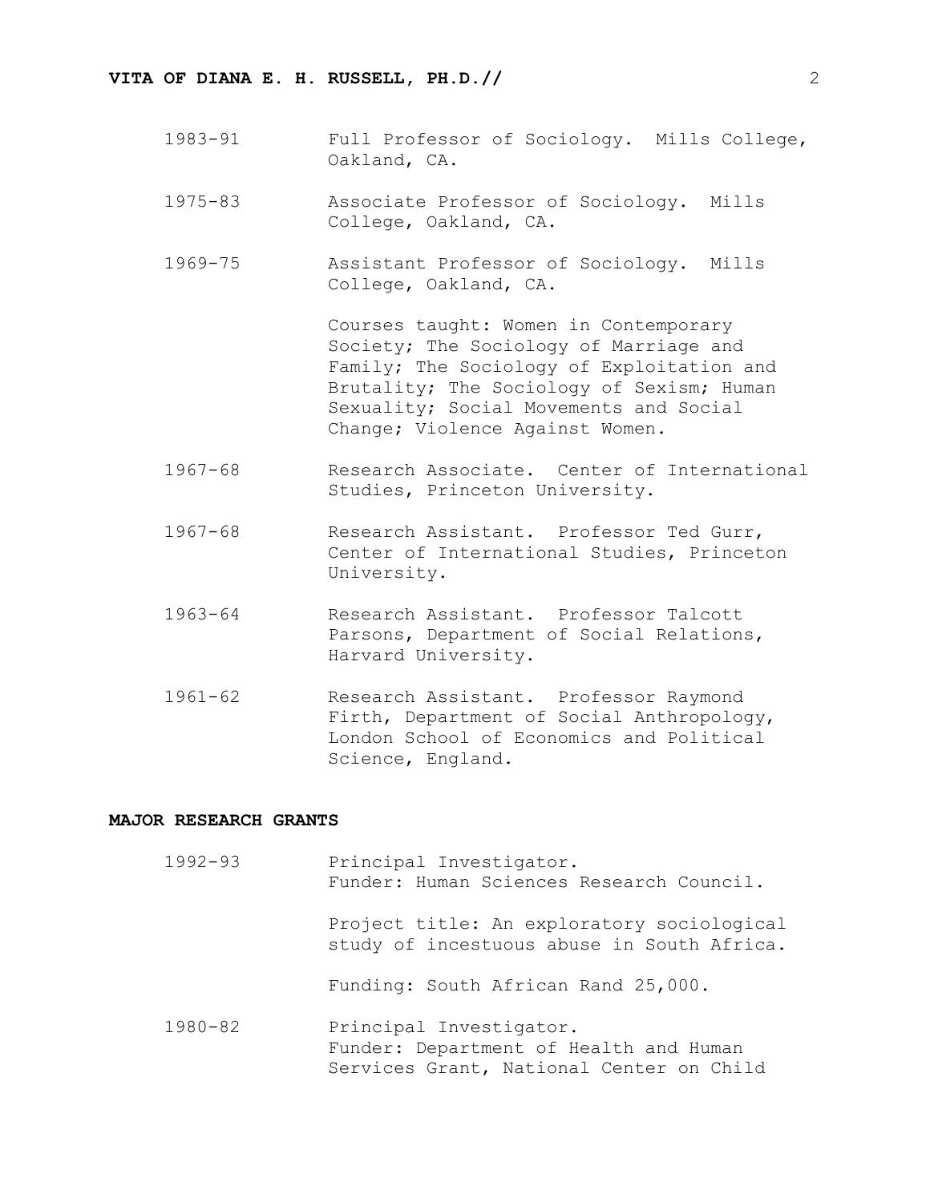1983-91 Full Professor of Sociology. Mills College, Oakland, CA.

1975-83 Associate Professor of Sociology. Mills College, Oakland, CA.

1969-75 Assistant Professor of Sociology. Mills College, Oakland, CA.

Courses taught: Women in Contemporary Society; The Sociology of Marriage and Family; The Sociology of Exploitation and Brutality; The Sociology of Sexism; Human Sexuality; Social Movements and Social Change; Violence Against Women.

1967-68 Research Associate. Center of International Studies, Princeton University.

1967-68 Research Assistant. Professor Ted Gurr, Center of International Studies, Princeton University.

1963-64 Research Assistant. Professor Talcott Parsons, Department of Social Relations, Harvard University.

1961-62 Research Assistant. Professor Raymond Firth, Department of Social Anthropology, London School of Economics and Political Science, England.

## MAJOR RESEARCH GRANTS

1992-93 Principal Investigator.
Funder: Human Sciences Research Council.

Project title: An exploratory sociological study of incestuous abuse in South Africa.

Funding: South African Rand 25,000.

1980-82 Principal Investigator.
Funder: Department of Health and Human Services Grant, National Center on Child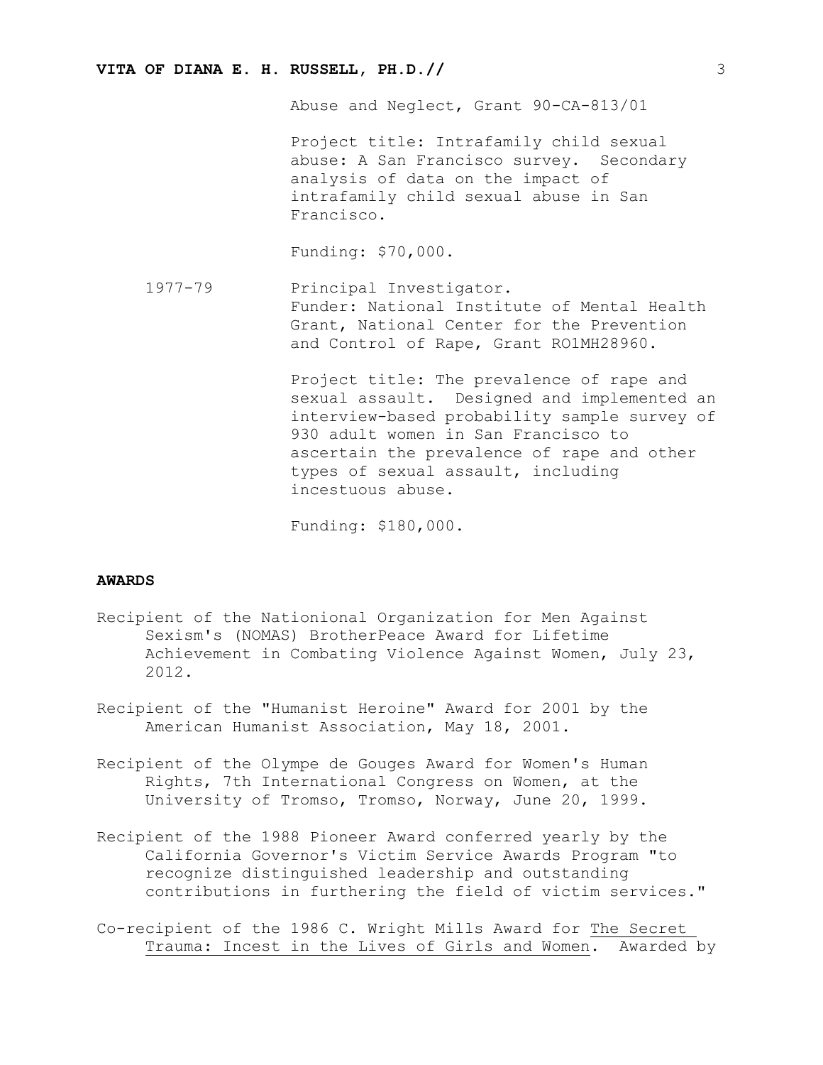Abuse and Neglect, Grant 90-CA-813/01

Project title: Intrafamily child sexual abuse: A San Francisco survey. Secondary analysis of data on the impact of intrafamily child sexual abuse in San Francisco.

Funding: $70,000.

1977-79 Principal Investigator.
Funder: National Institute of Mental Health Grant, National Center for the Prevention and Control of Rape, Grant RO1MH28960.

Project title: The prevalence of rape and sexual assault. Designed and implemented an interview-based probability sample survey of 930 adult women in San Francisco to ascertain the prevalence of rape and other types of sexual assault, including incestuous abuse.

Funding: $180,000.

**AWARDS**

Recipient of the Nationional Organization for Men Against Sexism's (NOMAS) BrotherPeace Award for Lifetime Achievement in Combating Violence Against Women, July 23, 2012.

Recipient of the "Humanist Heroine" Award for 2001 by the American Humanist Association, May 18, 2001.

Recipient of the Olympe de Gouges Award for Women's Human Rights, 7th International Congress on Women, at the University of Tromso, Tromso, Norway, June 20, 1999.

Recipient of the 1988 Pioneer Award conferred yearly by the California Governor's Victim Service Awards Program "to recognize distinguished leadership and outstanding contributions in furthering the field of victim services."

Co-recipient of the 1986 C. Wright Mills Award for The Secret Trauma: Incest in the Lives of Girls and Women. Awarded by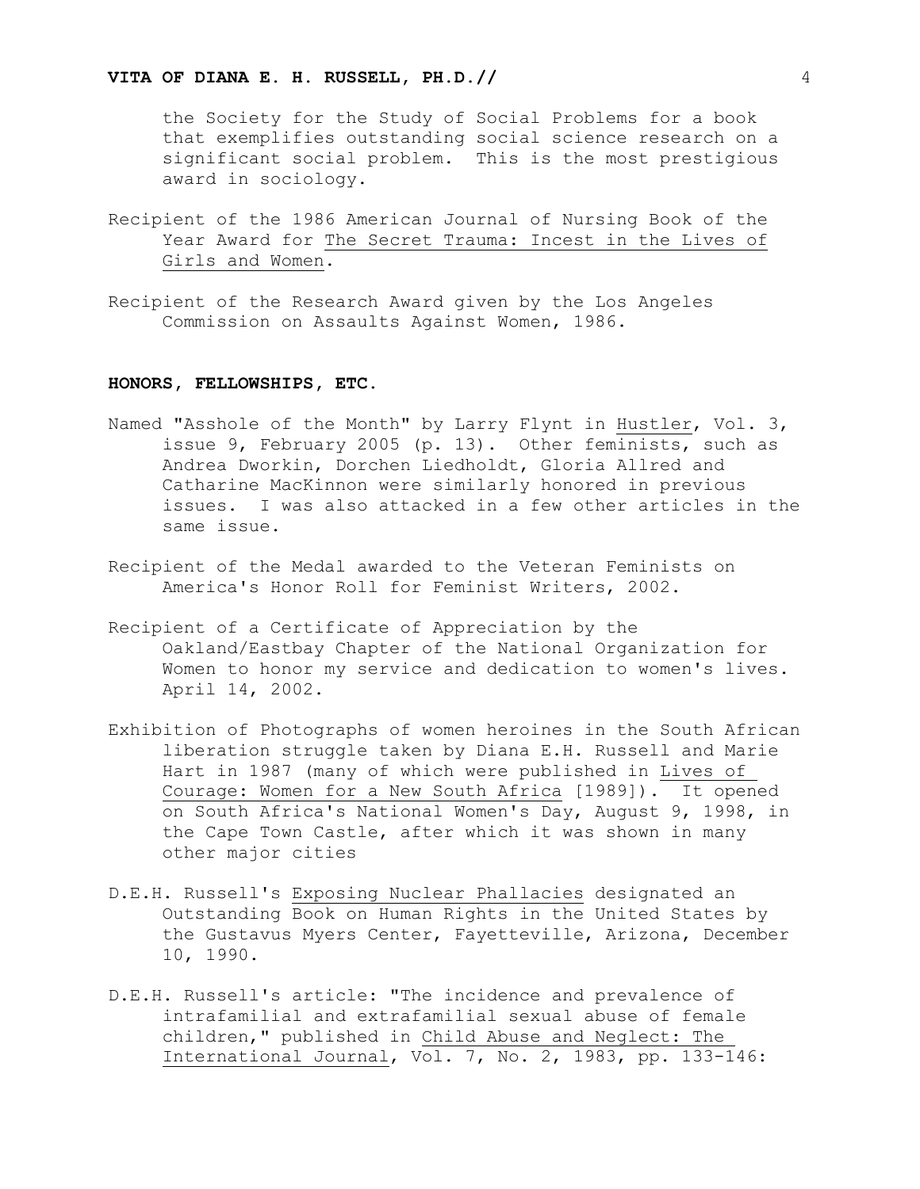the Society for the Study of Social Problems for a book that exemplifies outstanding social science research on a significant social problem. This is the most prestigious award in sociology.

Recipient of the 1986 American Journal of Nursing Book of the Year Award for The Secret Trauma: Incest in the Lives of Girls and Women.

Recipient of the Research Award given by the Los Angeles Commission on Assaults Against Women, 1986.

**HONORS, FELLOWSHIPS, ETC.**

Named "Asshole of the Month" by Larry Flynt in Hustler, Vol. 3, issue 9, February 2005 (p. 13). Other feminists, such as Andrea Dworkin, Dorchen Liedholdt, Gloria Allred and Catharine MacKinnon were similarly honored in previous issues. I was also attacked in a few other articles in the same issue.

Recipient of the Medal awarded to the Veteran Feminists on America's Honor Roll for Feminist Writers, 2002.

Recipient of a Certificate of Appreciation by the Oakland/Eastbay Chapter of the National Organization for Women to honor my service and dedication to women's lives. April 14, 2002.

Exhibition of Photographs of women heroines in the South African liberation struggle taken by Diana E.H. Russell and Marie Hart in 1987 (many of which were published in Lives of Courage: Women for a New South Africa [1989]). It opened on South Africa's National Women's Day, August 9, 1998, in the Cape Town Castle, after which it was shown in many other major cities

D.E.H. Russell's Exposing Nuclear Phallacies designated an Outstanding Book on Human Rights in the United States by the Gustavus Myers Center, Fayetteville, Arizona, December 10, 1990.

D.E.H. Russell's article: "The incidence and prevalence of intrafamilial and extrafamilial sexual abuse of female children," published in Child Abuse and Neglect: The International Journal, Vol. 7, No. 2, 1983, pp. 133-146: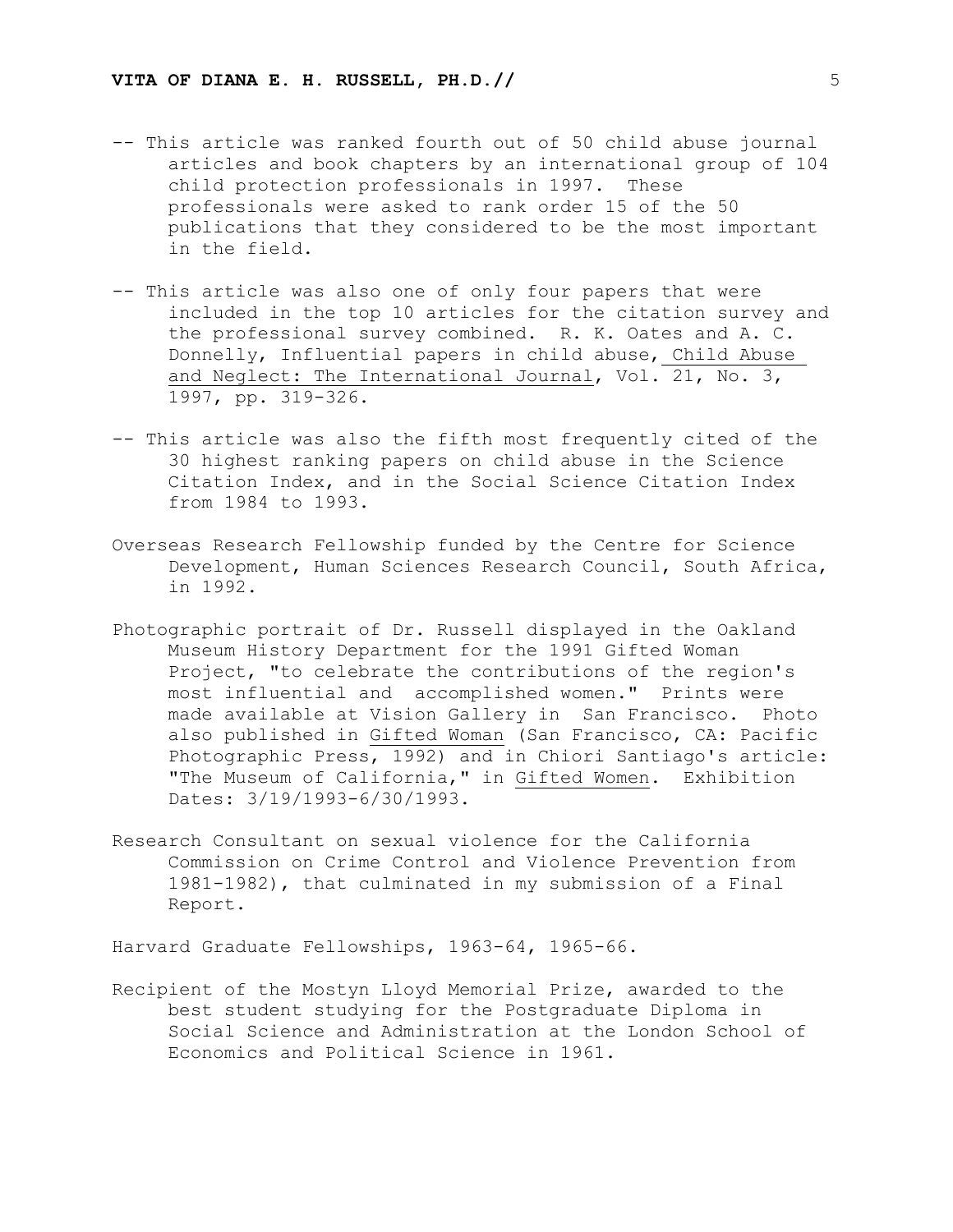-- This article was ranked fourth out of 50 child abuse journal articles and book chapters by an international group of 104 child protection professionals in 1997. These professionals were asked to rank order 15 of the 50 publications that they considered to be the most important in the field.

-- This article was also one of only four papers that were included in the top 10 articles for the citation survey and the professional survey combined. R. K. Oates and A. C. Donnelly, Influential papers in child abuse, Child Abuse and Neglect: The International Journal, Vol. 21, No. 3, 1997, pp. 319-326.

-- This article was also the fifth most frequently cited of the 30 highest ranking papers on child abuse in the Science Citation Index, and in the Social Science Citation Index from 1984 to 1993.

Overseas Research Fellowship funded by the Centre for Science Development, Human Sciences Research Council, South Africa, in 1992.

Photographic portrait of Dr. Russell displayed in the Oakland Museum History Department for the 1991 Gifted Woman Project, "to celebrate the contributions of the region's most influential and accomplished women." Prints were made available at Vision Gallery in San Francisco. Photo also published in Gifted Woman (San Francisco, CA: Pacific Photographic Press, 1992) and in Chiori Santiago's article: "The Museum of California," in Gifted Women. Exhibition Dates: 3/19/1993-6/30/1993.

Research Consultant on sexual violence for the California Commission on Crime Control and Violence Prevention from 1981-1982), that culminated in my submission of a Final Report.

Harvard Graduate Fellowships, 1963-64, 1965-66.

Recipient of the Mostyn Lloyd Memorial Prize, awarded to the best student studying for the Postgraduate Diploma in Social Science and Administration at the London School of Economics and Political Science in 1961.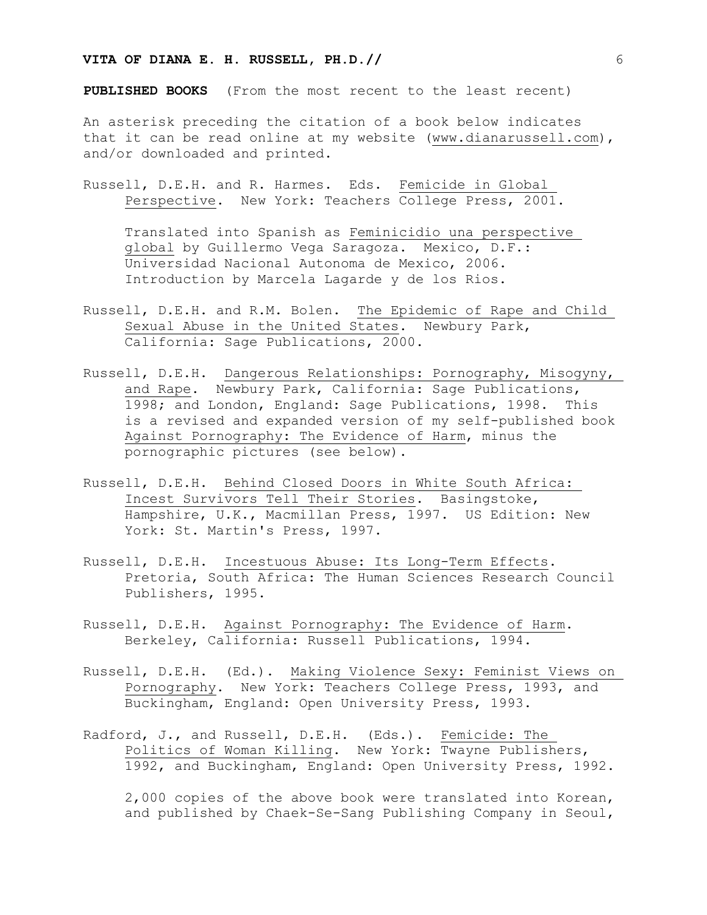**PUBLISHED BOOKS** (From the most recent to the least recent)

An asterisk preceding the citation of a book below indicates that it can be read online at my website (www.dianarussell.com), and/or downloaded and printed.

Russell, D.E.H. and R. Harmes. Eds. Femicide in Global Perspective. New York: Teachers College Press, 2001.

> Translated into Spanish as Feminicidio una perspective global by Guillermo Vega Saragoza. Mexico, D.F.: Universidad Nacional Autonoma de Mexico, 2006. Introduction by Marcela Lagarde y de los Rios.

Russell, D.E.H. and R.M. Bolen. The Epidemic of Rape and Child Sexual Abuse in the United States. Newbury Park, California: Sage Publications, 2000.

Russell, D.E.H. Dangerous Relationships: Pornography, Misogyny, and Rape. Newbury Park, California: Sage Publications, 1998; and London, England: Sage Publications, 1998. This is a revised and expanded version of my self-published book Against Pornography: The Evidence of Harm, minus the pornographic pictures (see below).

Russell, D.E.H. Behind Closed Doors in White South Africa: Incest Survivors Tell Their Stories. Basingstoke, Hampshire, U.K., Macmillan Press, 1997. US Edition: New York: St. Martin's Press, 1997.

Russell, D.E.H. Incestuous Abuse: Its Long-Term Effects. Pretoria, South Africa: The Human Sciences Research Council Publishers, 1995.

Russell, D.E.H. Against Pornography: The Evidence of Harm. Berkeley, California: Russell Publications, 1994.

Russell, D.E.H. (Ed.). Making Violence Sexy: Feminist Views on Pornography. New York: Teachers College Press, 1993, and Buckingham, England: Open University Press, 1993.

Radford, J., and Russell, D.E.H. (Eds.). Femicide: The Politics of Woman Killing. New York: Twayne Publishers, 1992, and Buckingham, England: Open University Press, 1992.

> 2,000 copies of the above book were translated into Korean, and published by Chaek-Se-Sang Publishing Company in Seoul,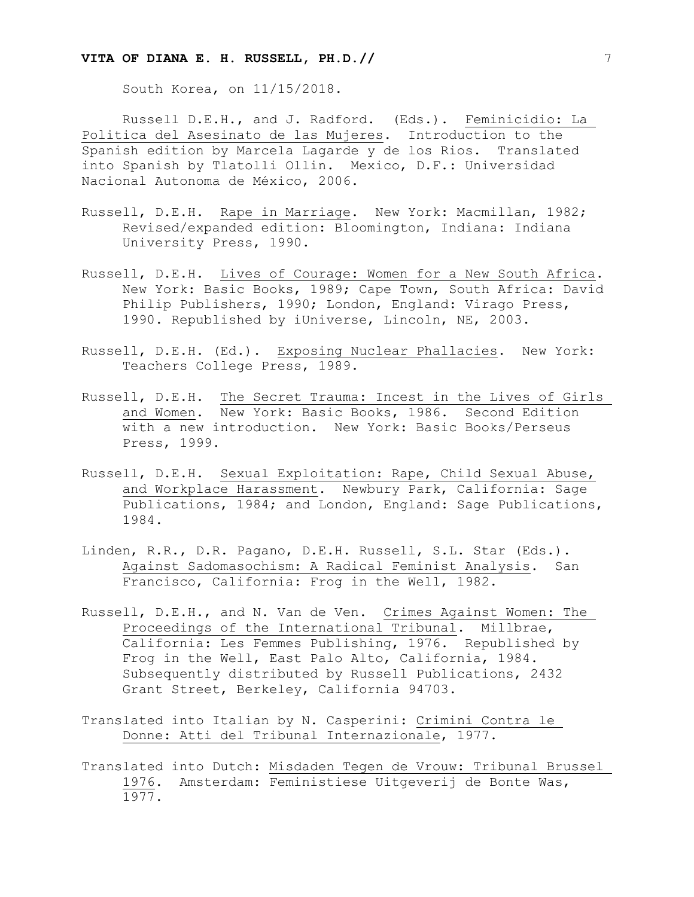South Korea, on 11/15/2018.

Russell D.E.H., and J. Radford. (Eds.). Feminicidio: La Politica del Asesinato de las Mujeres. Introduction to the Spanish edition by Marcela Lagarde y de los Rios. Translated into Spanish by Tlatolli Ollin. Mexico, D.F.: Universidad Nacional Autonoma de México, 2006.

Russell, D.E.H. Rape in Marriage. New York: Macmillan, 1982; Revised/expanded edition: Bloomington, Indiana: Indiana University Press, 1990.

Russell, D.E.H. Lives of Courage: Women for a New South Africa. New York: Basic Books, 1989; Cape Town, South Africa: David Philip Publishers, 1990; London, England: Virago Press, 1990. Republished by iUniverse, Lincoln, NE, 2003.

Russell, D.E.H. (Ed.). Exposing Nuclear Phallacies. New York: Teachers College Press, 1989.

Russell, D.E.H. The Secret Trauma: Incest in the Lives of Girls and Women. New York: Basic Books, 1986. Second Edition with a new introduction. New York: Basic Books/Perseus Press, 1999.

Russell, D.E.H. Sexual Exploitation: Rape, Child Sexual Abuse, and Workplace Harassment. Newbury Park, California: Sage Publications, 1984; and London, England: Sage Publications, 1984.

Linden, R.R., D.R. Pagano, D.E.H. Russell, S.L. Star (Eds.). Against Sadomasochism: A Radical Feminist Analysis. San Francisco, California: Frog in the Well, 1982.

Russell, D.E.H., and N. Van de Ven. Crimes Against Women: The Proceedings of the International Tribunal. Millbrae, California: Les Femmes Publishing, 1976. Republished by Frog in the Well, East Palo Alto, California, 1984. Subsequently distributed by Russell Publications, 2432 Grant Street, Berkeley, California 94703.

Translated into Italian by N. Casperini: Crimini Contra le Donne: Atti del Tribunal Internazionale, 1977.

Translated into Dutch: Misdaden Tegen de Vrouw: Tribunal Brussel 1976. Amsterdam: Feministiese Uitgeverij de Bonte Was, 1977.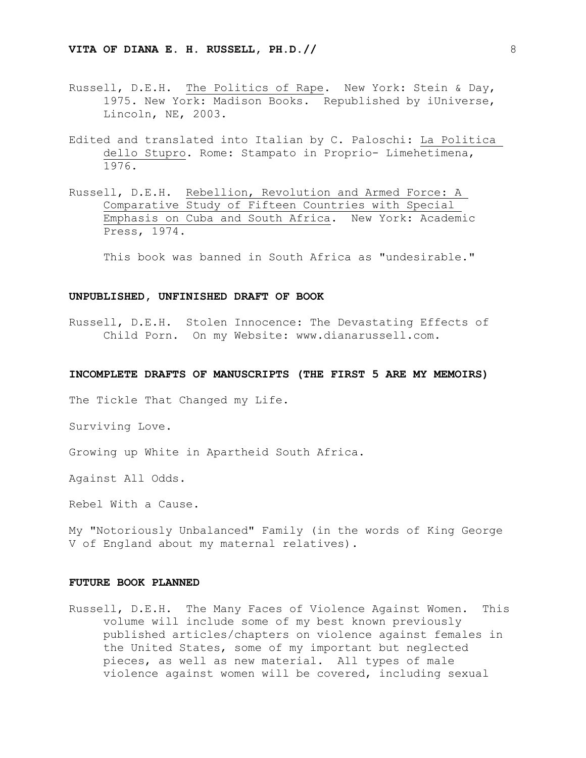Russell, D.E.H. The Politics of Rape. New York: Stein & Day, 1975. New York: Madison Books. Republished by iUniverse, Lincoln, NE, 2003.

Edited and translated into Italian by C. Paloschi: La Politica dello Stupro. Rome: Stampato in Proprio- Limehetimena, 1976.

Russell, D.E.H. Rebellion, Revolution and Armed Force: A Comparative Study of Fifteen Countries with Special Emphasis on Cuba and South Africa. New York: Academic Press, 1974.

This book was banned in South Africa as "undesirable."

## UNPUBLISHED, UNFINISHED DRAFT OF BOOK

Russell, D.E.H. Stolen Innocence: The Devastating Effects of Child Porn. On my Website: www.dianarussell.com.

## INCOMPLETE DRAFTS OF MANUSCRIPTS (THE FIRST 5 ARE MY MEMOIRS)

The Tickle That Changed my Life.

Surviving Love.

Growing up White in Apartheid South Africa.

Against All Odds.

Rebel With a Cause.

My "Notoriously Unbalanced" Family (in the words of King George V of England about my maternal relatives).

## FUTURE BOOK PLANNED

Russell, D.E.H. The Many Faces of Violence Against Women. This volume will include some of my best known previously published articles/chapters on violence against females in the United States, some of my important but neglected pieces, as well as new material. All types of male violence against women will be covered, including sexual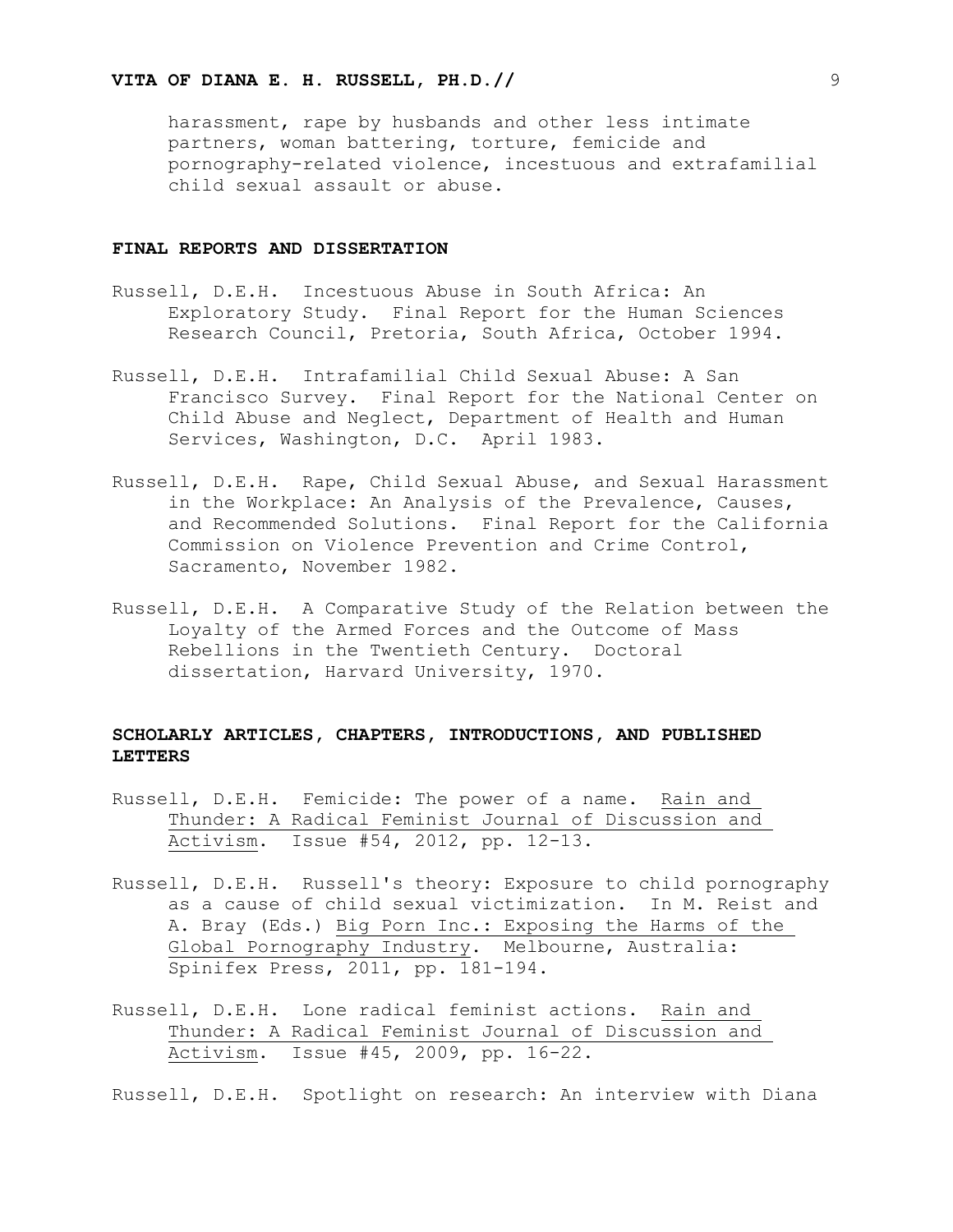harassment, rape by husbands and other less intimate partners, woman battering, torture, femicide and pornography-related violence, incestuous and extrafamilial child sexual assault or abuse.

## FINAL REPORTS AND DISSERTATION

Russell, D.E.H. Incestuous Abuse in South Africa: An Exploratory Study. Final Report for the Human Sciences Research Council, Pretoria, South Africa, October 1994.

Russell, D.E.H. Intrafamilial Child Sexual Abuse: A San Francisco Survey. Final Report for the National Center on Child Abuse and Neglect, Department of Health and Human Services, Washington, D.C. April 1983.

Russell, D.E.H. Rape, Child Sexual Abuse, and Sexual Harassment in the Workplace: An Analysis of the Prevalence, Causes, and Recommended Solutions. Final Report for the California Commission on Violence Prevention and Crime Control, Sacramento, November 1982.

Russell, D.E.H. A Comparative Study of the Relation between the Loyalty of the Armed Forces and the Outcome of Mass Rebellions in the Twentieth Century. Doctoral dissertation, Harvard University, 1970.

## SCHOLARLY ARTICLES, CHAPTERS, INTRODUCTIONS, AND PUBLISHED LETTERS

Russell, D.E.H. Femicide: The power of a name. Rain and Thunder: A Radical Feminist Journal of Discussion and Activism. Issue #54, 2012, pp. 12-13.

Russell, D.E.H. Russell's theory: Exposure to child pornography as a cause of child sexual victimization. In M. Reist and A. Bray (Eds.) Big Porn Inc.: Exposing the Harms of the Global Pornography Industry. Melbourne, Australia: Spinifex Press, 2011, pp. 181-194.

Russell, D.E.H. Lone radical feminist actions. Rain and Thunder: A Radical Feminist Journal of Discussion and Activism. Issue #45, 2009, pp. 16-22.

Russell, D.E.H. Spotlight on research: An interview with Diana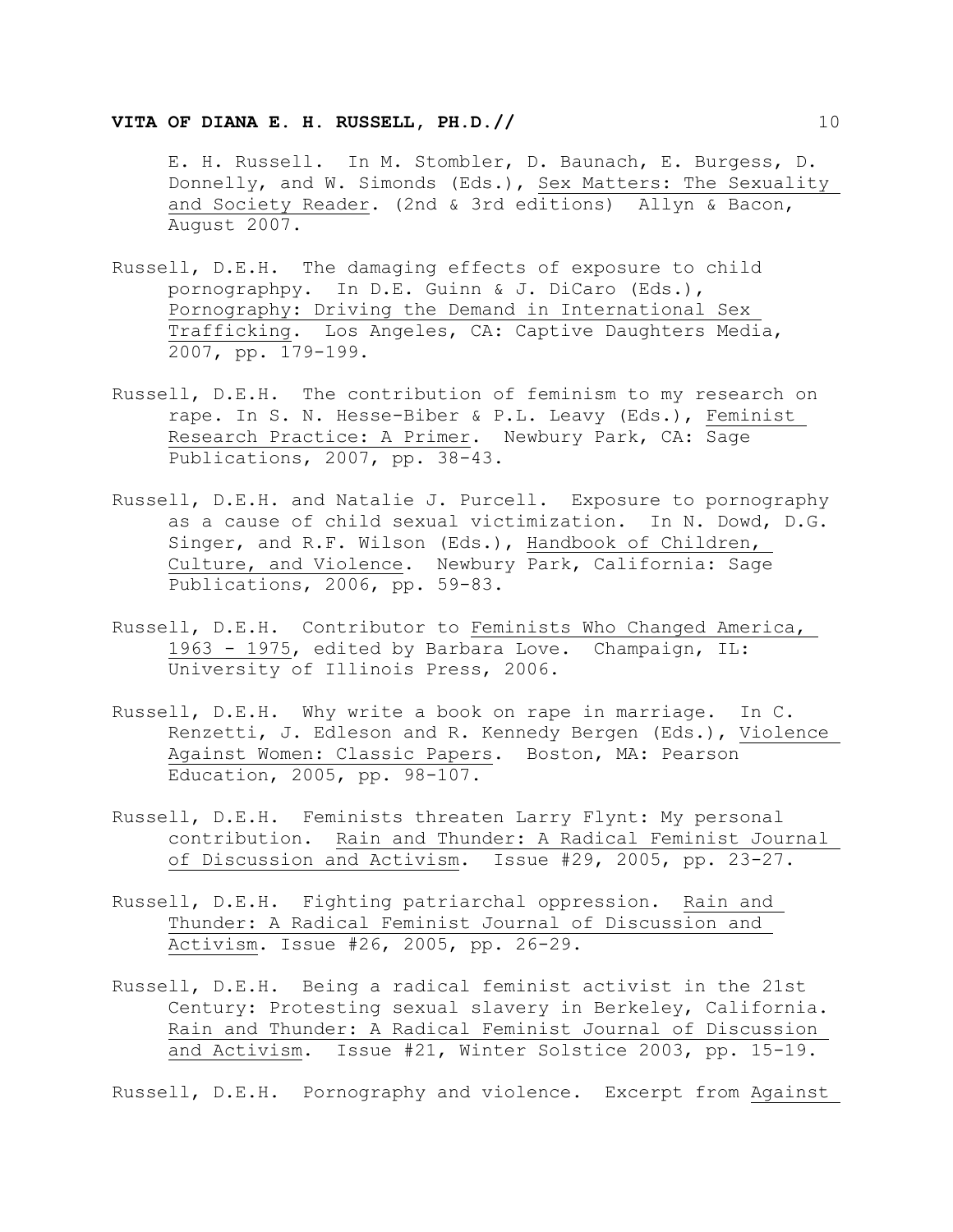E. H. Russell. In M. Stombler, D. Baunach, E. Burgess, D. Donnelly, and W. Simonds (Eds.), Sex Matters: The Sexuality and Society Reader. (2nd & 3rd editions) Allyn & Bacon, August 2007.

Russell, D.E.H. The damaging effects of exposure to child pornographpy. In D.E. Guinn & J. DiCaro (Eds.), Pornography: Driving the Demand in International Sex Trafficking. Los Angeles, CA: Captive Daughters Media, 2007, pp. 179-199.

Russell, D.E.H. The contribution of feminism to my research on rape. In S. N. Hesse-Biber & P.L. Leavy (Eds.), Feminist Research Practice: A Primer. Newbury Park, CA: Sage Publications, 2007, pp. 38-43.

Russell, D.E.H. and Natalie J. Purcell. Exposure to pornography as a cause of child sexual victimization. In N. Dowd, D.G. Singer, and R.F. Wilson (Eds.), Handbook of Children, Culture, and Violence. Newbury Park, California: Sage Publications, 2006, pp. 59-83.

Russell, D.E.H. Contributor to Feminists Who Changed America, 1963 - 1975, edited by Barbara Love. Champaign, IL: University of Illinois Press, 2006.

Russell, D.E.H. Why write a book on rape in marriage. In C. Renzetti, J. Edleson and R. Kennedy Bergen (Eds.), Violence Against Women: Classic Papers. Boston, MA: Pearson Education, 2005, pp. 98-107.

Russell, D.E.H. Feminists threaten Larry Flynt: My personal contribution. Rain and Thunder: A Radical Feminist Journal of Discussion and Activism. Issue #29, 2005, pp. 23-27.

Russell, D.E.H. Fighting patriarchal oppression. Rain and Thunder: A Radical Feminist Journal of Discussion and Activism. Issue #26, 2005, pp. 26-29.

Russell, D.E.H. Being a radical feminist activist in the 21st Century: Protesting sexual slavery in Berkeley, California. Rain and Thunder: A Radical Feminist Journal of Discussion and Activism. Issue #21, Winter Solstice 2003, pp. 15-19.

Russell, D.E.H. Pornography and violence. Excerpt from Against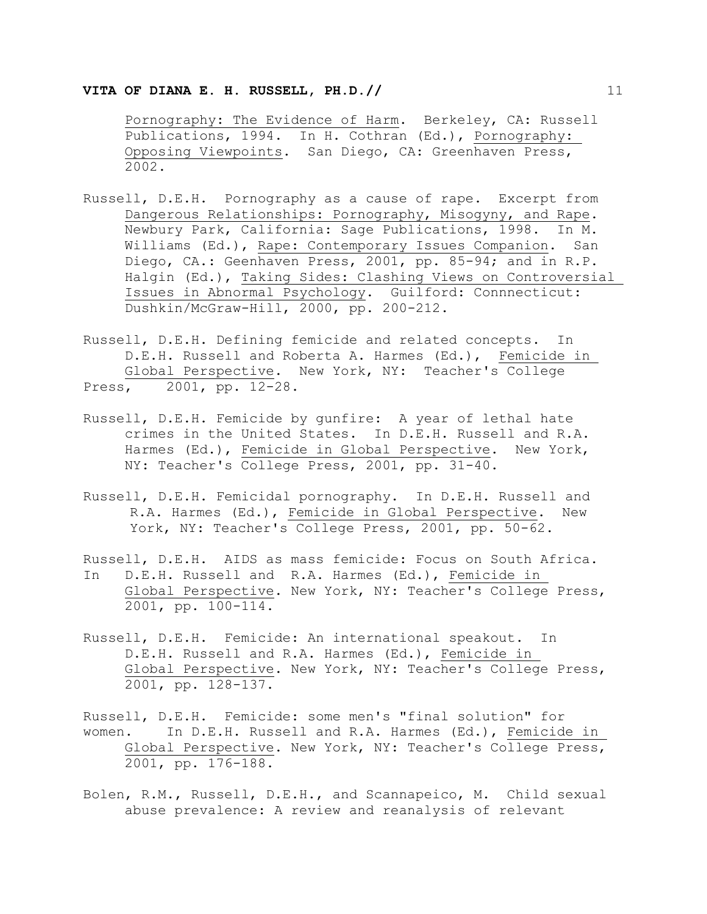Pornography: The Evidence of Harm. Berkeley, CA: Russell Publications, 1994. In H. Cothran (Ed.), Pornography: Opposing Viewpoints. San Diego, CA: Greenhaven Press, 2002.

Russell, D.E.H. Pornography as a cause of rape. Excerpt from Dangerous Relationships: Pornography, Misogyny, and Rape. Newbury Park, California: Sage Publications, 1998. In M. Williams (Ed.), Rape: Contemporary Issues Companion. San Diego, CA.: Geenhaven Press, 2001, pp. 85-94; and in R.P. Halgin (Ed.), Taking Sides: Clashing Views on Controversial Issues in Abnormal Psychology. Guilford: Connnecticut: Dushkin/McGraw-Hill, 2000, pp. 200-212.

Russell, D.E.H. Defining femicide and related concepts. In D.E.H. Russell and Roberta A. Harmes (Ed.), Femicide in Global Perspective. New York, NY: Teacher's College Press, 2001, pp. 12-28.

Russell, D.E.H. Femicide by gunfire: A year of lethal hate crimes in the United States. In D.E.H. Russell and R.A. Harmes (Ed.), Femicide in Global Perspective. New York, NY: Teacher's College Press, 2001, pp. 31-40.

Russell, D.E.H. Femicidal pornography. In D.E.H. Russell and R.A. Harmes (Ed.), Femicide in Global Perspective. New York, NY: Teacher's College Press, 2001, pp. 50-62.

Russell, D.E.H. AIDS as mass femicide: Focus on South Africa. In D.E.H. Russell and R.A. Harmes (Ed.), Femicide in Global Perspective. New York, NY: Teacher's College Press, 2001, pp. 100-114.

Russell, D.E.H. Femicide: An international speakout. In D.E.H. Russell and R.A. Harmes (Ed.), Femicide in Global Perspective. New York, NY: Teacher's College Press, 2001, pp. 128-137.

Russell, D.E.H. Femicide: some men's "final solution" for women. In D.E.H. Russell and R.A. Harmes (Ed.), Femicide in Global Perspective. New York, NY: Teacher's College Press, 2001, pp. 176-188.

Bolen, R.M., Russell, D.E.H., and Scannapeico, M. Child sexual abuse prevalence: A review and reanalysis of relevant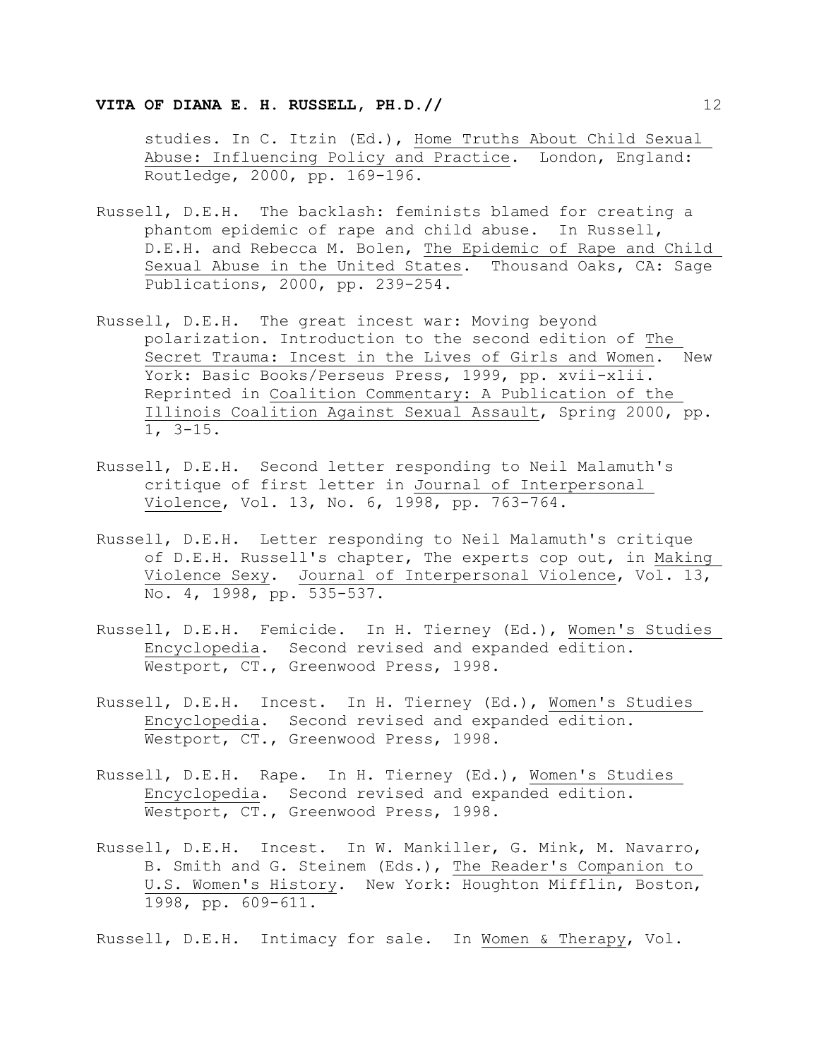studies. In C. Itzin (Ed.), Home Truths About Child Sexual Abuse: Influencing Policy and Practice. London, England: Routledge, 2000, pp. 169-196.

Russell, D.E.H. The backlash: feminists blamed for creating a phantom epidemic of rape and child abuse. In Russell, D.E.H. and Rebecca M. Bolen, The Epidemic of Rape and Child Sexual Abuse in the United States. Thousand Oaks, CA: Sage Publications, 2000, pp. 239-254.

Russell, D.E.H. The great incest war: Moving beyond polarization. Introduction to the second edition of The Secret Trauma: Incest in the Lives of Girls and Women. New York: Basic Books/Perseus Press, 1999, pp. xvii-xlii. Reprinted in Coalition Commentary: A Publication of the Illinois Coalition Against Sexual Assault, Spring 2000, pp. 1, 3-15.

Russell, D.E.H. Second letter responding to Neil Malamuth's critique of first letter in Journal of Interpersonal Violence, Vol. 13, No. 6, 1998, pp. 763-764.

Russell, D.E.H. Letter responding to Neil Malamuth's critique of D.E.H. Russell's chapter, The experts cop out, in Making Violence Sexy. Journal of Interpersonal Violence, Vol. 13, No. 4, 1998, pp. 535-537.

Russell, D.E.H. Femicide. In H. Tierney (Ed.), Women's Studies Encyclopedia. Second revised and expanded edition. Westport, CT., Greenwood Press, 1998.

Russell, D.E.H. Incest. In H. Tierney (Ed.), Women's Studies Encyclopedia. Second revised and expanded edition. Westport, CT., Greenwood Press, 1998.

Russell, D.E.H. Rape. In H. Tierney (Ed.), Women's Studies Encyclopedia. Second revised and expanded edition. Westport, CT., Greenwood Press, 1998.

Russell, D.E.H. Incest. In W. Mankiller, G. Mink, M. Navarro, B. Smith and G. Steinem (Eds.), The Reader's Companion to U.S. Women's History. New York: Houghton Mifflin, Boston, 1998, pp. 609-611.

Russell, D.E.H. Intimacy for sale. In Women & Therapy, Vol.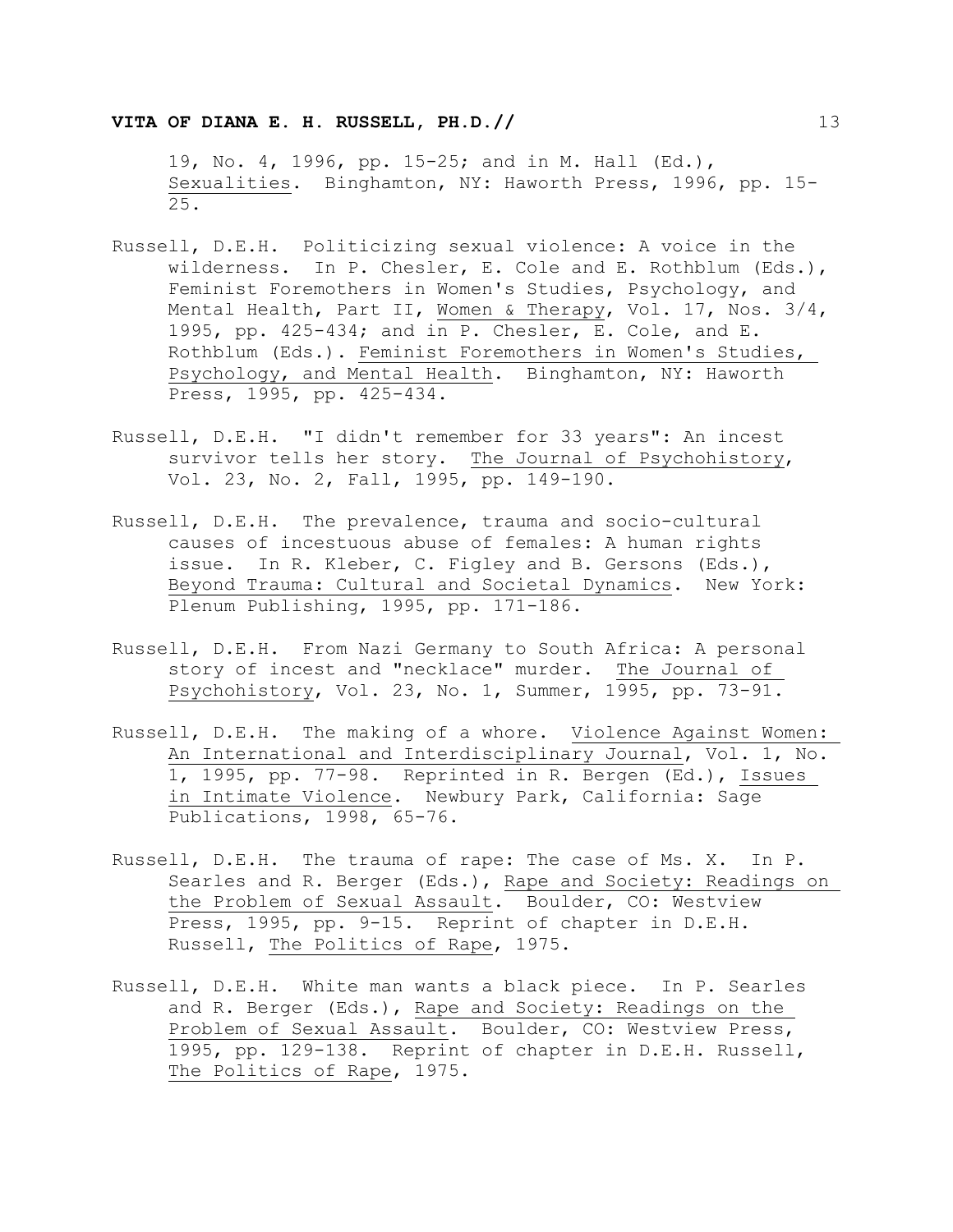19, No. 4, 1996, pp. 15-25; and in M. Hall (Ed.), Sexualities. Binghamton, NY: Haworth Press, 1996, pp. 15-25.

Russell, D.E.H. Politicizing sexual violence: A voice in the wilderness. In P. Chesler, E. Cole and E. Rothblum (Eds.), Feminist Foremothers in Women's Studies, Psychology, and Mental Health, Part II, Women & Therapy, Vol. 17, Nos. 3/4, 1995, pp. 425-434; and in P. Chesler, E. Cole, and E. Rothblum (Eds.). Feminist Foremothers in Women's Studies, Psychology, and Mental Health. Binghamton, NY: Haworth Press, 1995, pp. 425-434.

Russell, D.E.H. "I didn't remember for 33 years": An incest survivor tells her story. The Journal of Psychohistory, Vol. 23, No. 2, Fall, 1995, pp. 149-190.

Russell, D.E.H. The prevalence, trauma and socio-cultural causes of incestuous abuse of females: A human rights issue. In R. Kleber, C. Figley and B. Gersons (Eds.), Beyond Trauma: Cultural and Societal Dynamics. New York: Plenum Publishing, 1995, pp. 171-186.

Russell, D.E.H. From Nazi Germany to South Africa: A personal story of incest and "necklace" murder. The Journal of Psychohistory, Vol. 23, No. 1, Summer, 1995, pp. 73-91.

Russell, D.E.H. The making of a whore. Violence Against Women: An International and Interdisciplinary Journal, Vol. 1, No. 1, 1995, pp. 77-98. Reprinted in R. Bergen (Ed.), Issues in Intimate Violence. Newbury Park, California: Sage Publications, 1998, 65-76.

Russell, D.E.H. The trauma of rape: The case of Ms. X. In P. Searles and R. Berger (Eds.), Rape and Society: Readings on the Problem of Sexual Assault. Boulder, CO: Westview Press, 1995, pp. 9-15. Reprint of chapter in D.E.H. Russell, The Politics of Rape, 1975.

Russell, D.E.H. White man wants a black piece. In P. Searles and R. Berger (Eds.), Rape and Society: Readings on the Problem of Sexual Assault. Boulder, CO: Westview Press, 1995, pp. 129-138. Reprint of chapter in D.E.H. Russell, The Politics of Rape, 1975.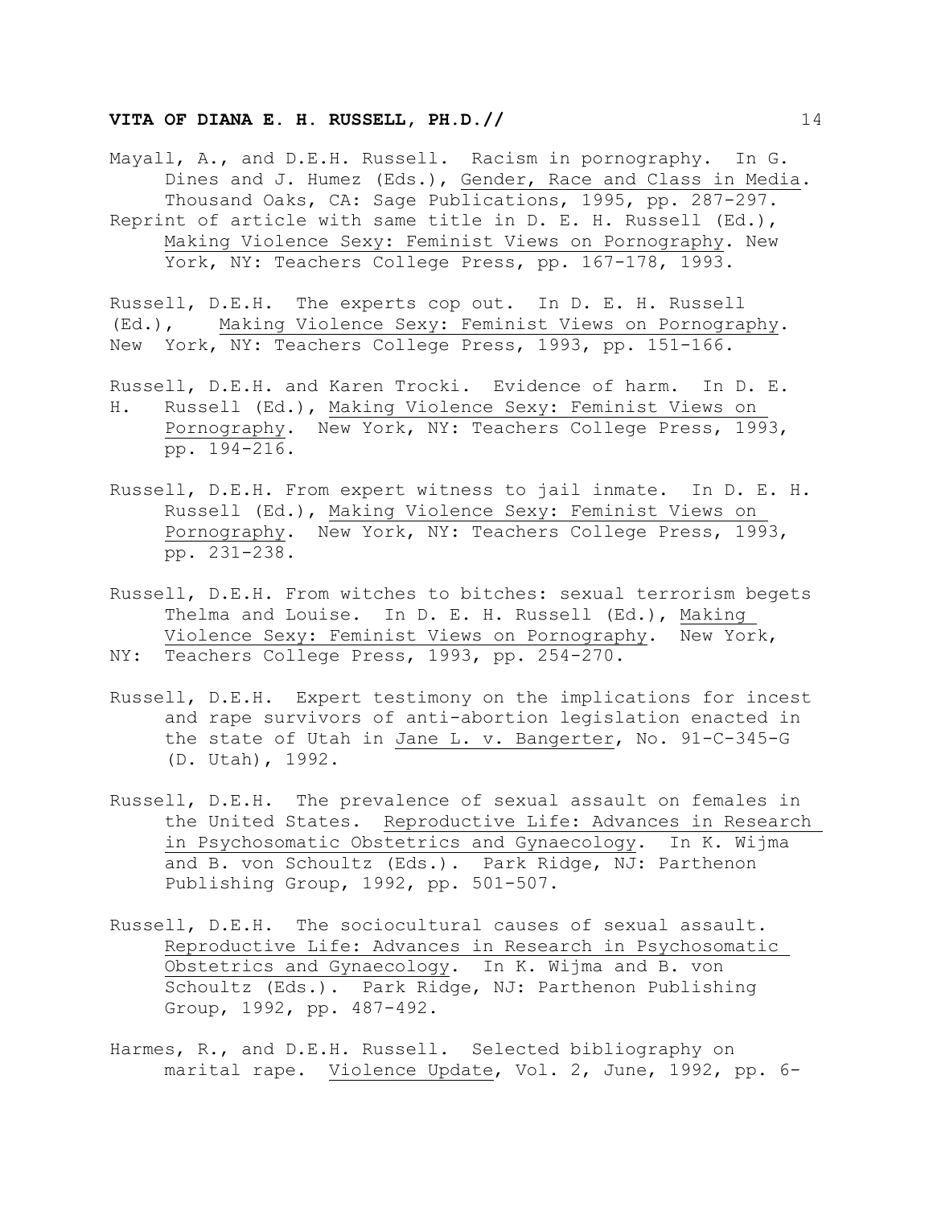Mayall, A., and D.E.H. Russell. Racism in pornography. In G. Dines and J. Humez (Eds.), Gender, Race and Class in Media. Thousand Oaks, CA: Sage Publications, 1995, pp. 287-297.
Reprint of article with same title in D. E. H. Russell (Ed.), Making Violence Sexy: Feminist Views on Pornography. New York, NY: Teachers College Press, pp. 167-178, 1993.

Russell, D.E.H. The experts cop out. In D. E. H. Russell (Ed.), Making Violence Sexy: Feminist Views on Pornography. New York, NY: Teachers College Press, 1993, pp. 151-166.

Russell, D.E.H. and Karen Trocki. Evidence of harm. In D. E. H. Russell (Ed.), Making Violence Sexy: Feminist Views on Pornography. New York, NY: Teachers College Press, 1993, pp. 194-216.

Russell, D.E.H. From expert witness to jail inmate. In D. E. H. Russell (Ed.), Making Violence Sexy: Feminist Views on Pornography. New York, NY: Teachers College Press, 1993, pp. 231-238.

Russell, D.E.H. From witches to bitches: sexual terrorism begets Thelma and Louise. In D. E. H. Russell (Ed.), Making Violence Sexy: Feminist Views on Pornography. New York, NY: Teachers College Press, 1993, pp. 254-270.

Russell, D.E.H. Expert testimony on the implications for incest and rape survivors of anti-abortion legislation enacted in the state of Utah in Jane L. v. Bangerter, No. 91-C-345-G (D. Utah), 1992.

Russell, D.E.H. The prevalence of sexual assault on females in the United States. Reproductive Life: Advances in Research in Psychosomatic Obstetrics and Gynaecology. In K. Wijma and B. von Schoultz (Eds.). Park Ridge, NJ: Parthenon Publishing Group, 1992, pp. 501-507.

Russell, D.E.H. The sociocultural causes of sexual assault. Reproductive Life: Advances in Research in Psychosomatic Obstetrics and Gynaecology. In K. Wijma and B. von Schoultz (Eds.). Park Ridge, NJ: Parthenon Publishing Group, 1992, pp. 487-492.

Harmes, R., and D.E.H. Russell. Selected bibliography on marital rape. Violence Update, Vol. 2, June, 1992, pp. 6-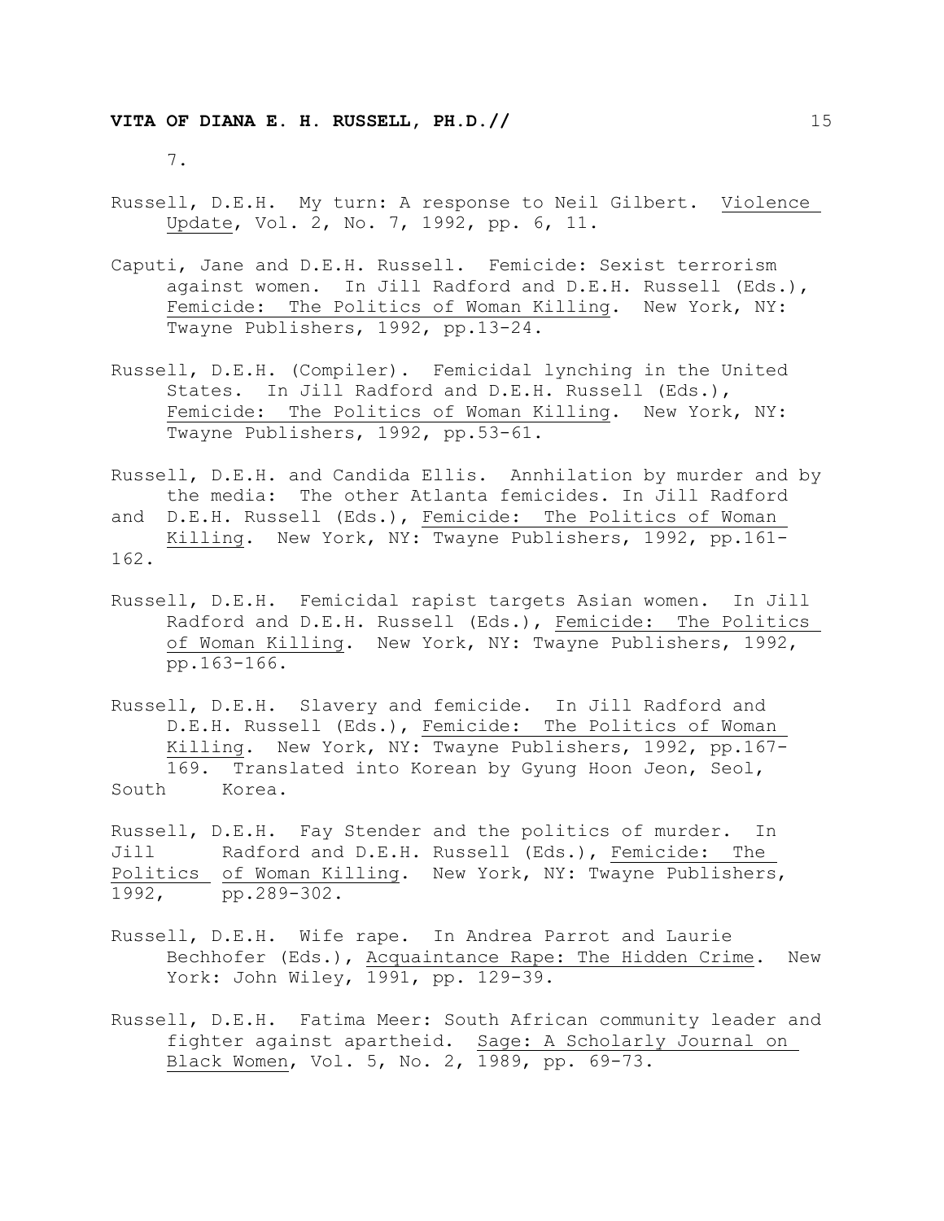7.

Russell, D.E.H. My turn: A response to Neil Gilbert. Violence Update, Vol. 2, No. 7, 1992, pp. 6, 11.

Caputi, Jane and D.E.H. Russell. Femicide: Sexist terrorism against women. In Jill Radford and D.E.H. Russell (Eds.), Femicide: The Politics of Woman Killing. New York, NY: Twayne Publishers, 1992, pp.13-24.

Russell, D.E.H. (Compiler). Femicidal lynching in the United States. In Jill Radford and D.E.H. Russell (Eds.), Femicide: The Politics of Woman Killing. New York, NY: Twayne Publishers, 1992, pp.53-61.

Russell, D.E.H. and Candida Ellis. Annhilation by murder and by the media: The other Atlanta femicides. In Jill Radford and D.E.H. Russell (Eds.), Femicide: The Politics of Woman Killing. New York, NY: Twayne Publishers, 1992, pp.161-162.

Russell, D.E.H. Femicidal rapist targets Asian women. In Jill Radford and D.E.H. Russell (Eds.), Femicide: The Politics of Woman Killing. New York, NY: Twayne Publishers, 1992, pp.163-166.

Russell, D.E.H. Slavery and femicide. In Jill Radford and D.E.H. Russell (Eds.), Femicide: The Politics of Woman Killing. New York, NY: Twayne Publishers, 1992, pp.167-169. Translated into Korean by Gyung Hoon Jeon, Seol, South Korea.

Russell, D.E.H. Fay Stender and the politics of murder. In Jill Radford and D.E.H. Russell (Eds.), Femicide: The Politics of Woman Killing. New York, NY: Twayne Publishers, 1992, pp.289-302.

Russell, D.E.H. Wife rape. In Andrea Parrot and Laurie Bechhofer (Eds.), Acquaintance Rape: The Hidden Crime. New York: John Wiley, 1991, pp. 129-39.

Russell, D.E.H. Fatima Meer: South African community leader and fighter against apartheid. Sage: A Scholarly Journal on Black Women, Vol. 5, No. 2, 1989, pp. 69-73.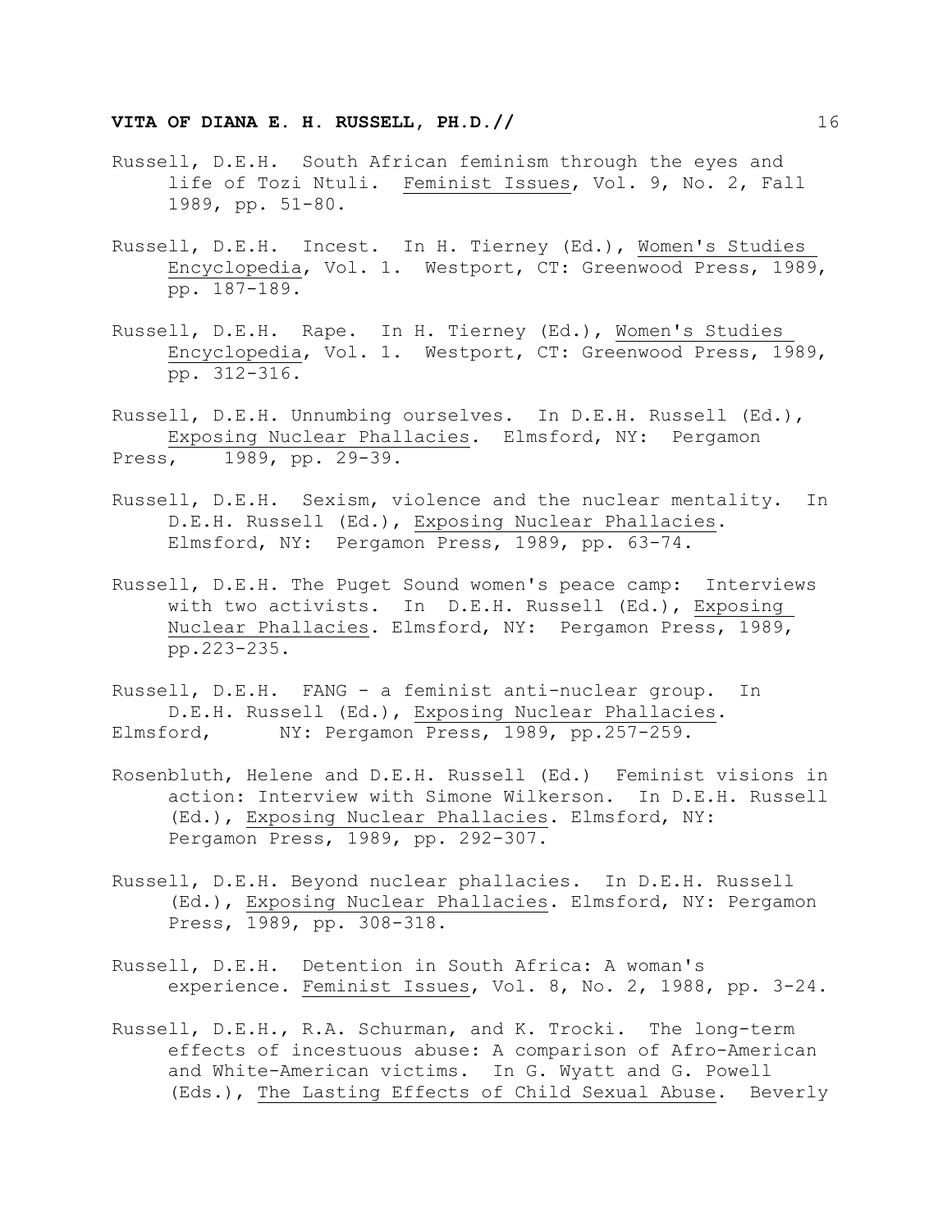Russell, D.E.H. South African feminism through the eyes and life of Tozi Ntuli. Feminist Issues, Vol. 9, No. 2, Fall 1989, pp. 51-80.

Russell, D.E.H. Incest. In H. Tierney (Ed.), Women's Studies Encyclopedia, Vol. 1. Westport, CT: Greenwood Press, 1989, pp. 187-189.

Russell, D.E.H. Rape. In H. Tierney (Ed.), Women's Studies Encyclopedia, Vol. 1. Westport, CT: Greenwood Press, 1989, pp. 312-316.

Russell, D.E.H. Unnumbing ourselves. In D.E.H. Russell (Ed.), Exposing Nuclear Phallacies. Elmsford, NY: Pergamon Press, 1989, pp. 29-39.

Russell, D.E.H. Sexism, violence and the nuclear mentality. In D.E.H. Russell (Ed.), Exposing Nuclear Phallacies. Elmsford, NY: Pergamon Press, 1989, pp. 63-74.

Russell, D.E.H. The Puget Sound women's peace camp: Interviews with two activists. In D.E.H. Russell (Ed.), Exposing Nuclear Phallacies. Elmsford, NY: Pergamon Press, 1989, pp.223-235.

Russell, D.E.H. FANG - a feminist anti-nuclear group. In D.E.H. Russell (Ed.), Exposing Nuclear Phallacies. Elmsford, NY: Pergamon Press, 1989, pp.257-259.

Rosenbluth, Helene and D.E.H. Russell (Ed.) Feminist visions in action: Interview with Simone Wilkerson. In D.E.H. Russell (Ed.), Exposing Nuclear Phallacies. Elmsford, NY: Pergamon Press, 1989, pp. 292-307.

Russell, D.E.H. Beyond nuclear phallacies. In D.E.H. Russell (Ed.), Exposing Nuclear Phallacies. Elmsford, NY: Pergamon Press, 1989, pp. 308-318.

Russell, D.E.H. Detention in South Africa: A woman's experience. Feminist Issues, Vol. 8, No. 2, 1988, pp. 3-24.

Russell, D.E.H., R.A. Schurman, and K. Trocki. The long-term effects of incestuous abuse: A comparison of Afro-American and White-American victims. In G. Wyatt and G. Powell (Eds.), The Lasting Effects of Child Sexual Abuse. Beverly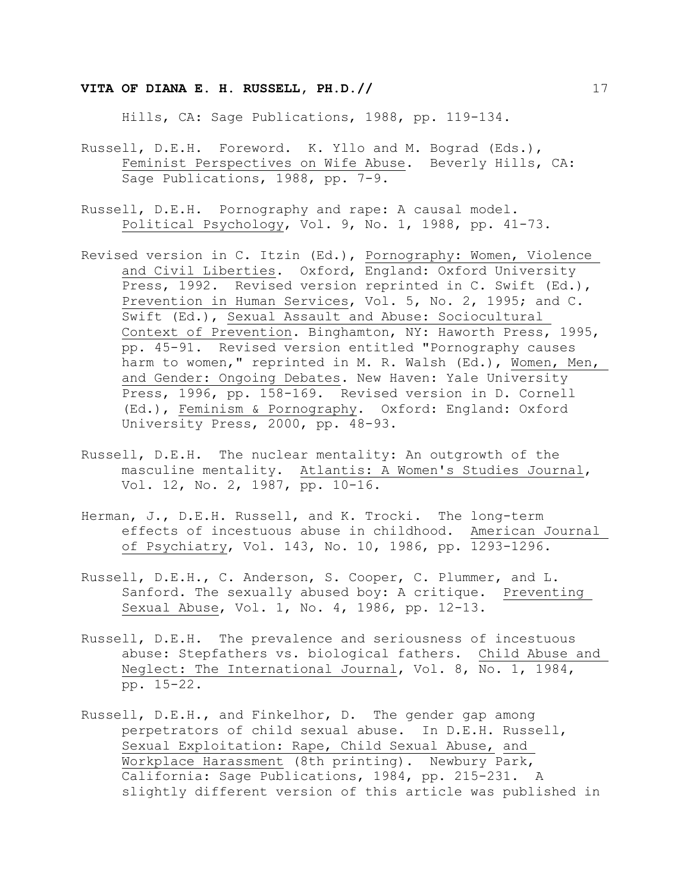Hills, CA: Sage Publications, 1988, pp. 119-134.

Russell, D.E.H. Foreword. K. Yllo and M. Bograd (Eds.), Feminist Perspectives on Wife Abuse. Beverly Hills, CA: Sage Publications, 1988, pp. 7-9.

Russell, D.E.H. Pornography and rape: A causal model. Political Psychology, Vol. 9, No. 1, 1988, pp. 41-73.

Revised version in C. Itzin (Ed.), Pornography: Women, Violence and Civil Liberties. Oxford, England: Oxford University Press, 1992. Revised version reprinted in C. Swift (Ed.), Prevention in Human Services, Vol. 5, No. 2, 1995; and C. Swift (Ed.), Sexual Assault and Abuse: Sociocultural Context of Prevention. Binghamton, NY: Haworth Press, 1995, pp. 45-91. Revised version entitled "Pornography causes harm to women," reprinted in M. R. Walsh (Ed.), Women, Men, and Gender: Ongoing Debates. New Haven: Yale University Press, 1996, pp. 158-169. Revised version in D. Cornell (Ed.), Feminism & Pornography. Oxford: England: Oxford University Press, 2000, pp. 48-93.

Russell, D.E.H. The nuclear mentality: An outgrowth of the masculine mentality. Atlantis: A Women's Studies Journal, Vol. 12, No. 2, 1987, pp. 10-16.

Herman, J., D.E.H. Russell, and K. Trocki. The long-term effects of incestuous abuse in childhood. American Journal of Psychiatry, Vol. 143, No. 10, 1986, pp. 1293-1296.

Russell, D.E.H., C. Anderson, S. Cooper, C. Plummer, and L. Sanford. The sexually abused boy: A critique. Preventing Sexual Abuse, Vol. 1, No. 4, 1986, pp. 12-13.

Russell, D.E.H. The prevalence and seriousness of incestuous abuse: Stepfathers vs. biological fathers. Child Abuse and Neglect: The International Journal, Vol. 8, No. 1, 1984, pp. 15-22.

Russell, D.E.H., and Finkelhor, D. The gender gap among perpetrators of child sexual abuse. In D.E.H. Russell, Sexual Exploitation: Rape, Child Sexual Abuse, and Workplace Harassment (8th printing). Newbury Park, California: Sage Publications, 1984, pp. 215-231. A slightly different version of this article was published in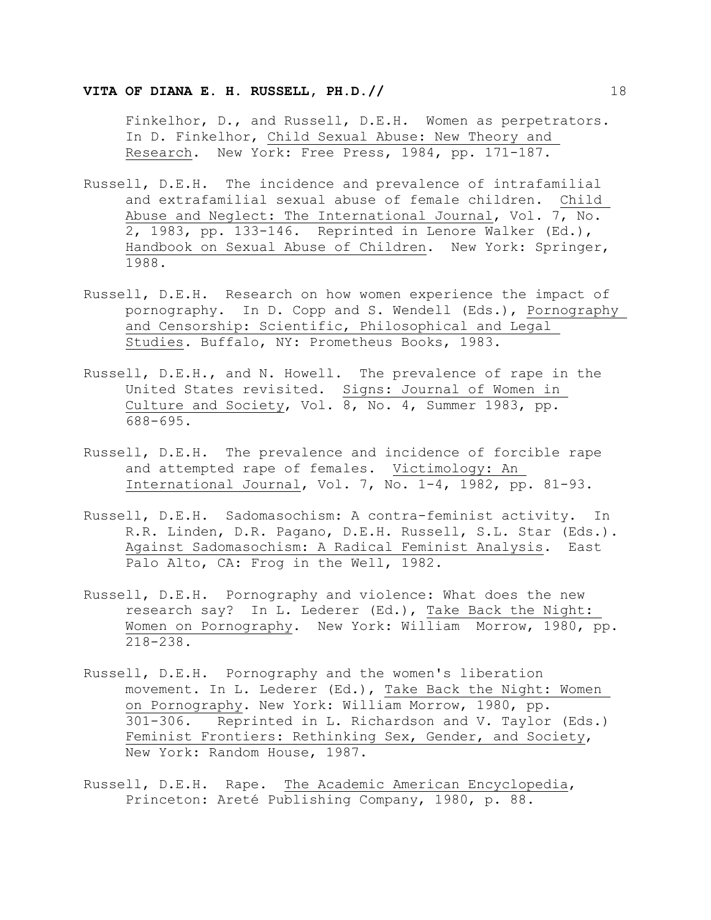Finkelhor, D., and Russell, D.E.H. Women as perpetrators. In D. Finkelhor, Child Sexual Abuse: New Theory and Research. New York: Free Press, 1984, pp. 171-187.

Russell, D.E.H. The incidence and prevalence of intrafamilial and extrafamilial sexual abuse of female children. Child Abuse and Neglect: The International Journal, Vol. 7, No. 2, 1983, pp. 133-146. Reprinted in Lenore Walker (Ed.), Handbook on Sexual Abuse of Children. New York: Springer, 1988.

Russell, D.E.H. Research on how women experience the impact of pornography. In D. Copp and S. Wendell (Eds.), Pornography and Censorship: Scientific, Philosophical and Legal Studies. Buffalo, NY: Prometheus Books, 1983.

Russell, D.E.H., and N. Howell. The prevalence of rape in the United States revisited. Signs: Journal of Women in Culture and Society, Vol. 8, No. 4, Summer 1983, pp. 688-695.

Russell, D.E.H. The prevalence and incidence of forcible rape and attempted rape of females. Victimology: An International Journal, Vol. 7, No. 1-4, 1982, pp. 81-93.

Russell, D.E.H. Sadomasochism: A contra-feminist activity. In R.R. Linden, D.R. Pagano, D.E.H. Russell, S.L. Star (Eds.). Against Sadomasochism: A Radical Feminist Analysis. East Palo Alto, CA: Frog in the Well, 1982.

Russell, D.E.H. Pornography and violence: What does the new research say? In L. Lederer (Ed.), Take Back the Night: Women on Pornography. New York: William Morrow, 1980, pp. 218-238.

Russell, D.E.H. Pornography and the women's liberation movement. In L. Lederer (Ed.), Take Back the Night: Women on Pornography. New York: William Morrow, 1980, pp. 301-306. Reprinted in L. Richardson and V. Taylor (Eds.) Feminist Frontiers: Rethinking Sex, Gender, and Society, New York: Random House, 1987.

Russell, D.E.H. Rape. The Academic American Encyclopedia, Princeton: Areté Publishing Company, 1980, p. 88.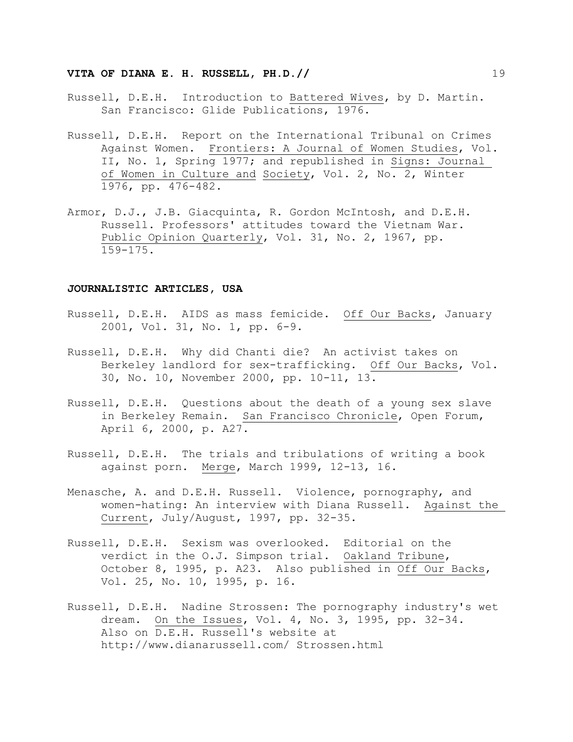Russell, D.E.H. Introduction to Battered Wives, by D. Martin. San Francisco: Glide Publications, 1976.

Russell, D.E.H. Report on the International Tribunal on Crimes Against Women. Frontiers: A Journal of Women Studies, Vol. II, No. 1, Spring 1977; and republished in Signs: Journal of Women in Culture and Society, Vol. 2, No. 2, Winter 1976, pp. 476-482.

Armor, D.J., J.B. Giacquinta, R. Gordon McIntosh, and D.E.H. Russell. Professors' attitudes toward the Vietnam War. Public Opinion Quarterly, Vol. 31, No. 2, 1967, pp. 159-175.

## JOURNALISTIC ARTICLES, USA

Russell, D.E.H. AIDS as mass femicide. Off Our Backs, January 2001, Vol. 31, No. 1, pp. 6-9.

Russell, D.E.H. Why did Chanti die? An activist takes on Berkeley landlord for sex-trafficking. Off Our Backs, Vol. 30, No. 10, November 2000, pp. 10-11, 13.

Russell, D.E.H. Questions about the death of a young sex slave in Berkeley Remain. San Francisco Chronicle, Open Forum, April 6, 2000, p. A27.

Russell, D.E.H. The trials and tribulations of writing a book against porn. Merge, March 1999, 12-13, 16.

Menasche, A. and D.E.H. Russell. Violence, pornography, and women-hating: An interview with Diana Russell. Against the Current, July/August, 1997, pp. 32-35.

Russell, D.E.H. Sexism was overlooked. Editorial on the verdict in the O.J. Simpson trial. Oakland Tribune, October 8, 1995, p. A23. Also published in Off Our Backs, Vol. 25, No. 10, 1995, p. 16.

Russell, D.E.H. Nadine Strossen: The pornography industry's wet dream. On the Issues, Vol. 4, No. 3, 1995, pp. 32-34. Also on D.E.H. Russell's website at http://www.dianarussell.com/ Strossen.html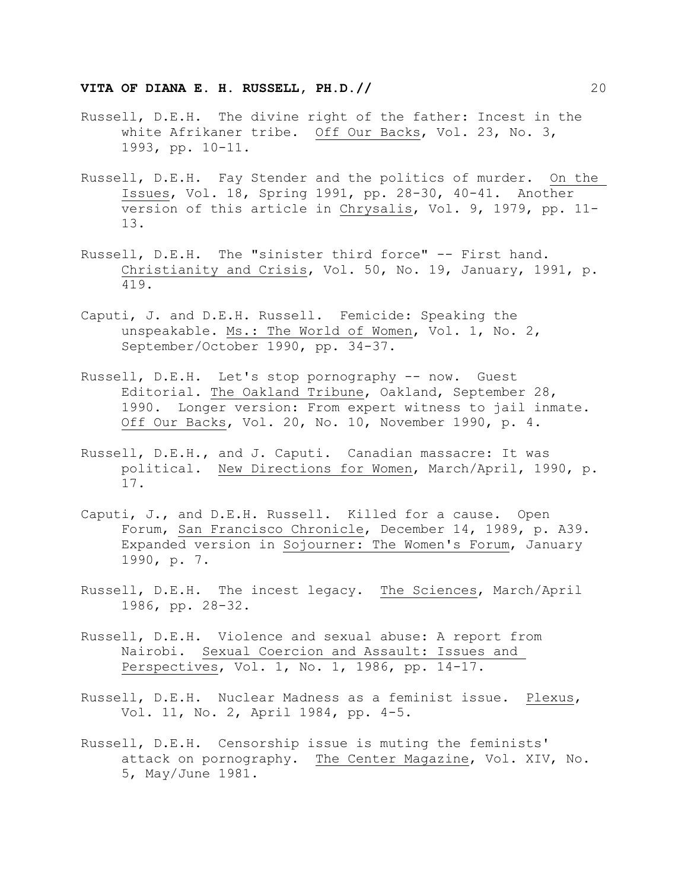Russell, D.E.H. The divine right of the father: Incest in the white Afrikaner tribe. _Off Our Backs_, Vol. 23, No. 3, 1993, pp. 10-11.

Russell, D.E.H. Fay Stender and the politics of murder. _On the Issues_, Vol. 18, Spring 1991, pp. 28-30, 40-41. Another version of this article in _Chrysalis_, Vol. 9, 1979, pp. 11-13.

Russell, D.E.H. The "sinister third force" -- First hand. _Christianity and Crisis_, Vol. 50, No. 19, January, 1991, p. 419.

Caputi, J. and D.E.H. Russell. Femicide: Speaking the unspeakable. _Ms.: The World of Women_, Vol. 1, No. 2, September/October 1990, pp. 34-37.

Russell, D.E.H. Let's stop pornography -- now. Guest Editorial. _The Oakland Tribune_, Oakland, September 28, 1990. Longer version: From expert witness to jail inmate. _Off Our Backs_, Vol. 20, No. 10, November 1990, p. 4.

Russell, D.E.H., and J. Caputi. Canadian massacre: It was political. _New Directions for Women_, March/April, 1990, p. 17.

Caputi, J., and D.E.H. Russell. Killed for a cause. Open Forum, _San Francisco Chronicle_, December 14, 1989, p. A39. Expanded version in _Sojourner: The Women's Forum_, January 1990, p. 7.

Russell, D.E.H. The incest legacy. _The Sciences_, March/April 1986, pp. 28-32.

Russell, D.E.H. Violence and sexual abuse: A report from Nairobi. _Sexual Coercion and Assault: Issues and Perspectives_, Vol. 1, No. 1, 1986, pp. 14-17.

Russell, D.E.H. Nuclear Madness as a feminist issue. _Plexus_, Vol. 11, No. 2, April 1984, pp. 4-5.

Russell, D.E.H. Censorship issue is muting the feminists' attack on pornography. _The Center Magazine_, Vol. XIV, No. 5, May/June 1981.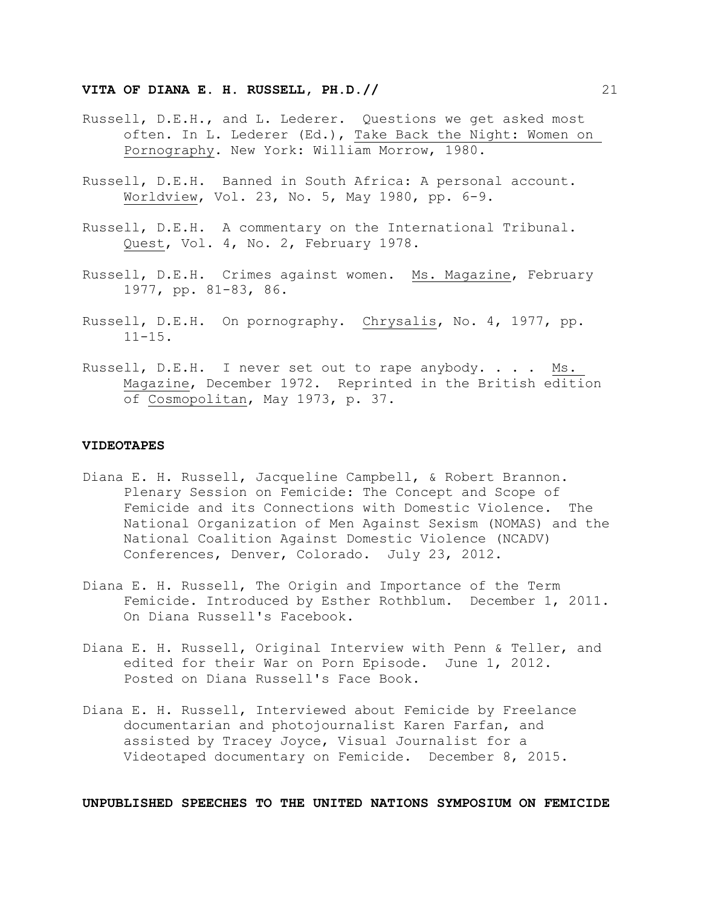Russell, D.E.H., and L. Lederer. Questions we get asked most often. In L. Lederer (Ed.), Take Back the Night: Women on Pornography. New York: William Morrow, 1980.

Russell, D.E.H. Banned in South Africa: A personal account. Worldview, Vol. 23, No. 5, May 1980, pp. 6-9.

Russell, D.E.H. A commentary on the International Tribunal. Quest, Vol. 4, No. 2, February 1978.

Russell, D.E.H. Crimes against women. Ms. Magazine, February 1977, pp. 81-83, 86.

Russell, D.E.H. On pornography. Chrysalis, No. 4, 1977, pp. 11-15.

Russell, D.E.H. I never set out to rape anybody. . . . Ms. Magazine, December 1972. Reprinted in the British edition of Cosmopolitan, May 1973, p. 37.

**VIDEOTAPES**

Diana E. H. Russell, Jacqueline Campbell, & Robert Brannon. Plenary Session on Femicide: The Concept and Scope of Femicide and its Connections with Domestic Violence. The National Organization of Men Against Sexism (NOMAS) and the National Coalition Against Domestic Violence (NCADV) Conferences, Denver, Colorado. July 23, 2012.

Diana E. H. Russell, The Origin and Importance of the Term Femicide. Introduced by Esther Rothblum. December 1, 2011. On Diana Russell's Facebook.

Diana E. H. Russell, Original Interview with Penn & Teller, and edited for their War on Porn Episode. June 1, 2012. Posted on Diana Russell's Face Book.

Diana E. H. Russell, Interviewed about Femicide by Freelance documentarian and photojournalist Karen Farfan, and assisted by Tracey Joyce, Visual Journalist for a Videotaped documentary on Femicide. December 8, 2015.

**UNPUBLISHED SPEECHES TO THE UNITED NATIONS SYMPOSIUM ON FEMICIDE**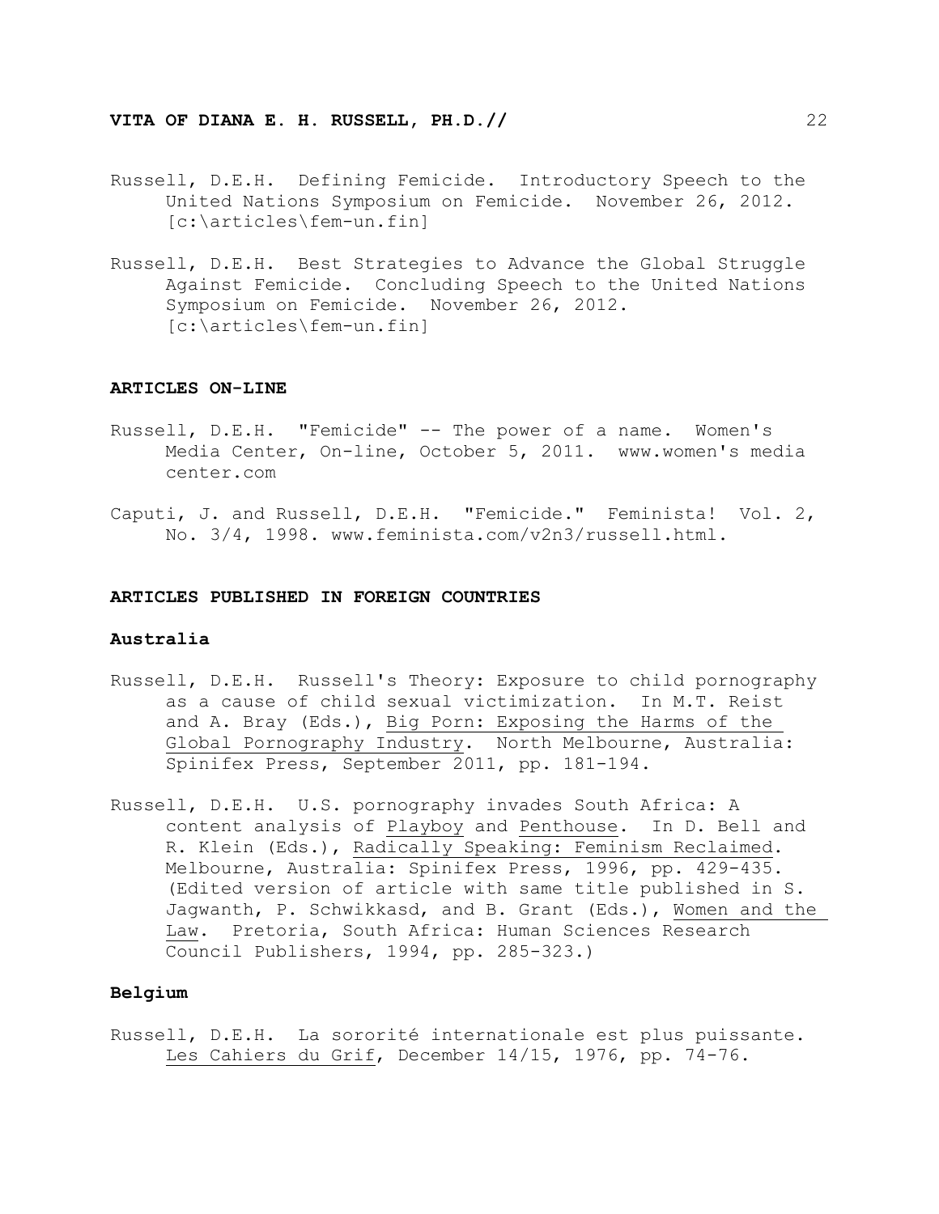Russell, D.E.H. Defining Femicide. Introductory Speech to the United Nations Symposium on Femicide. November 26, 2012. [c:\articles\fem-un.fin]

Russell, D.E.H. Best Strategies to Advance the Global Struggle Against Femicide. Concluding Speech to the United Nations Symposium on Femicide. November 26, 2012. [c:\articles\fem-un.fin]

## ARTICLES ON-LINE

Russell, D.E.H. "Femicide" -- The power of a name. Women's Media Center, On-line, October 5, 2011. www.women's media center.com

Caputi, J. and Russell, D.E.H. "Femicide." Feminista! Vol. 2, No. 3/4, 1998. www.feminista.com/v2n3/russell.html.

## ARTICLES PUBLISHED IN FOREIGN COUNTRIES

### Australia

Russell, D.E.H. Russell's Theory: Exposure to child pornography as a cause of child sexual victimization. In M.T. Reist and A. Bray (Eds.), Big Porn: Exposing the Harms of the Global Pornography Industry. North Melbourne, Australia: Spinifex Press, September 2011, pp. 181-194.

Russell, D.E.H. U.S. pornography invades South Africa: A content analysis of Playboy and Penthouse. In D. Bell and R. Klein (Eds.), Radically Speaking: Feminism Reclaimed. Melbourne, Australia: Spinifex Press, 1996, pp. 429-435. (Edited version of article with same title published in S. Jagwanth, P. Schwikkasd, and B. Grant (Eds.), Women and the Law. Pretoria, South Africa: Human Sciences Research Council Publishers, 1994, pp. 285-323.)

### Belgium

Russell, D.E.H. La sororité internationale est plus puissante. Les Cahiers du Grif, December 14/15, 1976, pp. 74-76.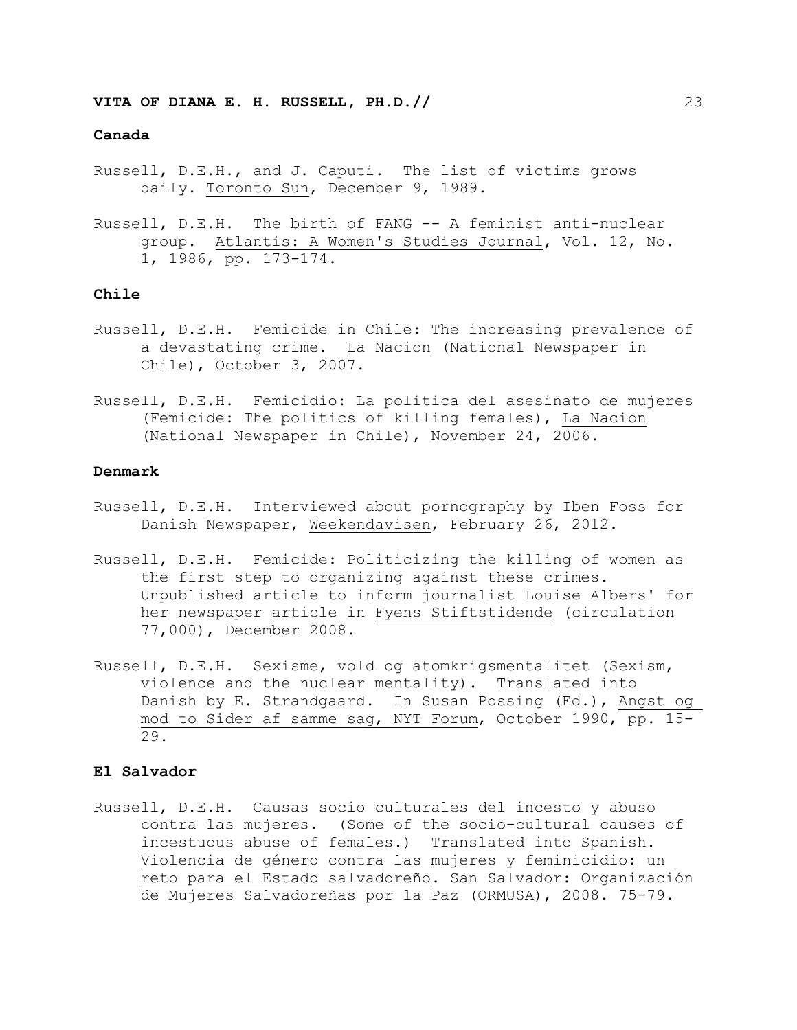### Canada

Russell, D.E.H., and J. Caputi. The list of victims grows daily. *Toronto Sun*, December 9, 1989.

Russell, D.E.H. The birth of FANG -- A feminist anti-nuclear group. *Atlantis: A Women's Studies Journal*, Vol. 12, No. 1, 1986, pp. 173-174.

### Chile

Russell, D.E.H. Femicide in Chile: The increasing prevalence of a devastating crime. *La Nacion* (National Newspaper in Chile), October 3, 2007.

Russell, D.E.H. Femicidio: La politica del asesinato de mujeres (Femicide: The politics of killing females), *La Nacion* (National Newspaper in Chile), November 24, 2006.

### Denmark

Russell, D.E.H. Interviewed about pornography by Iben Foss for Danish Newspaper, *Weekendavisen*, February 26, 2012.

Russell, D.E.H. Femicide: Politicizing the killing of women as the first step to organizing against these crimes. Unpublished article to inform journalist Louise Albers' for her newspaper article in *Fyens Stiftstidende* (circulation 77,000), December 2008.

Russell, D.E.H. Sexisme, vold og atomkrigsmentalitet (Sexism, violence and the nuclear mentality). Translated into Danish by E. Strandgaard. In Susan Possing (Ed.), *Angst og mod to Sider af samme sag, NYT Forum*, October 1990, pp. 15-29.

### El Salvador

Russell, D.E.H. Causas socio culturales del incesto y abuso contra las mujeres. (Some of the socio-cultural causes of incestuous abuse of females.) Translated into Spanish. *Violencia de género contra las mujeres y feminicidio: un reto para el Estado salvadoreño*. San Salvador: Organización de Mujeres Salvadoreñas por la Paz (ORMUSA), 2008. 75-79.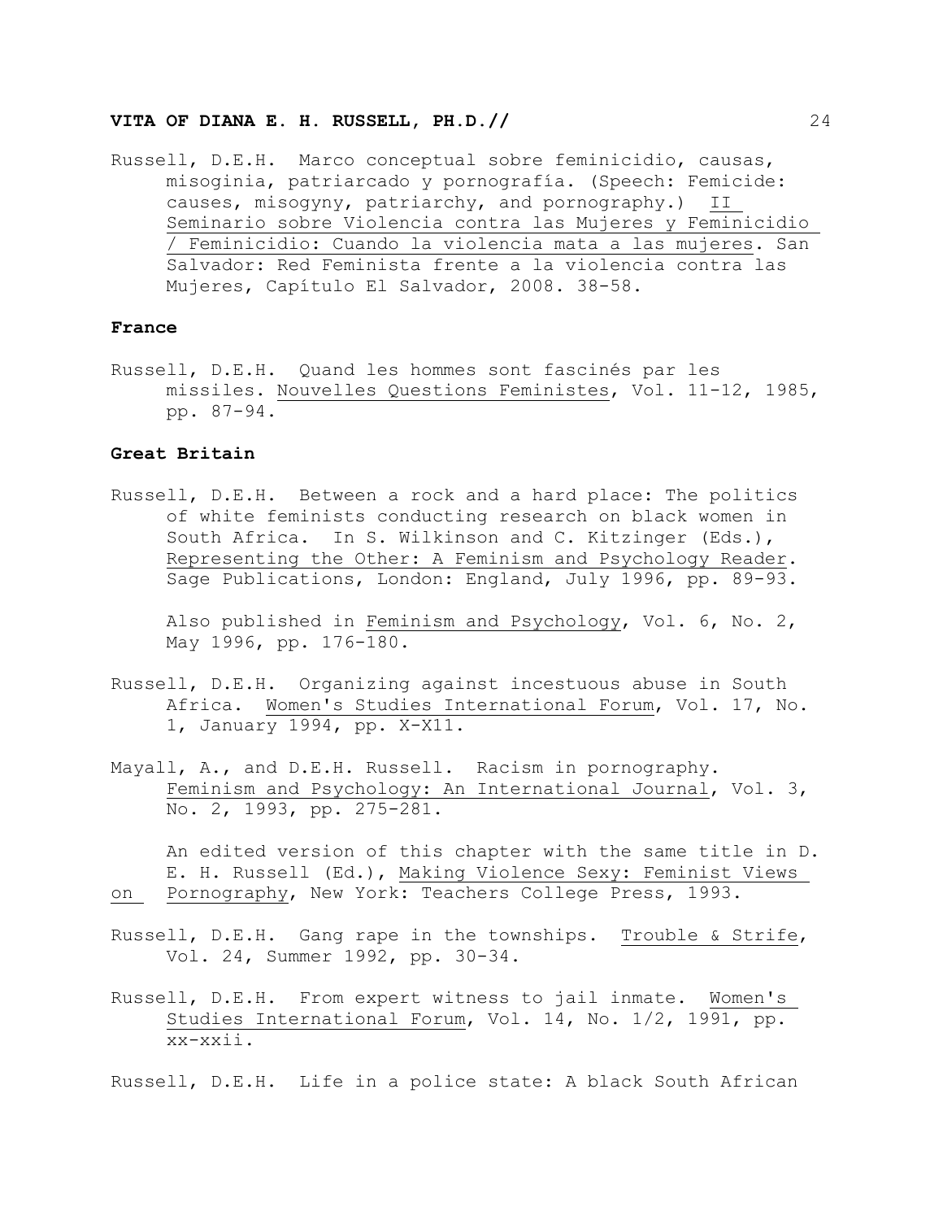Russell, D.E.H. Marco conceptual sobre feminicidio, causas, misoginia, patriarcado y pornografía. (Speech: Femicide: causes, misogyny, patriarchy, and pornography.) II Seminario sobre Violencia contra las Mujeres y Feminicidio / Feminicidio: Cuando la violencia mata a las mujeres. San Salvador: Red Feminista frente a la violencia contra las Mujeres, Capítulo El Salvador, 2008. 38-58.

**France**

Russell, D.E.H. Quand les hommes sont fascinés par les missiles. Nouvelles Questions Feministes, Vol. 11-12, 1985, pp. 87-94.

**Great Britain**

Russell, D.E.H. Between a rock and a hard place: The politics of white feminists conducting research on black women in South Africa. In S. Wilkinson and C. Kitzinger (Eds.), Representing the Other: A Feminism and Psychology Reader. Sage Publications, London: England, July 1996, pp. 89-93.

Also published in Feminism and Psychology, Vol. 6, No. 2, May 1996, pp. 176-180.

Russell, D.E.H. Organizing against incestuous abuse in South Africa. Women's Studies International Forum, Vol. 17, No. 1, January 1994, pp. X-X11.

Mayall, A., and D.E.H. Russell. Racism in pornography. Feminism and Psychology: An International Journal, Vol. 3, No. 2, 1993, pp. 275-281.

An edited version of this chapter with the same title in D. E. H. Russell (Ed.), Making Violence Sexy: Feminist Views on Pornography, New York: Teachers College Press, 1993.

Russell, D.E.H. Gang rape in the townships. Trouble & Strife, Vol. 24, Summer 1992, pp. 30-34.

Russell, D.E.H. From expert witness to jail inmate. Women's Studies International Forum, Vol. 14, No. 1/2, 1991, pp. xx-xxii.

Russell, D.E.H. Life in a police state: A black South African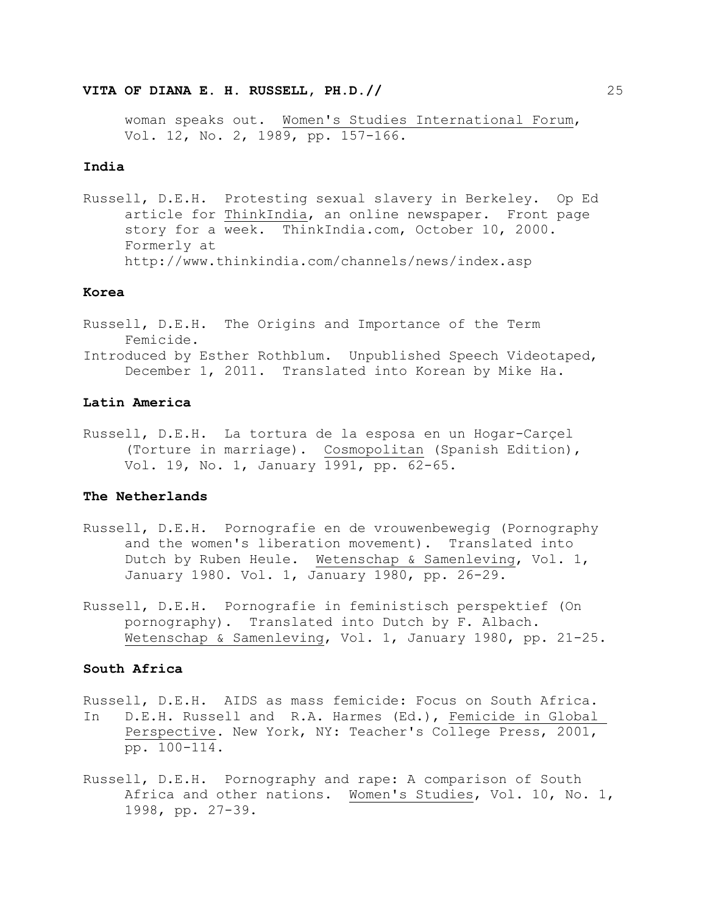woman speaks out. Women's Studies International Forum, Vol. 12, No. 2, 1989, pp. 157-166.

**India**

Russell, D.E.H. Protesting sexual slavery in Berkeley. Op Ed article for ThinkIndia, an online newspaper. Front page story for a week. ThinkIndia.com, October 10, 2000. Formerly at http://www.thinkindia.com/channels/news/index.asp

**Korea**

Russell, D.E.H. The Origins and Importance of the Term Femicide.
Introduced by Esther Rothblum. Unpublished Speech Videotaped, December 1, 2011. Translated into Korean by Mike Ha.

**Latin America**

Russell, D.E.H. La tortura de la esposa en un Hogar-Carçel (Torture in marriage). Cosmopolitan (Spanish Edition), Vol. 19, No. 1, January 1991, pp. 62-65.

**The Netherlands**

Russell, D.E.H. Pornografie en de vrouwenbewegig (Pornography and the women's liberation movement). Translated into Dutch by Ruben Heule. Wetenschap & Samenleving, Vol. 1, January 1980. Vol. 1, January 1980, pp. 26-29.

Russell, D.E.H. Pornografie in feministisch perspektief (On pornography). Translated into Dutch by F. Albach. Wetenschap & Samenleving, Vol. 1, January 1980, pp. 21-25.

**South Africa**

Russell, D.E.H. AIDS as mass femicide: Focus on South Africa. In D.E.H. Russell and R.A. Harmes (Ed.), Femicide in Global Perspective. New York, NY: Teacher's College Press, 2001, pp. 100-114.

Russell, D.E.H. Pornography and rape: A comparison of South Africa and other nations. Women's Studies, Vol. 10, No. 1, 1998, pp. 27-39.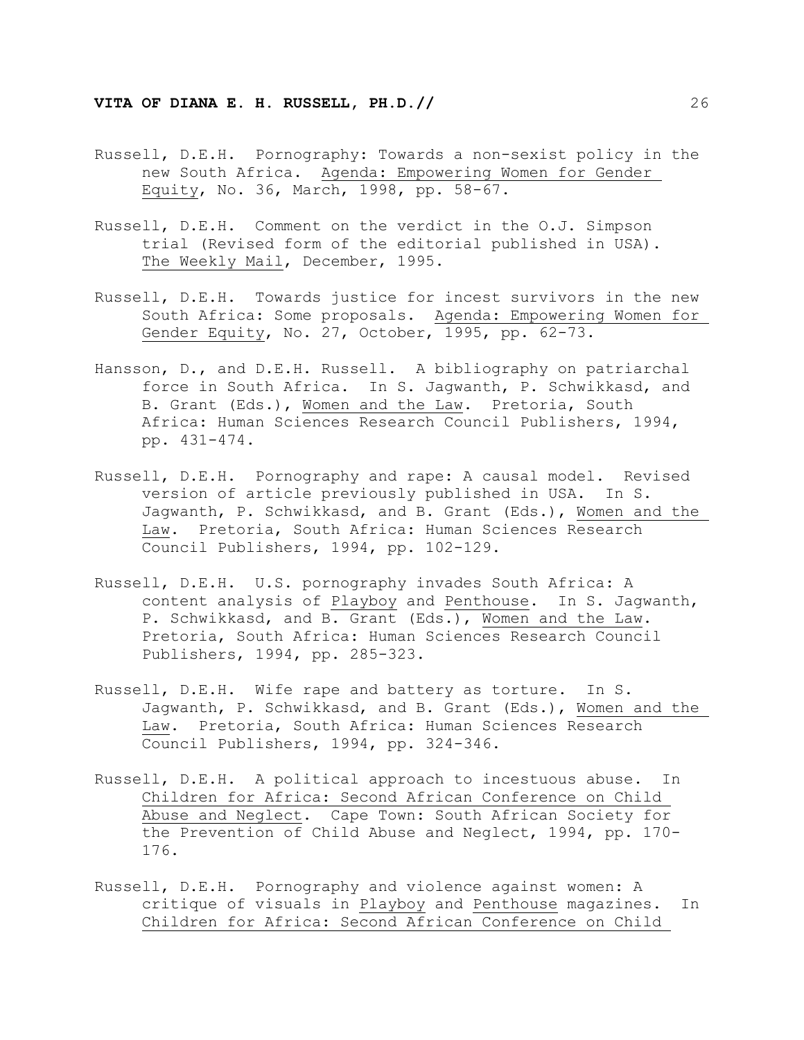Russell, D.E.H. Pornography: Towards a non-sexist policy in the new South Africa. Agenda: Empowering Women for Gender Equity, No. 36, March, 1998, pp. 58-67.

Russell, D.E.H. Comment on the verdict in the O.J. Simpson trial (Revised form of the editorial published in USA). The Weekly Mail, December, 1995.

Russell, D.E.H. Towards justice for incest survivors in the new South Africa: Some proposals. Agenda: Empowering Women for Gender Equity, No. 27, October, 1995, pp. 62-73.

Hansson, D., and D.E.H. Russell. A bibliography on patriarchal force in South Africa. In S. Jagwanth, P. Schwikkasd, and B. Grant (Eds.), Women and the Law. Pretoria, South Africa: Human Sciences Research Council Publishers, 1994, pp. 431-474.

Russell, D.E.H. Pornography and rape: A causal model. Revised version of article previously published in USA. In S. Jagwanth, P. Schwikkasd, and B. Grant (Eds.), Women and the Law. Pretoria, South Africa: Human Sciences Research Council Publishers, 1994, pp. 102-129.

Russell, D.E.H. U.S. pornography invades South Africa: A content analysis of Playboy and Penthouse. In S. Jagwanth, P. Schwikkasd, and B. Grant (Eds.), Women and the Law. Pretoria, South Africa: Human Sciences Research Council Publishers, 1994, pp. 285-323.

Russell, D.E.H. Wife rape and battery as torture. In S. Jagwanth, P. Schwikkasd, and B. Grant (Eds.), Women and the Law. Pretoria, South Africa: Human Sciences Research Council Publishers, 1994, pp. 324-346.

Russell, D.E.H. A political approach to incestuous abuse. In Children for Africa: Second African Conference on Child Abuse and Neglect. Cape Town: South African Society for the Prevention of Child Abuse and Neglect, 1994, pp. 170-176.

Russell, D.E.H. Pornography and violence against women: A critique of visuals in Playboy and Penthouse magazines. In Children for Africa: Second African Conference on Child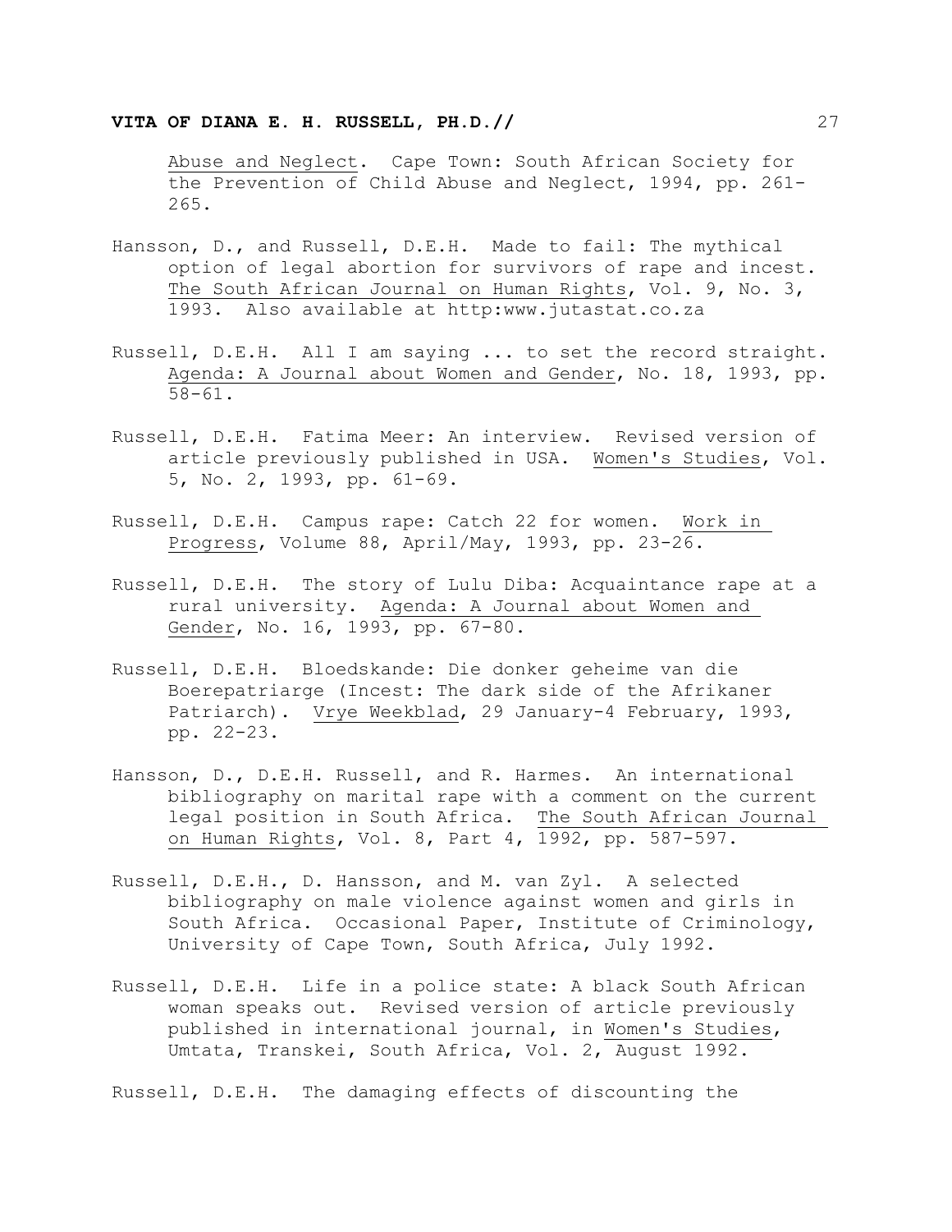Abuse and Neglect. Cape Town: South African Society for the Prevention of Child Abuse and Neglect, 1994, pp. 261-265.

Hansson, D., and Russell, D.E.H. Made to fail: The mythical option of legal abortion for survivors of rape and incest. The South African Journal on Human Rights, Vol. 9, No. 3, 1993. Also available at http:www.jutastat.co.za

Russell, D.E.H. All I am saying ... to set the record straight. Agenda: A Journal about Women and Gender, No. 18, 1993, pp. 58-61.

Russell, D.E.H. Fatima Meer: An interview. Revised version of article previously published in USA. Women's Studies, Vol. 5, No. 2, 1993, pp. 61-69.

Russell, D.E.H. Campus rape: Catch 22 for women. Work in Progress, Volume 88, April/May, 1993, pp. 23-26.

Russell, D.E.H. The story of Lulu Diba: Acquaintance rape at a rural university. Agenda: A Journal about Women and Gender, No. 16, 1993, pp. 67-80.

Russell, D.E.H. Bloedskande: Die donker geheime van die Boerepatriarge (Incest: The dark side of the Afrikaner Patriarch). Vrye Weekblad, 29 January-4 February, 1993, pp. 22-23.

Hansson, D., D.E.H. Russell, and R. Harmes. An international bibliography on marital rape with a comment on the current legal position in South Africa. The South African Journal on Human Rights, Vol. 8, Part 4, 1992, pp. 587-597.

Russell, D.E.H., D. Hansson, and M. van Zyl. A selected bibliography on male violence against women and girls in South Africa. Occasional Paper, Institute of Criminology, University of Cape Town, South Africa, July 1992.

Russell, D.E.H. Life in a police state: A black South African woman speaks out. Revised version of article previously published in international journal, in Women's Studies, Umtata, Transkei, South Africa, Vol. 2, August 1992.

Russell, D.E.H. The damaging effects of discounting the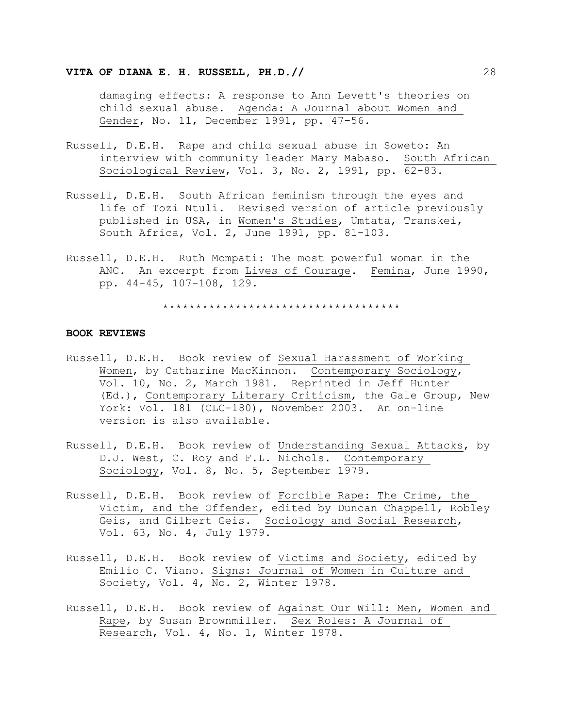damaging effects: A response to Ann Levett's theories on child sexual abuse. Agenda: A Journal about Women and Gender, No. 11, December 1991, pp. 47-56.

Russell, D.E.H. Rape and child sexual abuse in Soweto: An interview with community leader Mary Mabaso. South African Sociological Review, Vol. 3, No. 2, 1991, pp. 62-83.

Russell, D.E.H. South African feminism through the eyes and life of Tozi Ntuli. Revised version of article previously published in USA, in Women's Studies, Umtata, Transkei, South Africa, Vol. 2, June 1991, pp. 81-103.

Russell, D.E.H. Ruth Mompati: The most powerful woman in the ANC. An excerpt from Lives of Courage. Femina, June 1990, pp. 44-45, 107-108, 129.

************************************

**BOOK REVIEWS**

Russell, D.E.H. Book review of Sexual Harassment of Working Women, by Catharine MacKinnon. Contemporary Sociology, Vol. 10, No. 2, March 1981. Reprinted in Jeff Hunter (Ed.), Contemporary Literary Criticism, the Gale Group, New York: Vol. 181 (CLC-180), November 2003. An on-line version is also available.

Russell, D.E.H. Book review of Understanding Sexual Attacks, by D.J. West, C. Roy and F.L. Nichols. Contemporary Sociology, Vol. 8, No. 5, September 1979.

Russell, D.E.H. Book review of Forcible Rape: The Crime, the Victim, and the Offender, edited by Duncan Chappell, Robley Geis, and Gilbert Geis. Sociology and Social Research, Vol. 63, No. 4, July 1979.

Russell, D.E.H. Book review of Victims and Society, edited by Emilio C. Viano. Signs: Journal of Women in Culture and Society, Vol. 4, No. 2, Winter 1978.

Russell, D.E.H. Book review of Against Our Will: Men, Women and Rape, by Susan Brownmiller. Sex Roles: A Journal of Research, Vol. 4, No. 1, Winter 1978.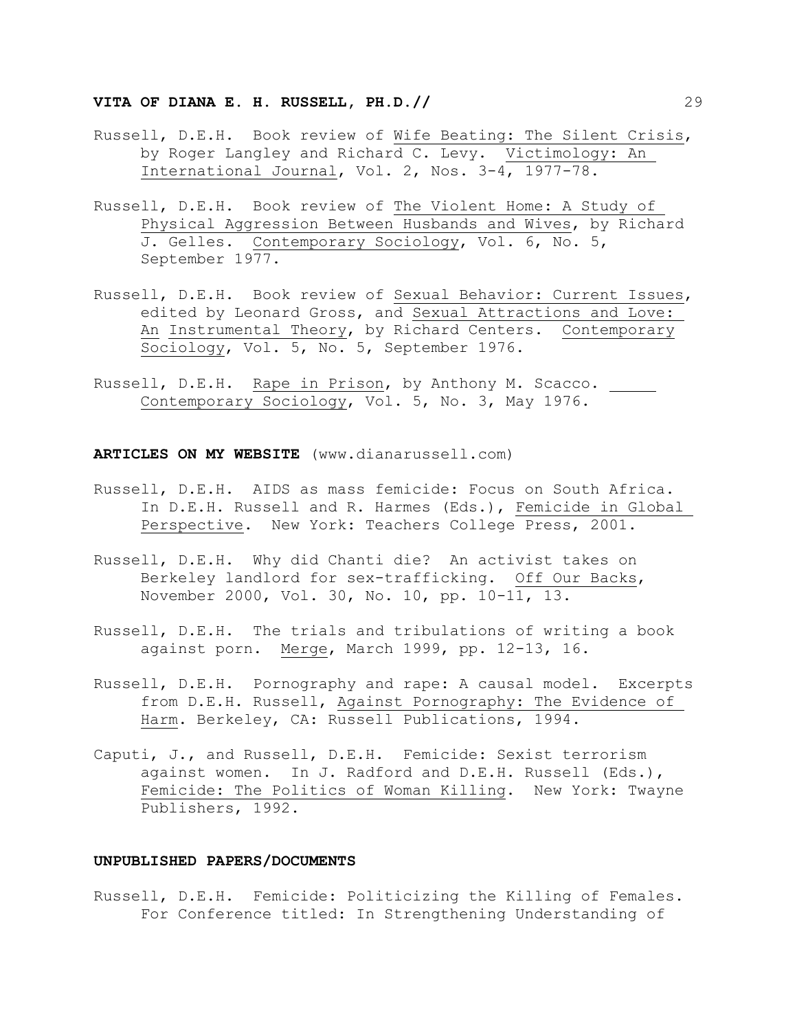Russell, D.E.H. Book review of Wife Beating: The Silent Crisis, by Roger Langley and Richard C. Levy. Victimology: An International Journal, Vol. 2, Nos. 3-4, 1977-78.

Russell, D.E.H. Book review of The Violent Home: A Study of Physical Aggression Between Husbands and Wives, by Richard J. Gelles. Contemporary Sociology, Vol. 6, No. 5, September 1977.

Russell, D.E.H. Book review of Sexual Behavior: Current Issues, edited by Leonard Gross, and Sexual Attractions and Love: An Instrumental Theory, by Richard Centers. Contemporary Sociology, Vol. 5, No. 5, September 1976.

Russell, D.E.H. Rape in Prison, by Anthony M. Scacco. Contemporary Sociology, Vol. 5, No. 3, May 1976.

**ARTICLES ON MY WEBSITE** (www.dianarussell.com)

Russell, D.E.H. AIDS as mass femicide: Focus on South Africa. In D.E.H. Russell and R. Harmes (Eds.), Femicide in Global Perspective. New York: Teachers College Press, 2001.

Russell, D.E.H. Why did Chanti die? An activist takes on Berkeley landlord for sex-trafficking. Off Our Backs, November 2000, Vol. 30, No. 10, pp. 10-11, 13.

Russell, D.E.H. The trials and tribulations of writing a book against porn. Merge, March 1999, pp. 12-13, 16.

Russell, D.E.H. Pornography and rape: A causal model. Excerpts from D.E.H. Russell, Against Pornography: The Evidence of Harm. Berkeley, CA: Russell Publications, 1994.

Caputi, J., and Russell, D.E.H. Femicide: Sexist terrorism against women. In J. Radford and D.E.H. Russell (Eds.), Femicide: The Politics of Woman Killing. New York: Twayne Publishers, 1992.

**UNPUBLISHED PAPERS/DOCUMENTS**

Russell, D.E.H. Femicide: Politicizing the Killing of Females. For Conference titled: In Strengthening Understanding of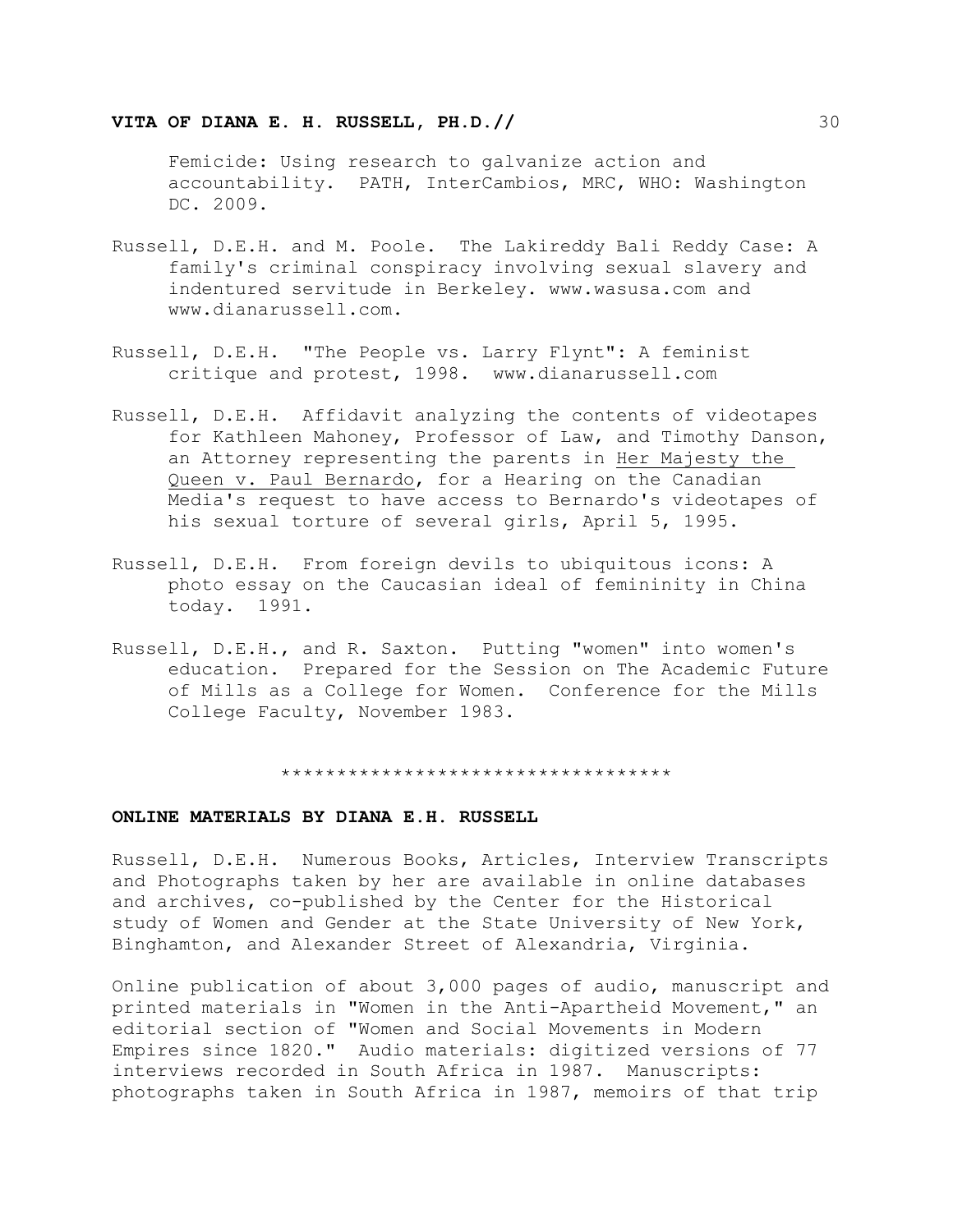Femicide: Using research to galvanize action and accountability. PATH, InterCambios, MRC, WHO: Washington DC. 2009.

Russell, D.E.H. and M. Poole. The Lakireddy Bali Reddy Case: A family's criminal conspiracy involving sexual slavery and indentured servitude in Berkeley. www.wasusa.com and www.dianarussell.com.

Russell, D.E.H. "The People vs. Larry Flynt": A feminist critique and protest, 1998. www.dianarussell.com

Russell, D.E.H. Affidavit analyzing the contents of videotapes for Kathleen Mahoney, Professor of Law, and Timothy Danson, an Attorney representing the parents in <u>Her Majesty the Queen v. Paul Bernardo</u>, for a Hearing on the Canadian Media's request to have access to Bernardo's videotapes of his sexual torture of several girls, April 5, 1995.

Russell, D.E.H. From foreign devils to ubiquitous icons: A photo essay on the Caucasian ideal of femininity in China today. 1991.

Russell, D.E.H., and R. Saxton. Putting "women" into women's education. Prepared for the Session on The Academic Future of Mills as a College for Women. Conference for the Mills College Faculty, November 1983.

***********************************

**ONLINE MATERIALS BY DIANA E.H. RUSSELL**

Russell, D.E.H. Numerous Books, Articles, Interview Transcripts and Photographs taken by her are available in online databases and archives, co-published by the Center for the Historical study of Women and Gender at the State University of New York, Binghamton, and Alexander Street of Alexandria, Virginia.

Online publication of about 3,000 pages of audio, manuscript and printed materials in "Women in the Anti-Apartheid Movement," an editorial section of "Women and Social Movements in Modern Empires since 1820." Audio materials: digitized versions of 77 interviews recorded in South Africa in 1987. Manuscripts: photographs taken in South Africa in 1987, memoirs of that trip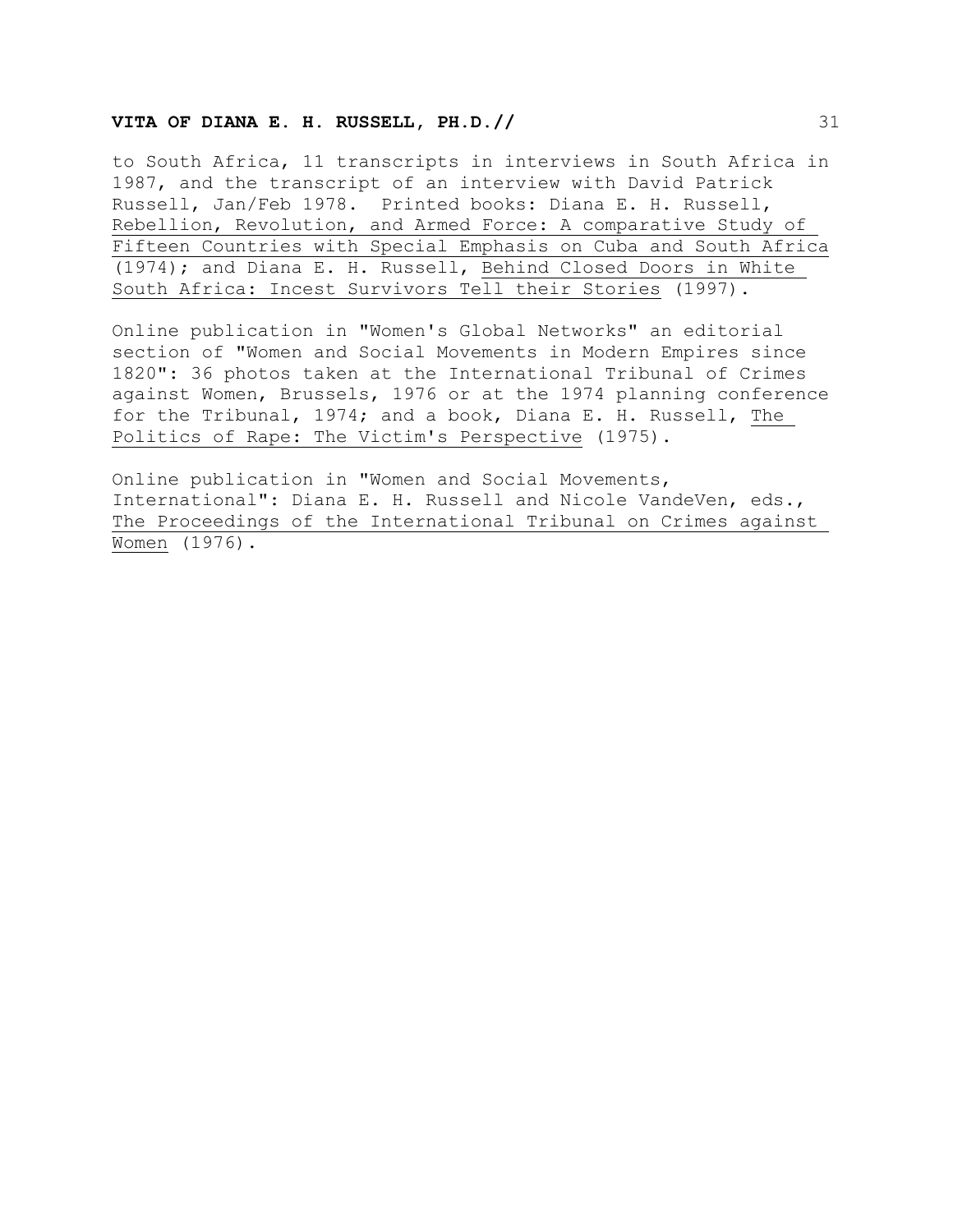to South Africa, 11 transcripts in interviews in South Africa in 1987, and the transcript of an interview with David Patrick Russell, Jan/Feb 1978. Printed books: Diana E. H. Russell, Rebellion, Revolution, and Armed Force: A comparative Study of Fifteen Countries with Special Emphasis on Cuba and South Africa (1974); and Diana E. H. Russell, Behind Closed Doors in White South Africa: Incest Survivors Tell their Stories (1997).

Online publication in "Women's Global Networks" an editorial section of "Women and Social Movements in Modern Empires since 1820": 36 photos taken at the International Tribunal of Crimes against Women, Brussels, 1976 or at the 1974 planning conference for the Tribunal, 1974; and a book, Diana E. H. Russell, The Politics of Rape: The Victim's Perspective (1975).

Online publication in "Women and Social Movements, International": Diana E. H. Russell and Nicole VandeVen, eds., The Proceedings of the International Tribunal on Crimes against Women (1976).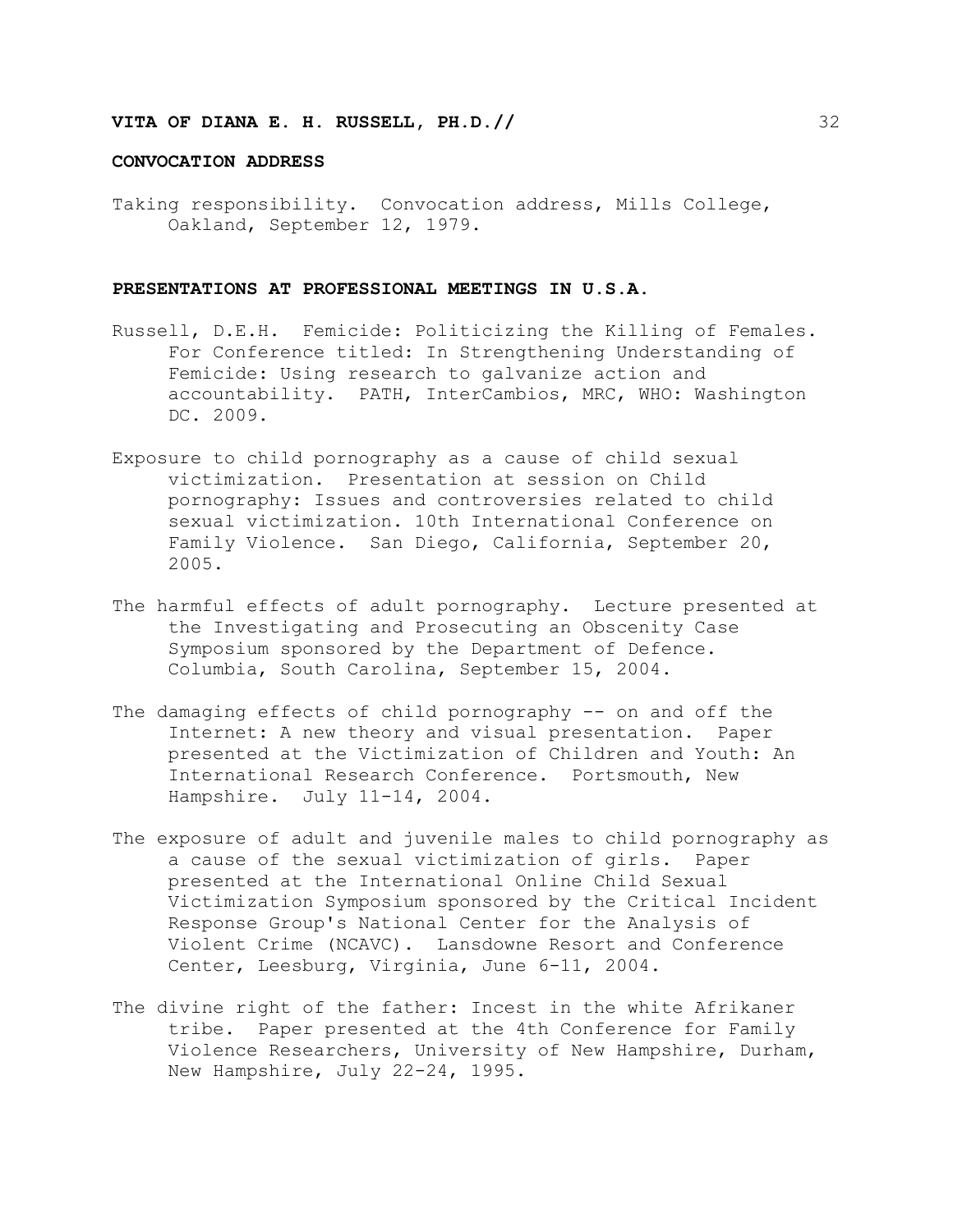### CONVOCATION ADDRESS

Taking responsibility. Convocation address, Mills College, Oakland, September 12, 1979.

### PRESENTATIONS AT PROFESSIONAL MEETINGS IN U.S.A.

Russell, D.E.H. Femicide: Politicizing the Killing of Females. For Conference titled: In Strengthening Understanding of Femicide: Using research to galvanize action and accountability. PATH, InterCambios, MRC, WHO: Washington DC. 2009.

Exposure to child pornography as a cause of child sexual victimization. Presentation at session on Child pornography: Issues and controversies related to child sexual victimization. 10th International Conference on Family Violence. San Diego, California, September 20, 2005.

The harmful effects of adult pornography. Lecture presented at the Investigating and Prosecuting an Obscenity Case Symposium sponsored by the Department of Defence. Columbia, South Carolina, September 15, 2004.

The damaging effects of child pornography -- on and off the Internet: A new theory and visual presentation. Paper presented at the Victimization of Children and Youth: An International Research Conference. Portsmouth, New Hampshire. July 11-14, 2004.

The exposure of adult and juvenile males to child pornography as a cause of the sexual victimization of girls. Paper presented at the International Online Child Sexual Victimization Symposium sponsored by the Critical Incident Response Group's National Center for the Analysis of Violent Crime (NCAVC). Lansdowne Resort and Conference Center, Leesburg, Virginia, June 6-11, 2004.

The divine right of the father: Incest in the white Afrikaner tribe. Paper presented at the 4th Conference for Family Violence Researchers, University of New Hampshire, Durham, New Hampshire, July 22-24, 1995.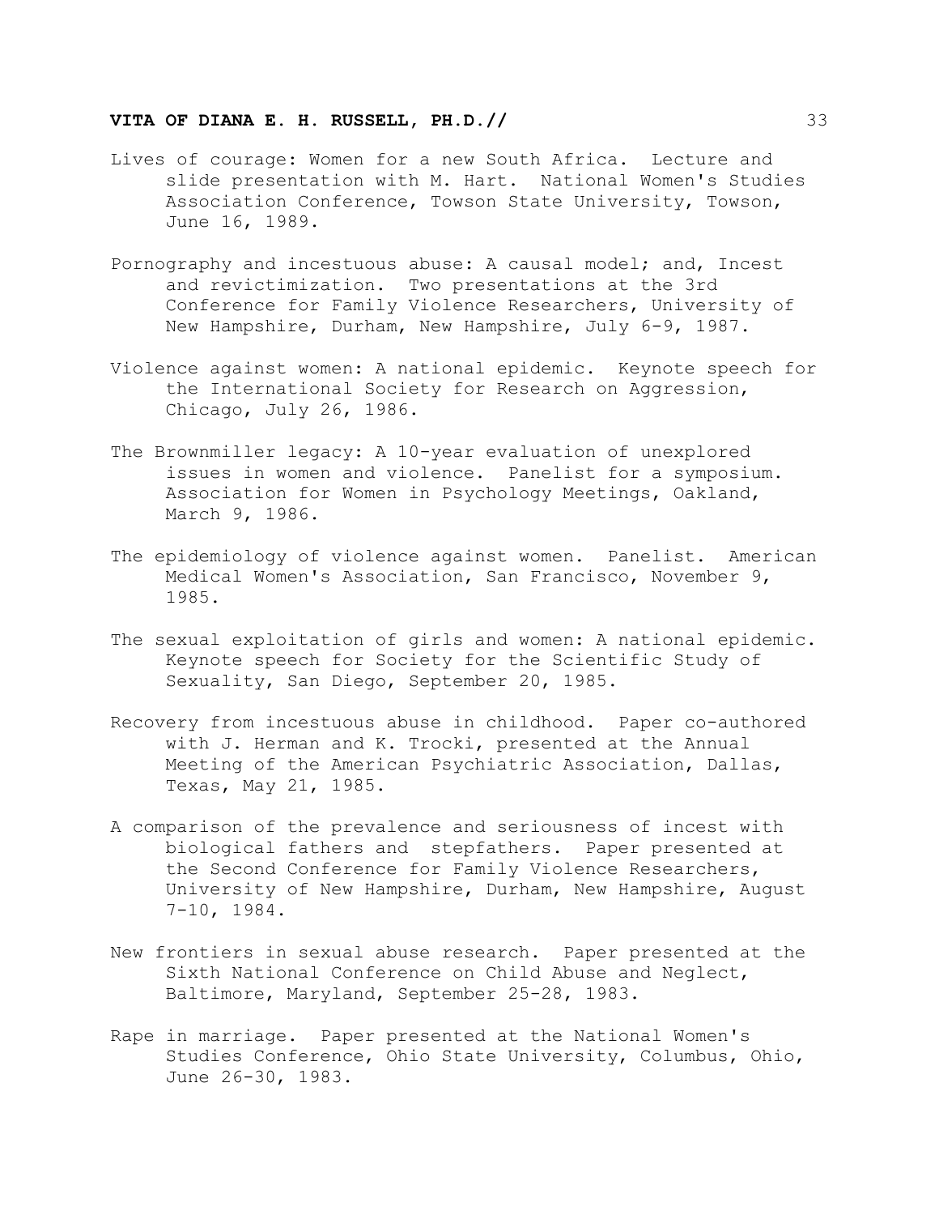Lives of courage: Women for a new South Africa. Lecture and slide presentation with M. Hart. National Women's Studies Association Conference, Towson State University, Towson, June 16, 1989.

Pornography and incestuous abuse: A causal model; and, Incest and revictimization. Two presentations at the 3rd Conference for Family Violence Researchers, University of New Hampshire, Durham, New Hampshire, July 6-9, 1987.

Violence against women: A national epidemic. Keynote speech for the International Society for Research on Aggression, Chicago, July 26, 1986.

The Brownmiller legacy: A 10-year evaluation of unexplored issues in women and violence. Panelist for a symposium. Association for Women in Psychology Meetings, Oakland, March 9, 1986.

The epidemiology of violence against women. Panelist. American Medical Women's Association, San Francisco, November 9, 1985.

The sexual exploitation of girls and women: A national epidemic. Keynote speech for Society for the Scientific Study of Sexuality, San Diego, September 20, 1985.

Recovery from incestuous abuse in childhood. Paper co-authored with J. Herman and K. Trocki, presented at the Annual Meeting of the American Psychiatric Association, Dallas, Texas, May 21, 1985.

A comparison of the prevalence and seriousness of incest with biological fathers and stepfathers. Paper presented at the Second Conference for Family Violence Researchers, University of New Hampshire, Durham, New Hampshire, August 7-10, 1984.

New frontiers in sexual abuse research. Paper presented at the Sixth National Conference on Child Abuse and Neglect, Baltimore, Maryland, September 25-28, 1983.

Rape in marriage. Paper presented at the National Women's Studies Conference, Ohio State University, Columbus, Ohio, June 26-30, 1983.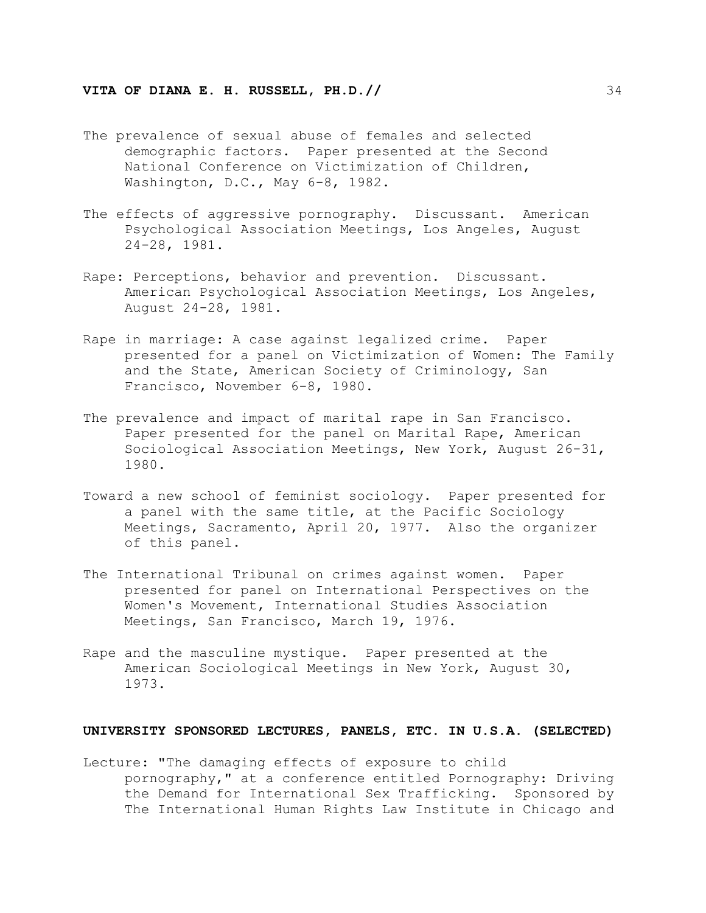The prevalence of sexual abuse of females and selected demographic factors. Paper presented at the Second National Conference on Victimization of Children, Washington, D.C., May 6-8, 1982.

The effects of aggressive pornography. Discussant. American Psychological Association Meetings, Los Angeles, August 24-28, 1981.

Rape: Perceptions, behavior and prevention. Discussant. American Psychological Association Meetings, Los Angeles, August 24-28, 1981.

Rape in marriage: A case against legalized crime. Paper presented for a panel on Victimization of Women: The Family and the State, American Society of Criminology, San Francisco, November 6-8, 1980.

The prevalence and impact of marital rape in San Francisco. Paper presented for the panel on Marital Rape, American Sociological Association Meetings, New York, August 26-31, 1980.

Toward a new school of feminist sociology. Paper presented for a panel with the same title, at the Pacific Sociology Meetings, Sacramento, April 20, 1977. Also the organizer of this panel.

The International Tribunal on crimes against women. Paper presented for panel on International Perspectives on the Women's Movement, International Studies Association Meetings, San Francisco, March 19, 1976.

Rape and the masculine mystique. Paper presented at the American Sociological Meetings in New York, August 30, 1973.

**UNIVERSITY SPONSORED LECTURES, PANELS, ETC. IN U.S.A. (SELECTED)**

Lecture: "The damaging effects of exposure to child pornography," at a conference entitled Pornography: Driving the Demand for International Sex Trafficking. Sponsored by The International Human Rights Law Institute in Chicago and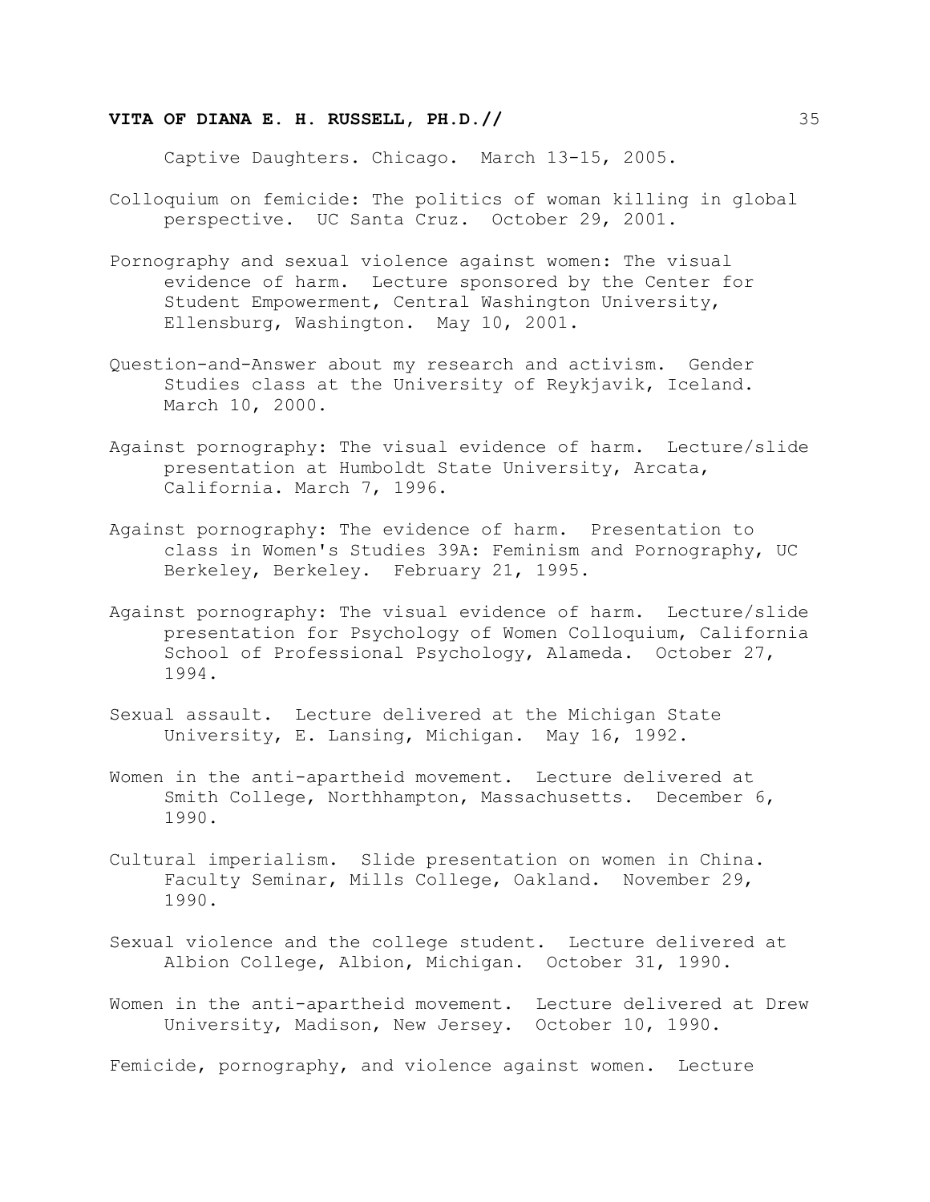Captive Daughters. Chicago. March 13-15, 2005.

Colloquium on femicide: The politics of woman killing in global perspective. UC Santa Cruz. October 29, 2001.

Pornography and sexual violence against women: The visual evidence of harm. Lecture sponsored by the Center for Student Empowerment, Central Washington University, Ellensburg, Washington. May 10, 2001.

Question-and-Answer about my research and activism. Gender Studies class at the University of Reykjavik, Iceland. March 10, 2000.

Against pornography: The visual evidence of harm. Lecture/slide presentation at Humboldt State University, Arcata, California. March 7, 1996.

Against pornography: The evidence of harm. Presentation to class in Women's Studies 39A: Feminism and Pornography, UC Berkeley, Berkeley. February 21, 1995.

Against pornography: The visual evidence of harm. Lecture/slide presentation for Psychology of Women Colloquium, California School of Professional Psychology, Alameda. October 27, 1994.

Sexual assault. Lecture delivered at the Michigan State University, E. Lansing, Michigan. May 16, 1992.

Women in the anti-apartheid movement. Lecture delivered at Smith College, Northhampton, Massachusetts. December 6, 1990.

Cultural imperialism. Slide presentation on women in China. Faculty Seminar, Mills College, Oakland. November 29, 1990.

Sexual violence and the college student. Lecture delivered at Albion College, Albion, Michigan. October 31, 1990.

Women in the anti-apartheid movement. Lecture delivered at Drew University, Madison, New Jersey. October 10, 1990.

Femicide, pornography, and violence against women. Lecture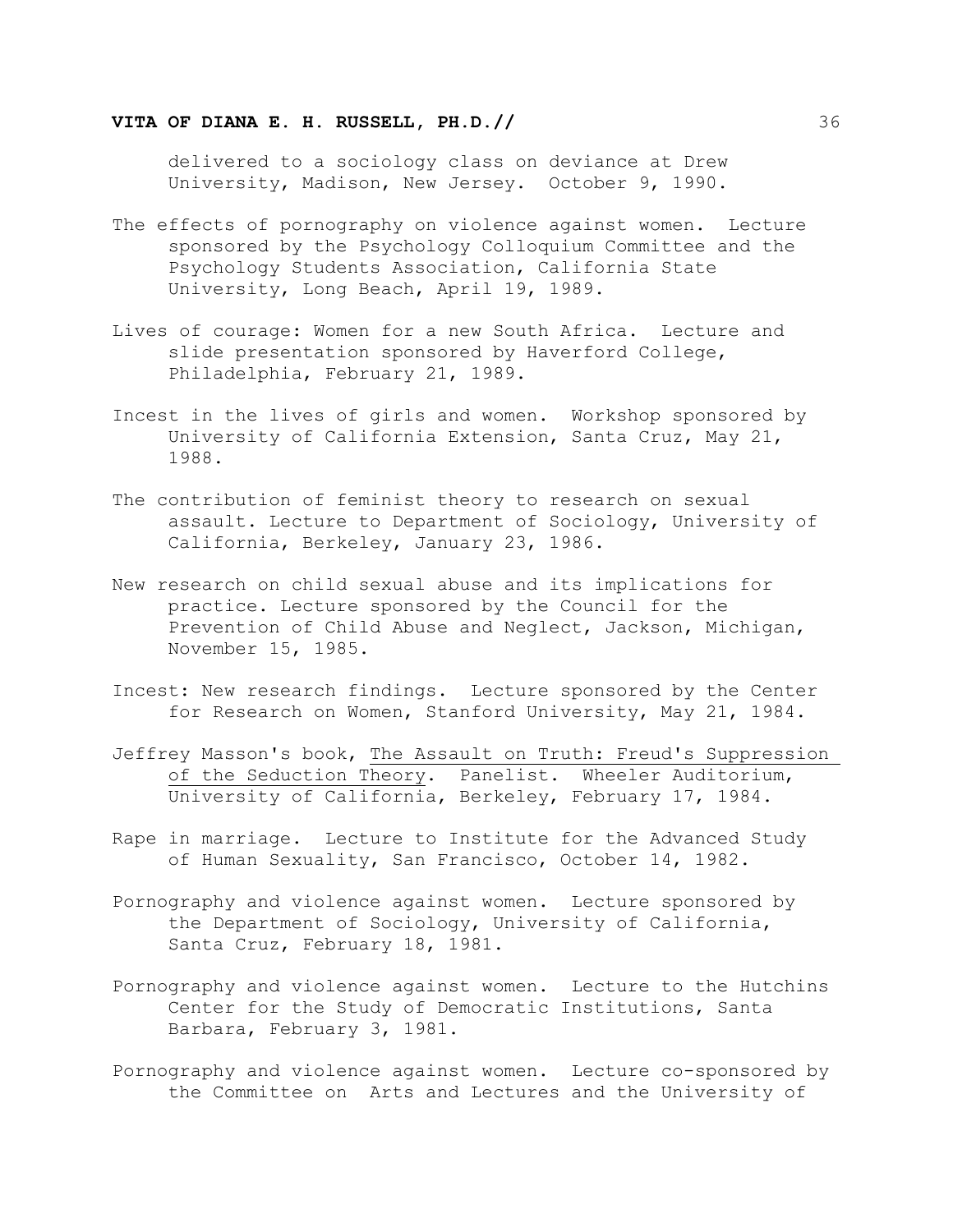delivered to a sociology class on deviance at Drew University, Madison, New Jersey. October 9, 1990.

The effects of pornography on violence against women. Lecture sponsored by the Psychology Colloquium Committee and the Psychology Students Association, California State University, Long Beach, April 19, 1989.

Lives of courage: Women for a new South Africa. Lecture and slide presentation sponsored by Haverford College, Philadelphia, February 21, 1989.

Incest in the lives of girls and women. Workshop sponsored by University of California Extension, Santa Cruz, May 21, 1988.

The contribution of feminist theory to research on sexual assault. Lecture to Department of Sociology, University of California, Berkeley, January 23, 1986.

New research on child sexual abuse and its implications for practice. Lecture sponsored by the Council for the Prevention of Child Abuse and Neglect, Jackson, Michigan, November 15, 1985.

Incest: New research findings. Lecture sponsored by the Center for Research on Women, Stanford University, May 21, 1984.

Jeffrey Masson's book, <u>The Assault on Truth: Freud's Suppression of the Seduction Theory</u>. Panelist. Wheeler Auditorium, University of California, Berkeley, February 17, 1984.

Rape in marriage. Lecture to Institute for the Advanced Study of Human Sexuality, San Francisco, October 14, 1982.

Pornography and violence against women. Lecture sponsored by the Department of Sociology, University of California, Santa Cruz, February 18, 1981.

Pornography and violence against women. Lecture to the Hutchins Center for the Study of Democratic Institutions, Santa Barbara, February 3, 1981.

Pornography and violence against women. Lecture co-sponsored by the Committee on Arts and Lectures and the University of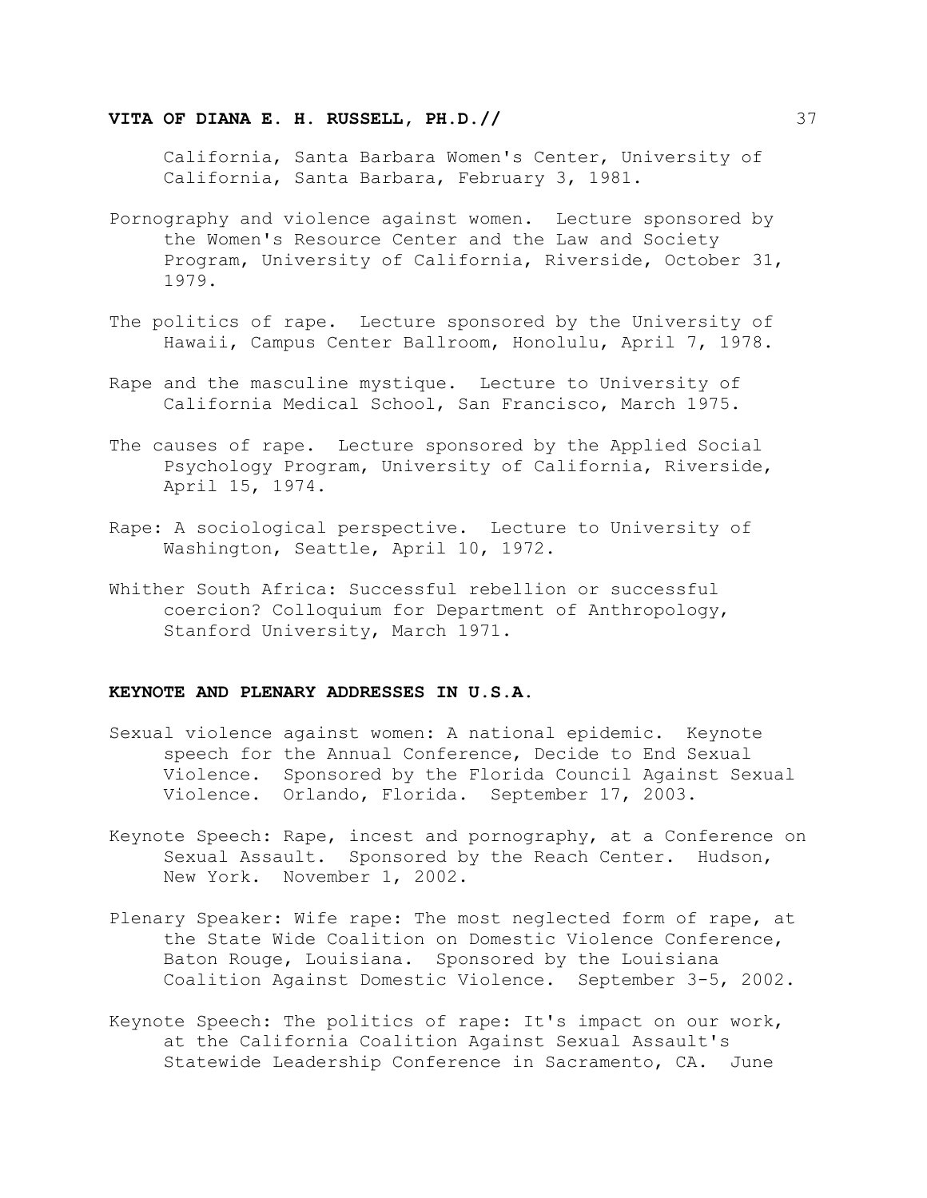California, Santa Barbara Women's Center, University of California, Santa Barbara, February 3, 1981.

Pornography and violence against women. Lecture sponsored by the Women's Resource Center and the Law and Society Program, University of California, Riverside, October 31, 1979.

The politics of rape. Lecture sponsored by the University of Hawaii, Campus Center Ballroom, Honolulu, April 7, 1978.

Rape and the masculine mystique. Lecture to University of California Medical School, San Francisco, March 1975.

The causes of rape. Lecture sponsored by the Applied Social Psychology Program, University of California, Riverside, April 15, 1974.

Rape: A sociological perspective. Lecture to University of Washington, Seattle, April 10, 1972.

Whither South Africa: Successful rebellion or successful coercion? Colloquium for Department of Anthropology, Stanford University, March 1971.

**KEYNOTE AND PLENARY ADDRESSES IN U.S.A.**

Sexual violence against women: A national epidemic. Keynote speech for the Annual Conference, Decide to End Sexual Violence. Sponsored by the Florida Council Against Sexual Violence. Orlando, Florida. September 17, 2003.

Keynote Speech: Rape, incest and pornography, at a Conference on Sexual Assault. Sponsored by the Reach Center. Hudson, New York. November 1, 2002.

Plenary Speaker: Wife rape: The most neglected form of rape, at the State Wide Coalition on Domestic Violence Conference, Baton Rouge, Louisiana. Sponsored by the Louisiana Coalition Against Domestic Violence. September 3-5, 2002.

Keynote Speech: The politics of rape: It's impact on our work, at the California Coalition Against Sexual Assault's Statewide Leadership Conference in Sacramento, CA. June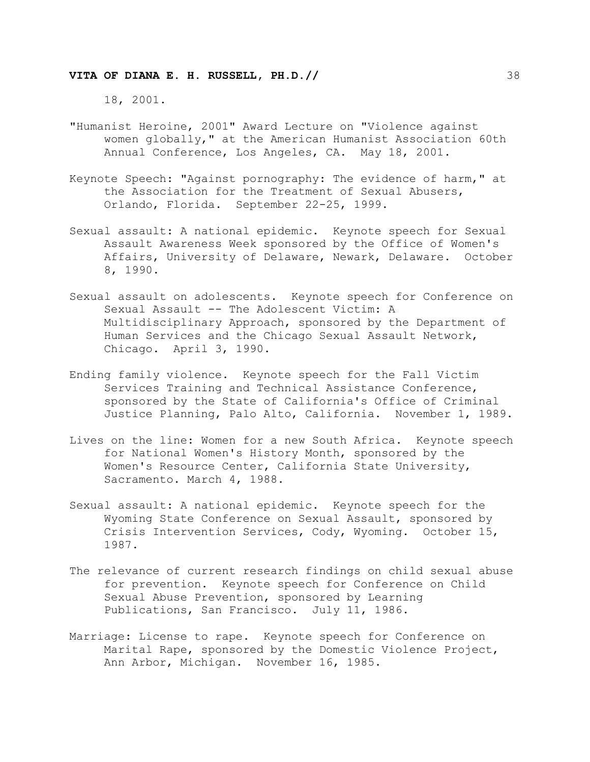18, 2001.

"Humanist Heroine, 2001" Award Lecture on "Violence against women globally," at the American Humanist Association 60th Annual Conference, Los Angeles, CA. May 18, 2001.

Keynote Speech: "Against pornography: The evidence of harm," at the Association for the Treatment of Sexual Abusers, Orlando, Florida. September 22-25, 1999.

Sexual assault: A national epidemic. Keynote speech for Sexual Assault Awareness Week sponsored by the Office of Women's Affairs, University of Delaware, Newark, Delaware. October 8, 1990.

Sexual assault on adolescents. Keynote speech for Conference on Sexual Assault -- The Adolescent Victim: A Multidisciplinary Approach, sponsored by the Department of Human Services and the Chicago Sexual Assault Network, Chicago. April 3, 1990.

Ending family violence. Keynote speech for the Fall Victim Services Training and Technical Assistance Conference, sponsored by the State of California's Office of Criminal Justice Planning, Palo Alto, California. November 1, 1989.

Lives on the line: Women for a new South Africa. Keynote speech for National Women's History Month, sponsored by the Women's Resource Center, California State University, Sacramento. March 4, 1988.

Sexual assault: A national epidemic. Keynote speech for the Wyoming State Conference on Sexual Assault, sponsored by Crisis Intervention Services, Cody, Wyoming. October 15, 1987.

The relevance of current research findings on child sexual abuse for prevention. Keynote speech for Conference on Child Sexual Abuse Prevention, sponsored by Learning Publications, San Francisco. July 11, 1986.

Marriage: License to rape. Keynote speech for Conference on Marital Rape, sponsored by the Domestic Violence Project, Ann Arbor, Michigan. November 16, 1985.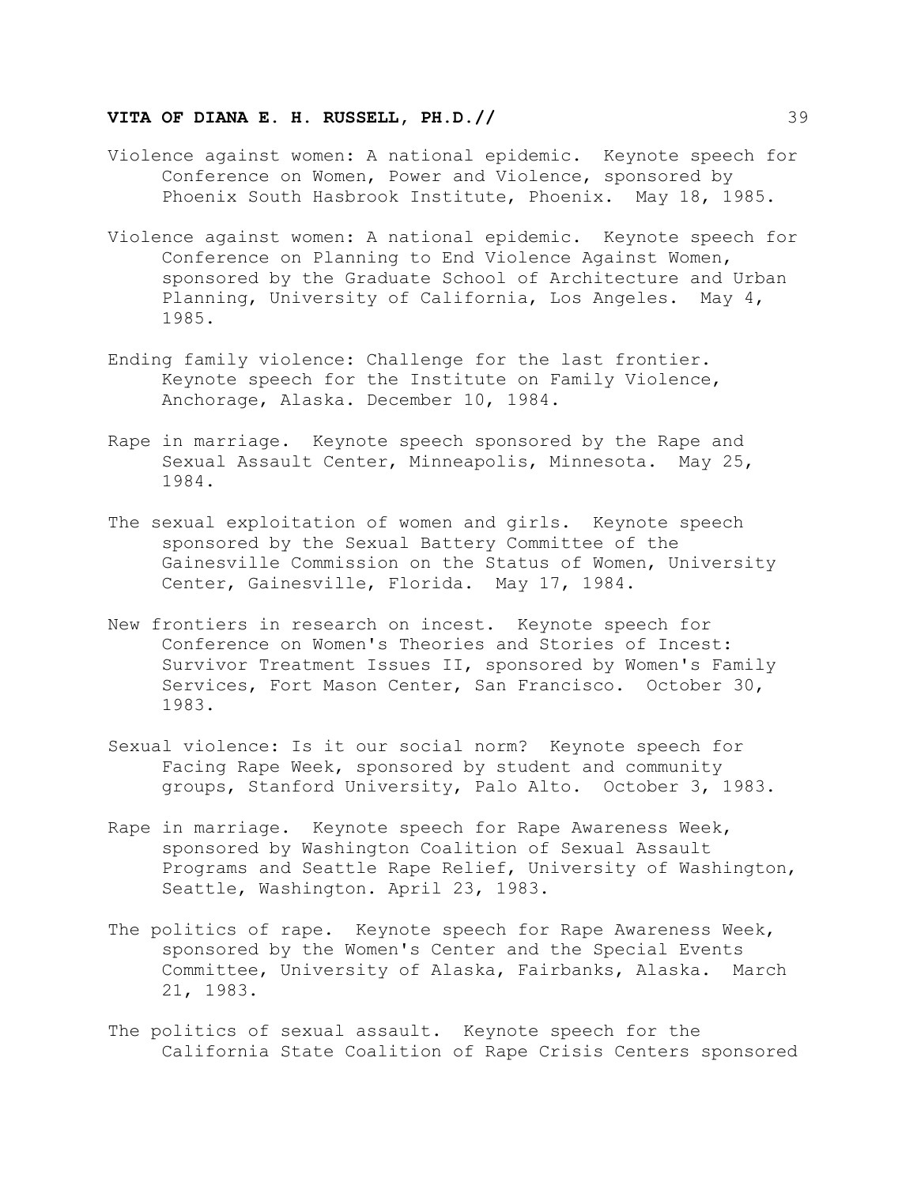Violence against women: A national epidemic. Keynote speech for Conference on Women, Power and Violence, sponsored by Phoenix South Hasbrook Institute, Phoenix. May 18, 1985.

Violence against women: A national epidemic. Keynote speech for Conference on Planning to End Violence Against Women, sponsored by the Graduate School of Architecture and Urban Planning, University of California, Los Angeles. May 4, 1985.

Ending family violence: Challenge for the last frontier. Keynote speech for the Institute on Family Violence, Anchorage, Alaska. December 10, 1984.

Rape in marriage. Keynote speech sponsored by the Rape and Sexual Assault Center, Minneapolis, Minnesota. May 25, 1984.

The sexual exploitation of women and girls. Keynote speech sponsored by the Sexual Battery Committee of the Gainesville Commission on the Status of Women, University Center, Gainesville, Florida. May 17, 1984.

New frontiers in research on incest. Keynote speech for Conference on Women's Theories and Stories of Incest: Survivor Treatment Issues II, sponsored by Women's Family Services, Fort Mason Center, San Francisco. October 30, 1983.

Sexual violence: Is it our social norm? Keynote speech for Facing Rape Week, sponsored by student and community groups, Stanford University, Palo Alto. October 3, 1983.

Rape in marriage. Keynote speech for Rape Awareness Week, sponsored by Washington Coalition of Sexual Assault Programs and Seattle Rape Relief, University of Washington, Seattle, Washington. April 23, 1983.

The politics of rape. Keynote speech for Rape Awareness Week, sponsored by the Women's Center and the Special Events Committee, University of Alaska, Fairbanks, Alaska. March 21, 1983.

The politics of sexual assault. Keynote speech for the California State Coalition of Rape Crisis Centers sponsored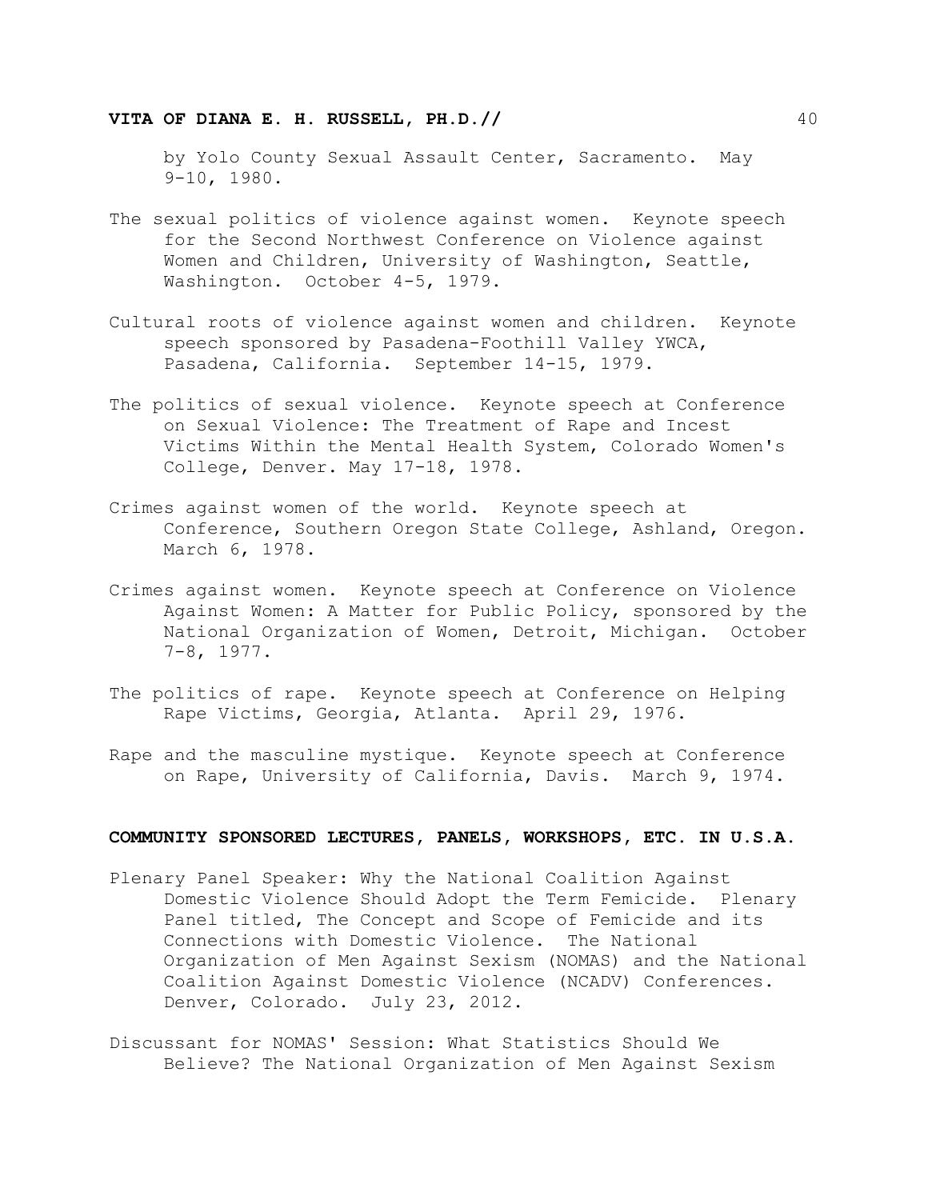by Yolo County Sexual Assault Center, Sacramento. May 9-10, 1980.

The sexual politics of violence against women. Keynote speech for the Second Northwest Conference on Violence against Women and Children, University of Washington, Seattle, Washington. October 4-5, 1979.

Cultural roots of violence against women and children. Keynote speech sponsored by Pasadena-Foothill Valley YWCA, Pasadena, California. September 14-15, 1979.

The politics of sexual violence. Keynote speech at Conference on Sexual Violence: The Treatment of Rape and Incest Victims Within the Mental Health System, Colorado Women's College, Denver. May 17-18, 1978.

Crimes against women of the world. Keynote speech at Conference, Southern Oregon State College, Ashland, Oregon. March 6, 1978.

Crimes against women. Keynote speech at Conference on Violence Against Women: A Matter for Public Policy, sponsored by the National Organization of Women, Detroit, Michigan. October 7-8, 1977.

The politics of rape. Keynote speech at Conference on Helping Rape Victims, Georgia, Atlanta. April 29, 1976.

Rape and the masculine mystique. Keynote speech at Conference on Rape, University of California, Davis. March 9, 1974.

## COMMUNITY SPONSORED LECTURES, PANELS, WORKSHOPS, ETC. IN U.S.A.

Plenary Panel Speaker: Why the National Coalition Against Domestic Violence Should Adopt the Term Femicide. Plenary Panel titled, The Concept and Scope of Femicide and its Connections with Domestic Violence. The National Organization of Men Against Sexism (NOMAS) and the National Coalition Against Domestic Violence (NCADV) Conferences. Denver, Colorado. July 23, 2012.

Discussant for NOMAS' Session: What Statistics Should We Believe? The National Organization of Men Against Sexism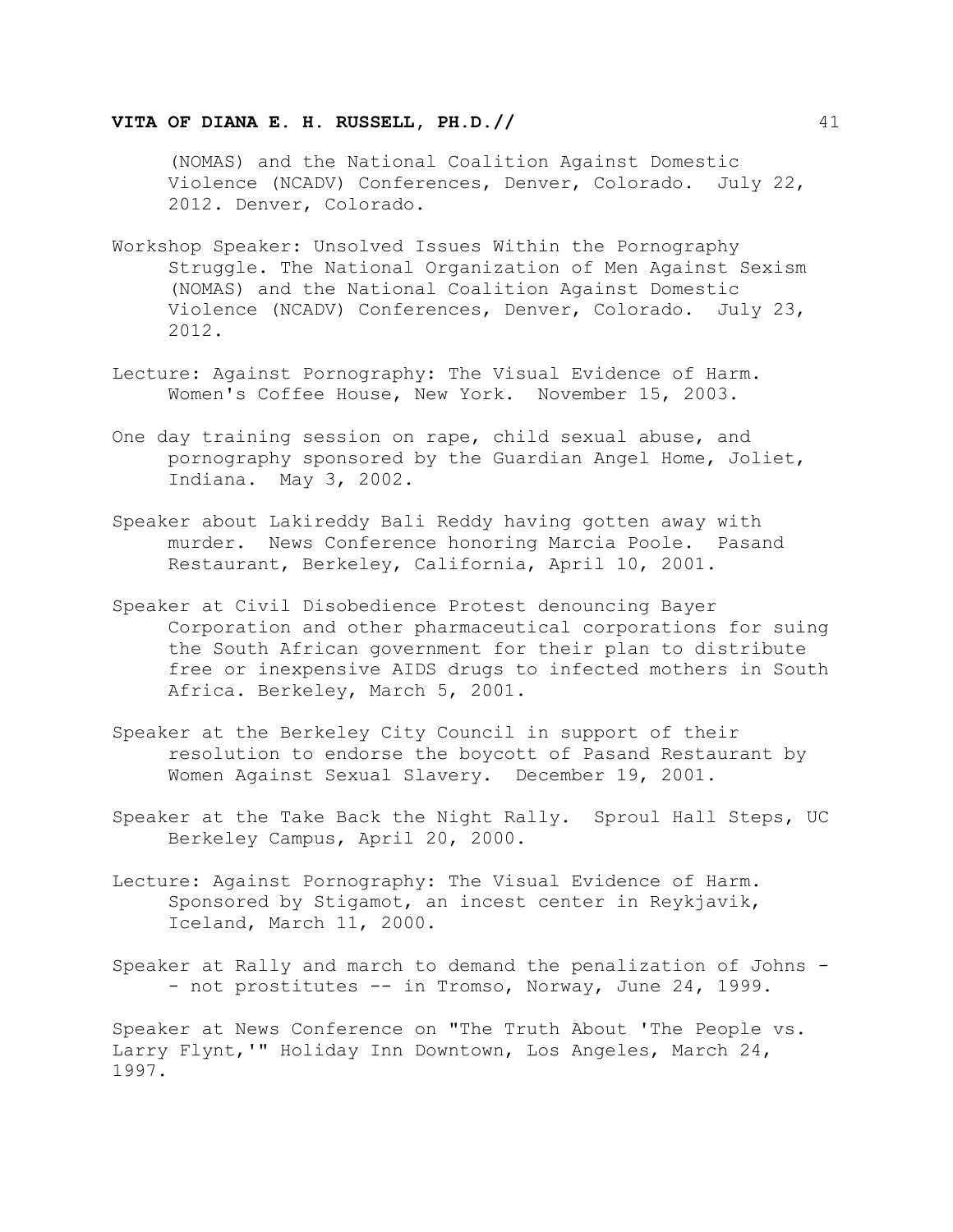(NOMAS) and the National Coalition Against Domestic Violence (NCADV) Conferences, Denver, Colorado. July 22, 2012. Denver, Colorado.

Workshop Speaker: Unsolved Issues Within the Pornography Struggle. The National Organization of Men Against Sexism (NOMAS) and the National Coalition Against Domestic Violence (NCADV) Conferences, Denver, Colorado. July 23, 2012.

Lecture: Against Pornography: The Visual Evidence of Harm. Women's Coffee House, New York. November 15, 2003.

One day training session on rape, child sexual abuse, and pornography sponsored by the Guardian Angel Home, Joliet, Indiana. May 3, 2002.

Speaker about Lakireddy Bali Reddy having gotten away with murder. News Conference honoring Marcia Poole. Pasand Restaurant, Berkeley, California, April 10, 2001.

Speaker at Civil Disobedience Protest denouncing Bayer Corporation and other pharmaceutical corporations for suing the South African government for their plan to distribute free or inexpensive AIDS drugs to infected mothers in South Africa. Berkeley, March 5, 2001.

Speaker at the Berkeley City Council in support of their resolution to endorse the boycott of Pasand Restaurant by Women Against Sexual Slavery. December 19, 2001.

Speaker at the Take Back the Night Rally. Sproul Hall Steps, UC Berkeley Campus, April 20, 2000.

Lecture: Against Pornography: The Visual Evidence of Harm. Sponsored by Stigamot, an incest center in Reykjavik, Iceland, March 11, 2000.

Speaker at Rally and march to demand the penalization of Johns -- not prostitutes -- in Tromso, Norway, June 24, 1999.

Speaker at News Conference on "The Truth About 'The People vs. Larry Flynt,'" Holiday Inn Downtown, Los Angeles, March 24, 1997.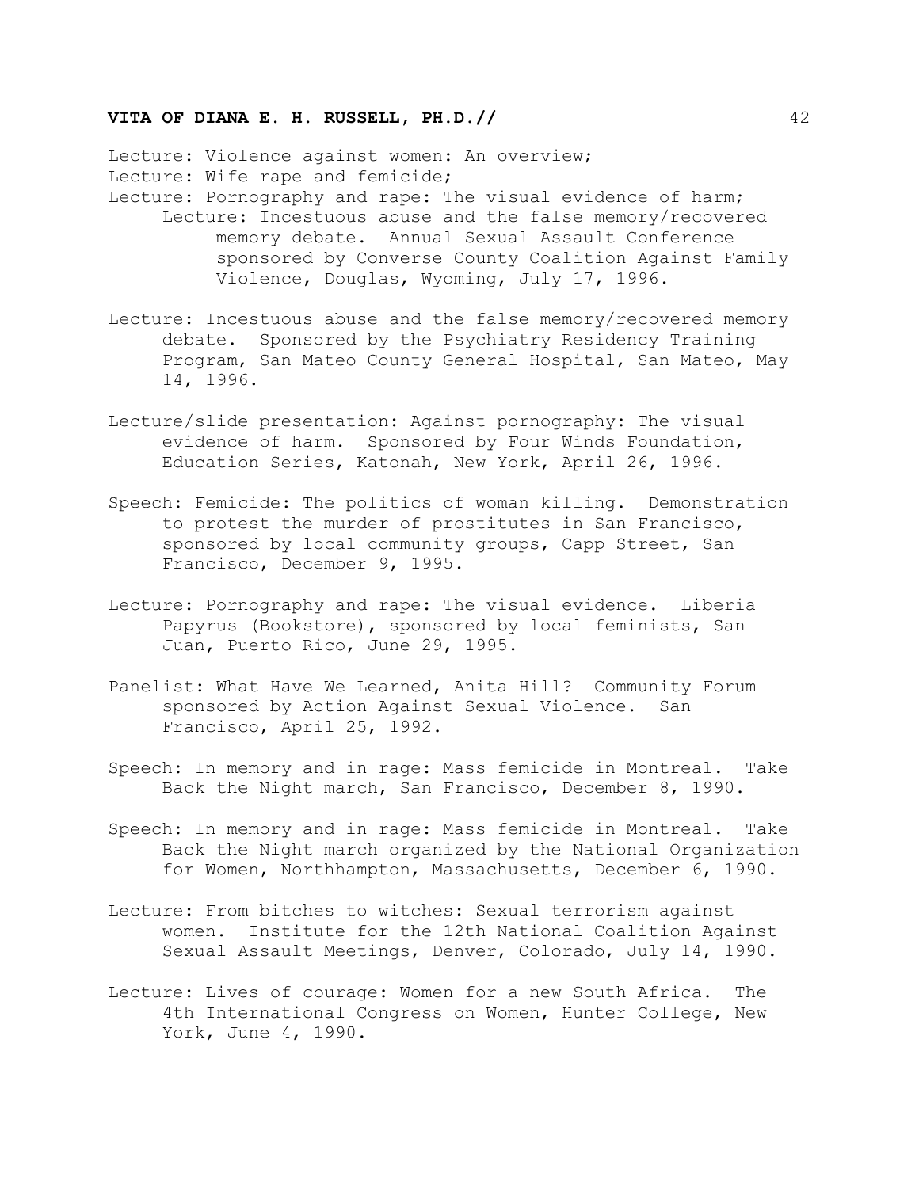Lecture: Violence against women: An overview;
Lecture: Wife rape and femicide;
Lecture: Pornography and rape: The visual evidence of harm;
Lecture: Incestuous abuse and the false memory/recovered memory debate. Annual Sexual Assault Conference sponsored by Converse County Coalition Against Family Violence, Douglas, Wyoming, July 17, 1996.

Lecture: Incestuous abuse and the false memory/recovered memory debate. Sponsored by the Psychiatry Residency Training Program, San Mateo County General Hospital, San Mateo, May 14, 1996.

Lecture/slide presentation: Against pornography: The visual evidence of harm. Sponsored by Four Winds Foundation, Education Series, Katonah, New York, April 26, 1996.

Speech: Femicide: The politics of woman killing. Demonstration to protest the murder of prostitutes in San Francisco, sponsored by local community groups, Capp Street, San Francisco, December 9, 1995.

Lecture: Pornography and rape: The visual evidence. Liberia Papyrus (Bookstore), sponsored by local feminists, San Juan, Puerto Rico, June 29, 1995.

Panelist: What Have We Learned, Anita Hill? Community Forum sponsored by Action Against Sexual Violence. San Francisco, April 25, 1992.

Speech: In memory and in rage: Mass femicide in Montreal. Take Back the Night march, San Francisco, December 8, 1990.

Speech: In memory and in rage: Mass femicide in Montreal. Take Back the Night march organized by the National Organization for Women, Northhampton, Massachusetts, December 6, 1990.

Lecture: From bitches to witches: Sexual terrorism against women. Institute for the 12th National Coalition Against Sexual Assault Meetings, Denver, Colorado, July 14, 1990.

Lecture: Lives of courage: Women for a new South Africa. The 4th International Congress on Women, Hunter College, New York, June 4, 1990.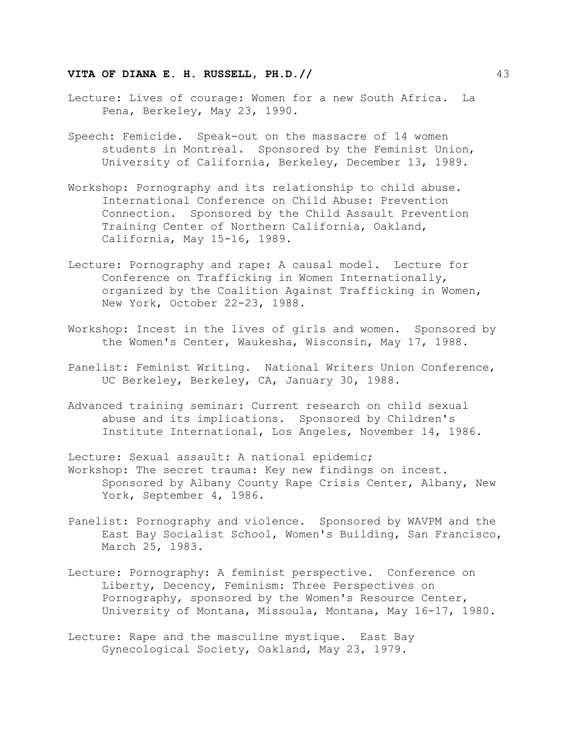Lecture: Lives of courage: Women for a new South Africa. La Pena, Berkeley, May 23, 1990.

Speech: Femicide. Speak-out on the massacre of 14 women students in Montreal. Sponsored by the Feminist Union, University of California, Berkeley, December 13, 1989.

Workshop: Pornography and its relationship to child abuse. International Conference on Child Abuse: Prevention Connection. Sponsored by the Child Assault Prevention Training Center of Northern California, Oakland, California, May 15-16, 1989.

Lecture: Pornography and rape: A causal model. Lecture for Conference on Trafficking in Women Internationally, organized by the Coalition Against Trafficking in Women, New York, October 22-23, 1988.

Workshop: Incest in the lives of girls and women. Sponsored by the Women's Center, Waukesha, Wisconsin, May 17, 1988.

Panelist: Feminist Writing. National Writers Union Conference, UC Berkeley, Berkeley, CA, January 30, 1988.

Advanced training seminar: Current research on child sexual abuse and its implications. Sponsored by Children's Institute International, Los Angeles, November 14, 1986.

Lecture: Sexual assault: A national epidemic;
Workshop: The secret trauma: Key new findings on incest. Sponsored by Albany County Rape Crisis Center, Albany, New York, September 4, 1986.

Panelist: Pornography and violence. Sponsored by WAVPM and the East Bay Socialist School, Women's Building, San Francisco, March 25, 1983.

Lecture: Pornography: A feminist perspective. Conference on Liberty, Decency, Feminism: Three Perspectives on Pornography, sponsored by the Women's Resource Center, University of Montana, Missoula, Montana, May 16-17, 1980.

Lecture: Rape and the masculine mystique. East Bay Gynecological Society, Oakland, May 23, 1979.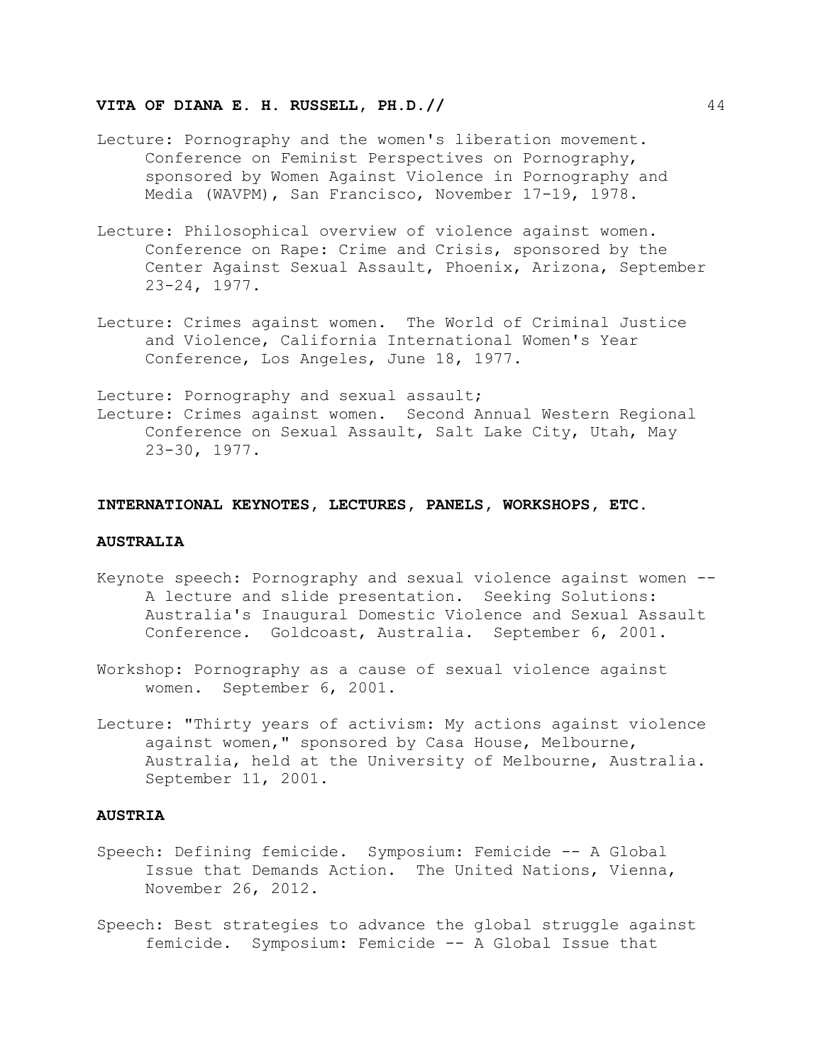Lecture: Pornography and the women's liberation movement. Conference on Feminist Perspectives on Pornography, sponsored by Women Against Violence in Pornography and Media (WAVPM), San Francisco, November 17-19, 1978.

Lecture: Philosophical overview of violence against women. Conference on Rape: Crime and Crisis, sponsored by the Center Against Sexual Assault, Phoenix, Arizona, September 23-24, 1977.

Lecture: Crimes against women. The World of Criminal Justice and Violence, California International Women's Year Conference, Los Angeles, June 18, 1977.

Lecture: Pornography and sexual assault;
Lecture: Crimes against women. Second Annual Western Regional Conference on Sexual Assault, Salt Lake City, Utah, May 23-30, 1977.

## INTERNATIONAL KEYNOTES, LECTURES, PANELS, WORKSHOPS, ETC.

### AUSTRALIA

Keynote speech: Pornography and sexual violence against women -- A lecture and slide presentation. Seeking Solutions: Australia's Inaugural Domestic Violence and Sexual Assault Conference. Goldcoast, Australia. September 6, 2001.

Workshop: Pornography as a cause of sexual violence against women. September 6, 2001.

Lecture: "Thirty years of activism: My actions against violence against women," sponsored by Casa House, Melbourne, Australia, held at the University of Melbourne, Australia. September 11, 2001.

### AUSTRIA

Speech: Defining femicide. Symposium: Femicide -- A Global Issue that Demands Action. The United Nations, Vienna, November 26, 2012.

Speech: Best strategies to advance the global struggle against femicide. Symposium: Femicide -- A Global Issue that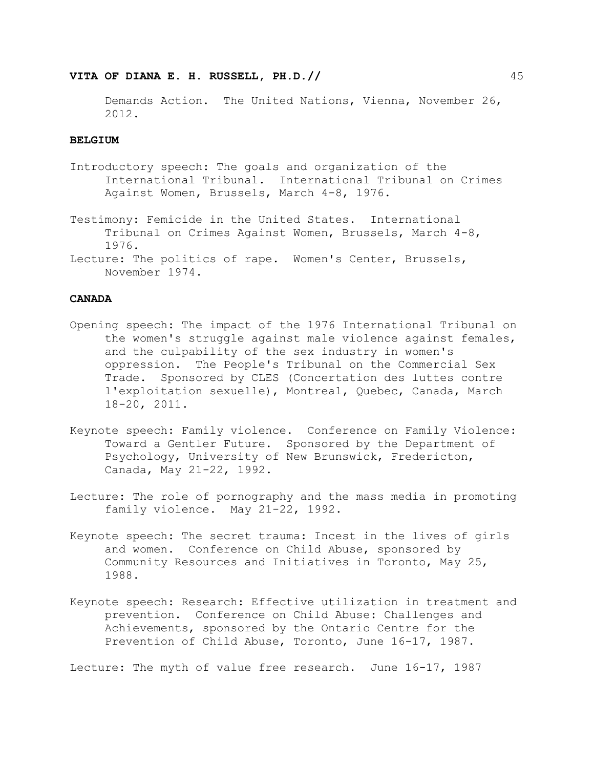Demands Action. The United Nations, Vienna, November 26, 2012.

**BELGIUM**

Introductory speech: The goals and organization of the International Tribunal. International Tribunal on Crimes Against Women, Brussels, March 4-8, 1976.

Testimony: Femicide in the United States. International Tribunal on Crimes Against Women, Brussels, March 4-8, 1976.

Lecture: The politics of rape. Women's Center, Brussels, November 1974.

**CANADA**

Opening speech: The impact of the 1976 International Tribunal on the women's struggle against male violence against females, and the culpability of the sex industry in women's oppression. The People's Tribunal on the Commercial Sex Trade. Sponsored by CLES (Concertation des luttes contre l'exploitation sexuelle), Montreal, Quebec, Canada, March 18-20, 2011.

Keynote speech: Family violence. Conference on Family Violence: Toward a Gentler Future. Sponsored by the Department of Psychology, University of New Brunswick, Fredericton, Canada, May 21-22, 1992.

Lecture: The role of pornography and the mass media in promoting family violence. May 21-22, 1992.

Keynote speech: The secret trauma: Incest in the lives of girls and women. Conference on Child Abuse, sponsored by Community Resources and Initiatives in Toronto, May 25, 1988.

Keynote speech: Research: Effective utilization in treatment and prevention. Conference on Child Abuse: Challenges and Achievements, sponsored by the Ontario Centre for the Prevention of Child Abuse, Toronto, June 16-17, 1987.

Lecture: The myth of value free research. June 16-17, 1987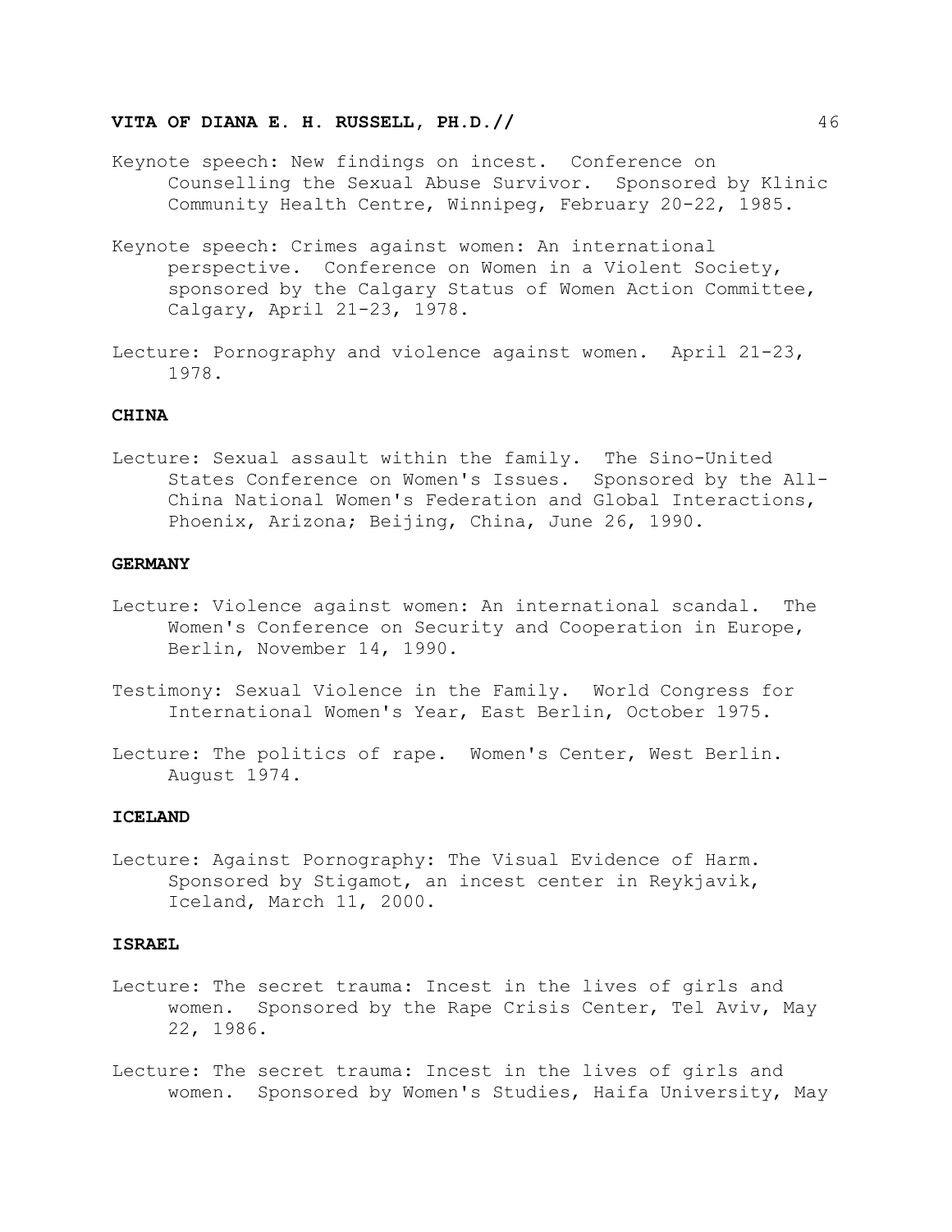Keynote speech: New findings on incest. Conference on Counselling the Sexual Abuse Survivor. Sponsored by Klinic Community Health Centre, Winnipeg, February 20-22, 1985.

Keynote speech: Crimes against women: An international perspective. Conference on Women in a Violent Society, sponsored by the Calgary Status of Women Action Committee, Calgary, April 21-23, 1978.

Lecture: Pornography and violence against women. April 21-23, 1978.

**CHINA**

Lecture: Sexual assault within the family. The Sino-United States Conference on Women's Issues. Sponsored by the All-China National Women's Federation and Global Interactions, Phoenix, Arizona; Beijing, China, June 26, 1990.

**GERMANY**

Lecture: Violence against women: An international scandal. The Women's Conference on Security and Cooperation in Europe, Berlin, November 14, 1990.

Testimony: Sexual Violence in the Family. World Congress for International Women's Year, East Berlin, October 1975.

Lecture: The politics of rape. Women's Center, West Berlin. August 1974.

**ICELAND**

Lecture: Against Pornography: The Visual Evidence of Harm. Sponsored by Stigamot, an incest center in Reykjavik, Iceland, March 11, 2000.

**ISRAEL**

Lecture: The secret trauma: Incest in the lives of girls and women. Sponsored by the Rape Crisis Center, Tel Aviv, May 22, 1986.

Lecture: The secret trauma: Incest in the lives of girls and women. Sponsored by Women's Studies, Haifa University, May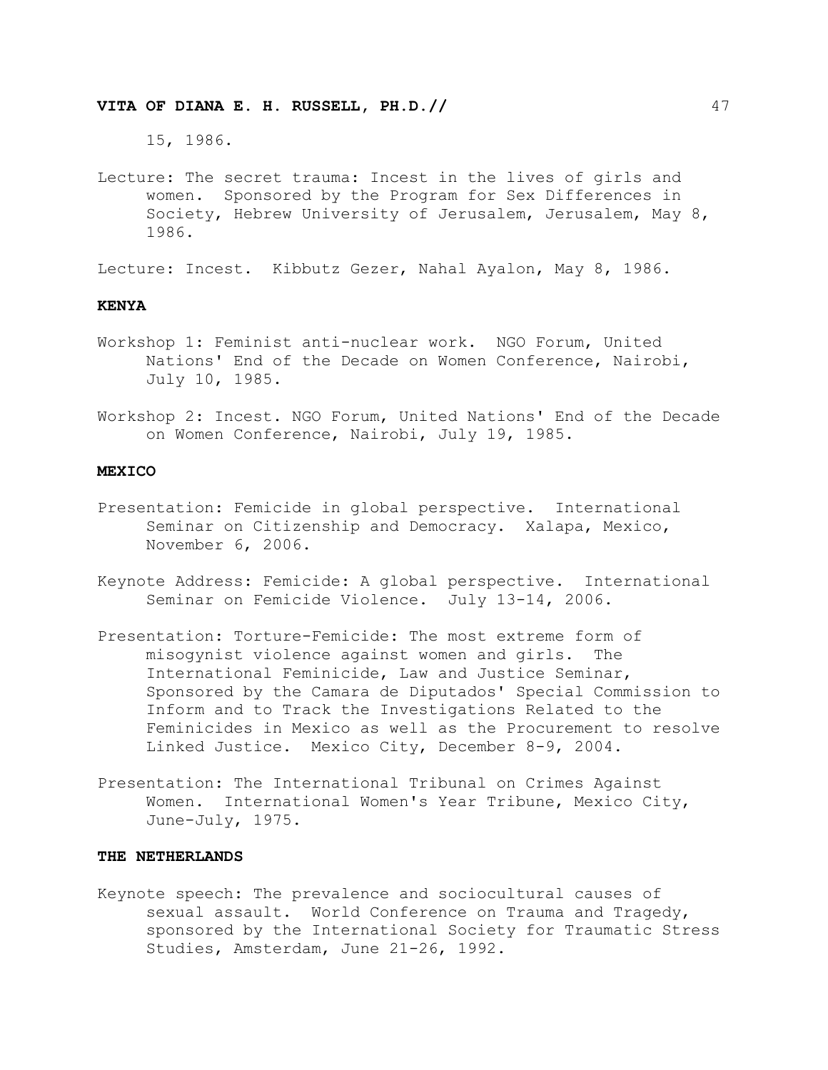15, 1986.

Lecture: The secret trauma: Incest in the lives of girls and women. Sponsored by the Program for Sex Differences in Society, Hebrew University of Jerusalem, Jerusalem, May 8, 1986.

Lecture: Incest. Kibbutz Gezer, Nahal Ayalon, May 8, 1986.

**KENYA**

Workshop 1: Feminist anti-nuclear work. NGO Forum, United Nations' End of the Decade on Women Conference, Nairobi, July 10, 1985.

Workshop 2: Incest. NGO Forum, United Nations' End of the Decade on Women Conference, Nairobi, July 19, 1985.

**MEXICO**

Presentation: Femicide in global perspective. International Seminar on Citizenship and Democracy. Xalapa, Mexico, November 6, 2006.

Keynote Address: Femicide: A global perspective. International Seminar on Femicide Violence. July 13-14, 2006.

Presentation: Torture-Femicide: The most extreme form of misogynist violence against women and girls. The International Feminicide, Law and Justice Seminar, Sponsored by the Camara de Diputados' Special Commission to Inform and to Track the Investigations Related to the Feminicides in Mexico as well as the Procurement to resolve Linked Justice. Mexico City, December 8-9, 2004.

Presentation: The International Tribunal on Crimes Against Women. International Women's Year Tribune, Mexico City, June-July, 1975.

**THE NETHERLANDS**

Keynote speech: The prevalence and sociocultural causes of sexual assault. World Conference on Trauma and Tragedy, sponsored by the International Society for Traumatic Stress Studies, Amsterdam, June 21-26, 1992.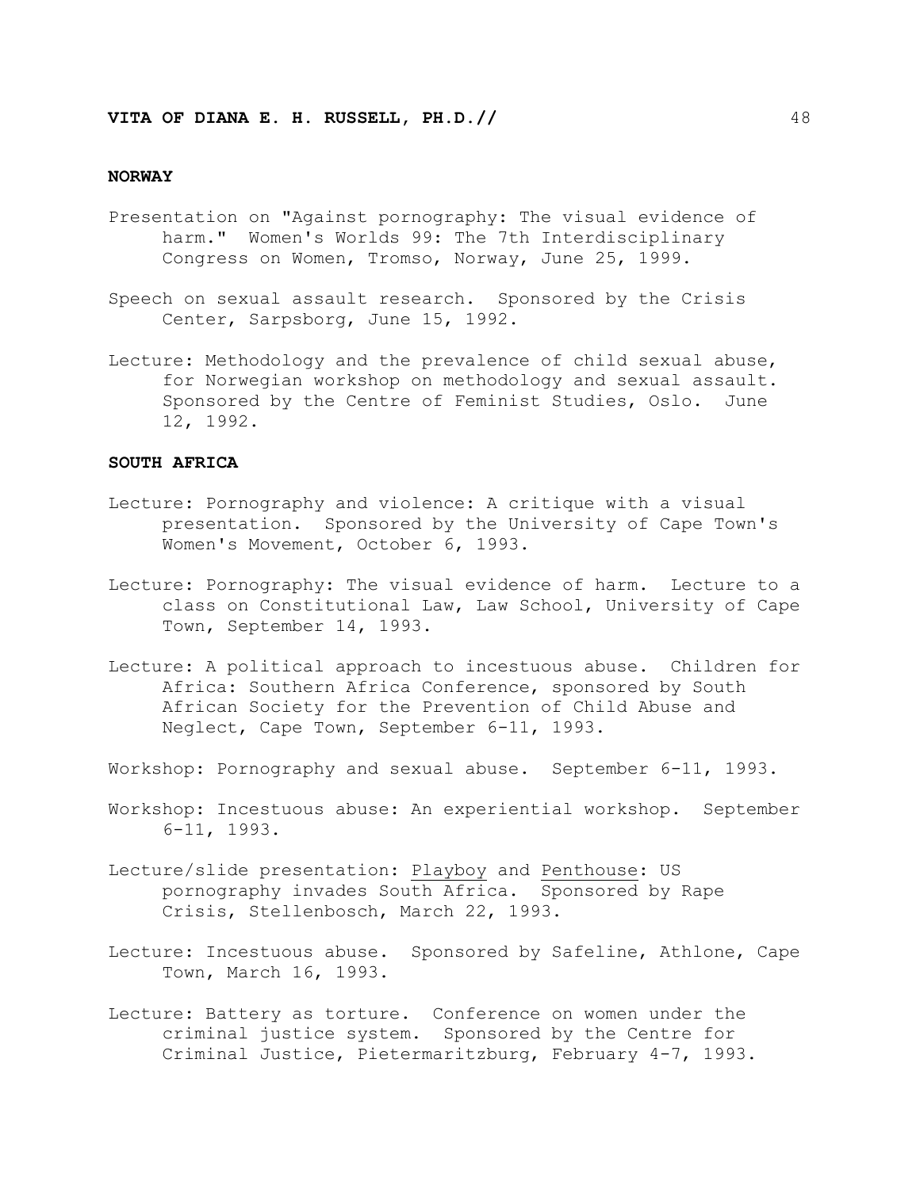## NORWAY

Presentation on "Against pornography: The visual evidence of harm." Women's Worlds 99: The 7th Interdisciplinary Congress on Women, Tromso, Norway, June 25, 1999.

Speech on sexual assault research. Sponsored by the Crisis Center, Sarpsborg, June 15, 1992.

Lecture: Methodology and the prevalence of child sexual abuse, for Norwegian workshop on methodology and sexual assault. Sponsored by the Centre of Feminist Studies, Oslo. June 12, 1992.

## SOUTH AFRICA

Lecture: Pornography and violence: A critique with a visual presentation. Sponsored by the University of Cape Town's Women's Movement, October 6, 1993.

Lecture: Pornography: The visual evidence of harm. Lecture to a class on Constitutional Law, Law School, University of Cape Town, September 14, 1993.

Lecture: A political approach to incestuous abuse. Children for Africa: Southern Africa Conference, sponsored by South African Society for the Prevention of Child Abuse and Neglect, Cape Town, September 6-11, 1993.

Workshop: Pornography and sexual abuse. September 6-11, 1993.

Workshop: Incestuous abuse: An experiential workshop. September 6-11, 1993.

Lecture/slide presentation: Playboy and Penthouse: US pornography invades South Africa. Sponsored by Rape Crisis, Stellenbosch, March 22, 1993.

Lecture: Incestuous abuse. Sponsored by Safeline, Athlone, Cape Town, March 16, 1993.

Lecture: Battery as torture. Conference on women under the criminal justice system. Sponsored by the Centre for Criminal Justice, Pietermaritzburg, February 4-7, 1993.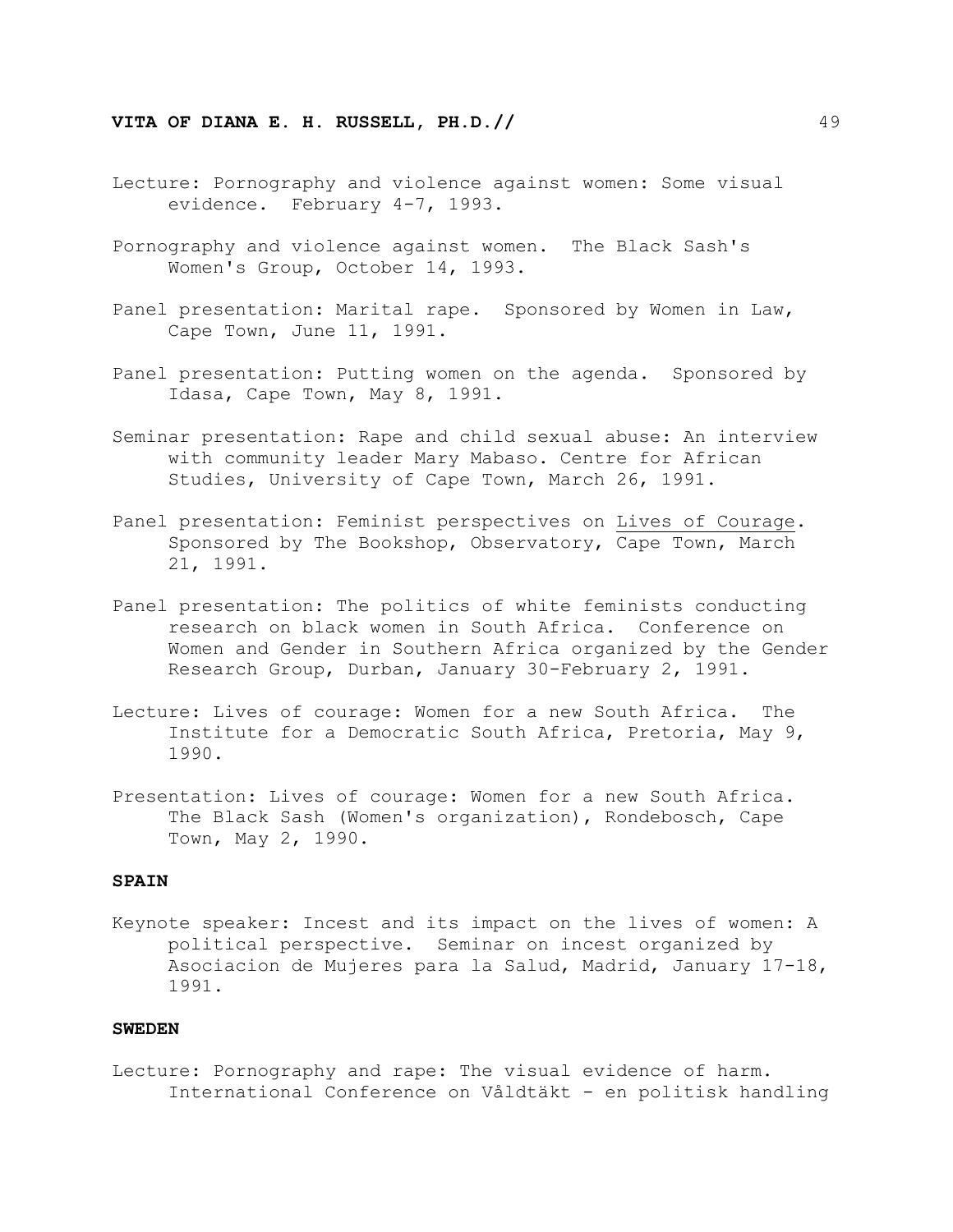Lecture: Pornography and violence against women: Some visual evidence. February 4-7, 1993.

Pornography and violence against women. The Black Sash's Women's Group, October 14, 1993.

Panel presentation: Marital rape. Sponsored by Women in Law, Cape Town, June 11, 1991.

Panel presentation: Putting women on the agenda. Sponsored by Idasa, Cape Town, May 8, 1991.

Seminar presentation: Rape and child sexual abuse: An interview with community leader Mary Mabaso. Centre for African Studies, University of Cape Town, March 26, 1991.

Panel presentation: Feminist perspectives on <u>Lives of Courage</u>. Sponsored by The Bookshop, Observatory, Cape Town, March 21, 1991.

Panel presentation: The politics of white feminists conducting research on black women in South Africa. Conference on Women and Gender in Southern Africa organized by the Gender Research Group, Durban, January 30-February 2, 1991.

Lecture: Lives of courage: Women for a new South Africa. The Institute for a Democratic South Africa, Pretoria, May 9, 1990.

Presentation: Lives of courage: Women for a new South Africa. The Black Sash (Women's organization), Rondebosch, Cape Town, May 2, 1990.

**SPAIN**

Keynote speaker: Incest and its impact on the lives of women: A political perspective. Seminar on incest organized by Asociacion de Mujeres para la Salud, Madrid, January 17-18, 1991.

**SWEDEN**

Lecture: Pornography and rape: The visual evidence of harm. International Conference on Våldtäkt - en politisk handling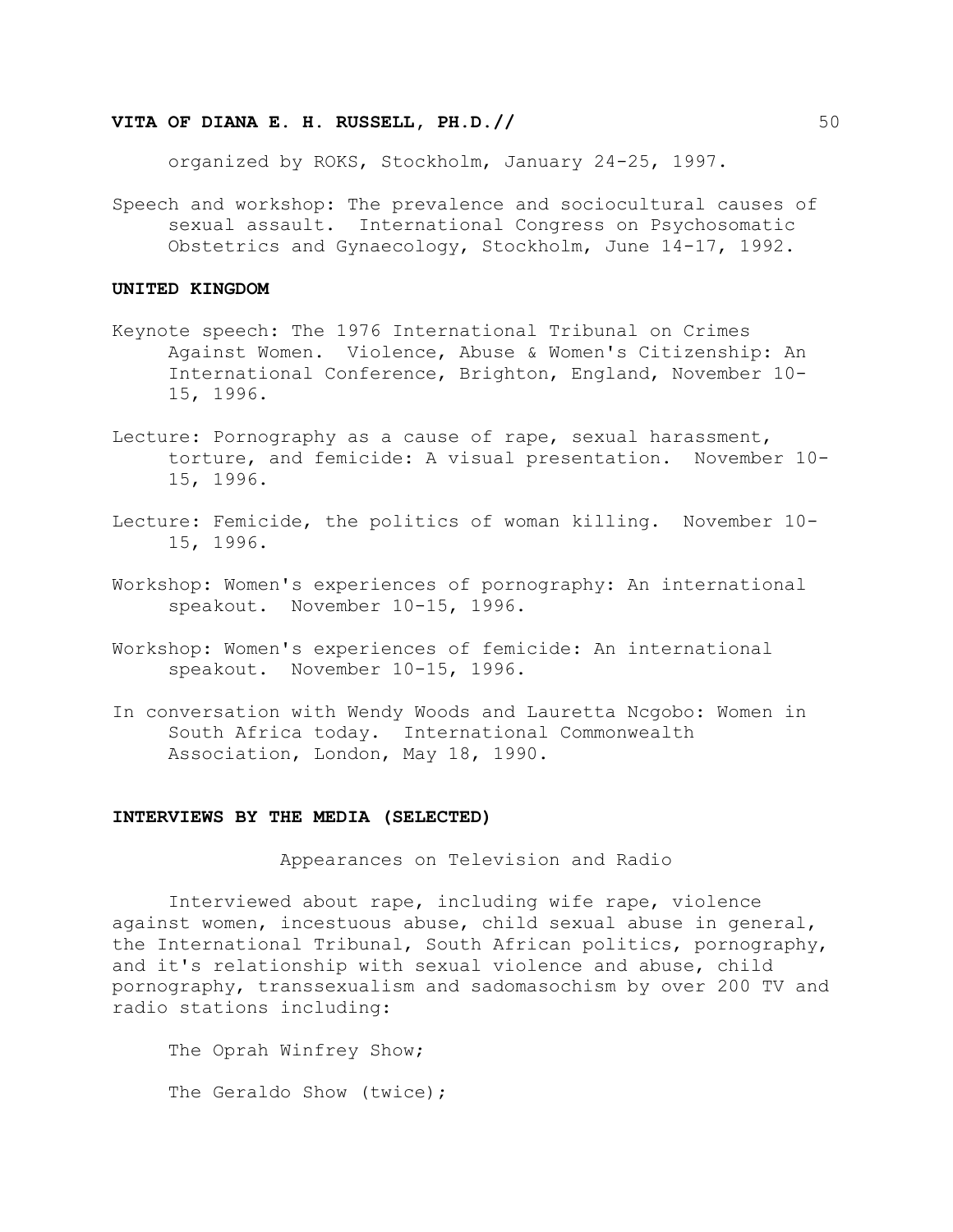organized by ROKS, Stockholm, January 24-25, 1997.

Speech and workshop: The prevalence and sociocultural causes of sexual assault. International Congress on Psychosomatic Obstetrics and Gynaecology, Stockholm, June 14-17, 1992.

**UNITED KINGDOM**

Keynote speech: The 1976 International Tribunal on Crimes Against Women. Violence, Abuse & Women's Citizenship: An International Conference, Brighton, England, November 10-15, 1996.

Lecture: Pornography as a cause of rape, sexual harassment, torture, and femicide: A visual presentation. November 10-15, 1996.

Lecture: Femicide, the politics of woman killing. November 10-15, 1996.

Workshop: Women's experiences of pornography: An international speakout. November 10-15, 1996.

Workshop: Women's experiences of femicide: An international speakout. November 10-15, 1996.

In conversation with Wendy Woods and Lauretta Ncgobo: Women in South Africa today. International Commonwealth Association, London, May 18, 1990.

**INTERVIEWS BY THE MEDIA (SELECTED)**

Appearances on Television and Radio

Interviewed about rape, including wife rape, violence against women, incestuous abuse, child sexual abuse in general, the International Tribunal, South African politics, pornography, and it's relationship with sexual violence and abuse, child pornography, transsexualism and sadomasochism by over 200 TV and radio stations including:

The Oprah Winfrey Show;

The Geraldo Show (twice);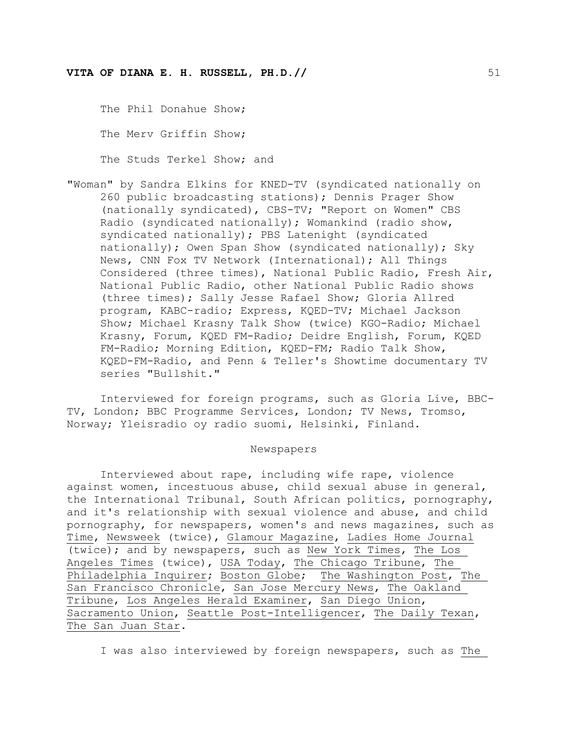The Phil Donahue Show;

The Merv Griffin Show;

The Studs Terkel Show; and

"Woman" by Sandra Elkins for KNED-TV (syndicated nationally on 260 public broadcasting stations); Dennis Prager Show (nationally syndicated), CBS-TV; "Report on Women" CBS Radio (syndicated nationally); Womankind (radio show, syndicated nationally); PBS Latenight (syndicated nationally); Owen Span Show (syndicated nationally); Sky News, CNN Fox TV Network (International); All Things Considered (three times), National Public Radio, Fresh Air, National Public Radio, other National Public Radio shows (three times); Sally Jesse Rafael Show; Gloria Allred program, KABC-radio; Express, KQED-TV; Michael Jackson Show; Michael Krasny Talk Show (twice) KGO-Radio; Michael Krasny, Forum, KQED FM-Radio; Deidre English, Forum, KQED FM-Radio; Morning Edition, KQED-FM; Radio Talk Show, KQED-FM-Radio, and Penn & Teller's Showtime documentary TV series "Bullshit."

Interviewed for foreign programs, such as Gloria Live, BBC-TV, London; BBC Programme Services, London; TV News, Tromso, Norway; Yleisradio oy radio suomi, Helsinki, Finland.

## Newspapers

Interviewed about rape, including wife rape, violence against women, incestuous abuse, child sexual abuse in general, the International Tribunal, South African politics, pornography, and it's relationship with sexual violence and abuse, and child pornography, for newspapers, women's and news magazines, such as Time, Newsweek (twice), Glamour Magazine, Ladies Home Journal (twice); and by newspapers, such as New York Times, The Los Angeles Times (twice), USA Today, The Chicago Tribune, The Philadelphia Inquirer; Boston Globe; The Washington Post, The San Francisco Chronicle, San Jose Mercury News, The Oakland Tribune, Los Angeles Herald Examiner, San Diego Union, Sacramento Union, Seattle Post-Intelligencer, The Daily Texan, The San Juan Star.

I was also interviewed by foreign newspapers, such as The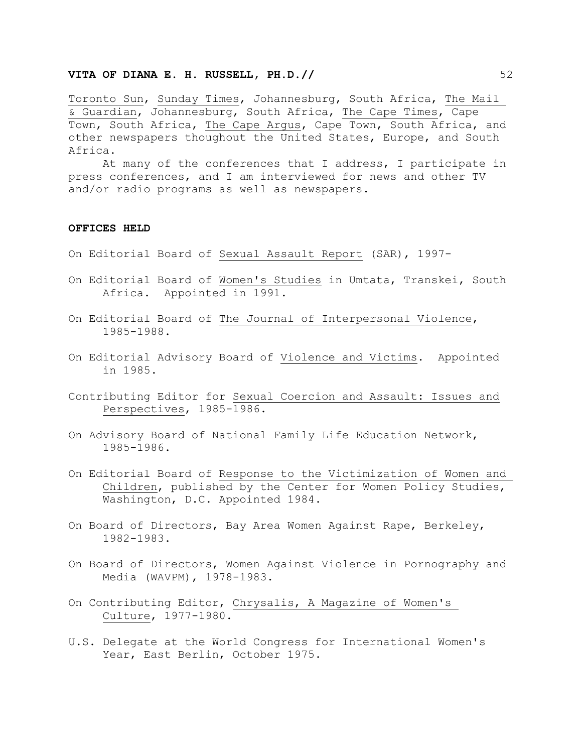Toronto Sun, Sunday Times, Johannesburg, South Africa, The Mail & Guardian, Johannesburg, South Africa, The Cape Times, Cape Town, South Africa, The Cape Argus, Cape Town, South Africa, and other newspapers thoughout the United States, Europe, and South Africa.

At many of the conferences that I address, I participate in press conferences, and I am interviewed for news and other TV and/or radio programs as well as newspapers.

## OFFICES HELD

On Editorial Board of Sexual Assault Report (SAR), 1997-

On Editorial Board of Women's Studies in Umtata, Transkei, South Africa. Appointed in 1991.

On Editorial Board of The Journal of Interpersonal Violence, 1985-1988.

On Editorial Advisory Board of Violence and Victims. Appointed in 1985.

Contributing Editor for Sexual Coercion and Assault: Issues and Perspectives, 1985-1986.

On Advisory Board of National Family Life Education Network, 1985-1986.

On Editorial Board of Response to the Victimization of Women and Children, published by the Center for Women Policy Studies, Washington, D.C. Appointed 1984.

On Board of Directors, Bay Area Women Against Rape, Berkeley, 1982-1983.

On Board of Directors, Women Against Violence in Pornography and Media (WAVPM), 1978-1983.

On Contributing Editor, Chrysalis, A Magazine of Women's Culture, 1977-1980.

U.S. Delegate at the World Congress for International Women's Year, East Berlin, October 1975.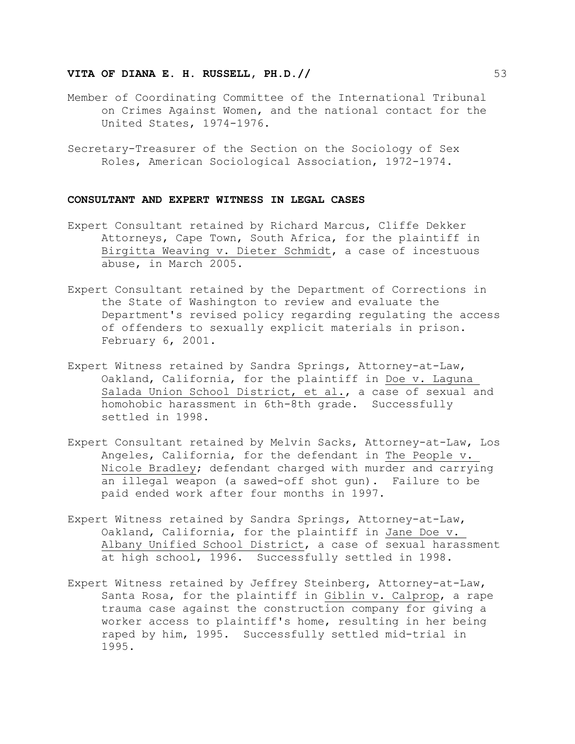Member of Coordinating Committee of the International Tribunal on Crimes Against Women, and the national contact for the United States, 1974-1976.

Secretary-Treasurer of the Section on the Sociology of Sex Roles, American Sociological Association, 1972-1974.

## CONSULTANT AND EXPERT WITNESS IN LEGAL CASES

Expert Consultant retained by Richard Marcus, Cliffe Dekker Attorneys, Cape Town, South Africa, for the plaintiff in Birgitta Weaving v. Dieter Schmidt, a case of incestuous abuse, in March 2005.

Expert Consultant retained by the Department of Corrections in the State of Washington to review and evaluate the Department's revised policy regarding regulating the access of offenders to sexually explicit materials in prison. February 6, 2001.

Expert Witness retained by Sandra Springs, Attorney-at-Law, Oakland, California, for the plaintiff in Doe v. Laguna Salada Union School District, et al., a case of sexual and homohobic harassment in 6th-8th grade. Successfully settled in 1998.

Expert Consultant retained by Melvin Sacks, Attorney-at-Law, Los Angeles, California, for the defendant in The People v. Nicole Bradley; defendant charged with murder and carrying an illegal weapon (a sawed-off shot gun). Failure to be paid ended work after four months in 1997.

Expert Witness retained by Sandra Springs, Attorney-at-Law, Oakland, California, for the plaintiff in Jane Doe v. Albany Unified School District, a case of sexual harassment at high school, 1996. Successfully settled in 1998.

Expert Witness retained by Jeffrey Steinberg, Attorney-at-Law, Santa Rosa, for the plaintiff in Giblin v. Calprop, a rape trauma case against the construction company for giving a worker access to plaintiff's home, resulting in her being raped by him, 1995. Successfully settled mid-trial in 1995.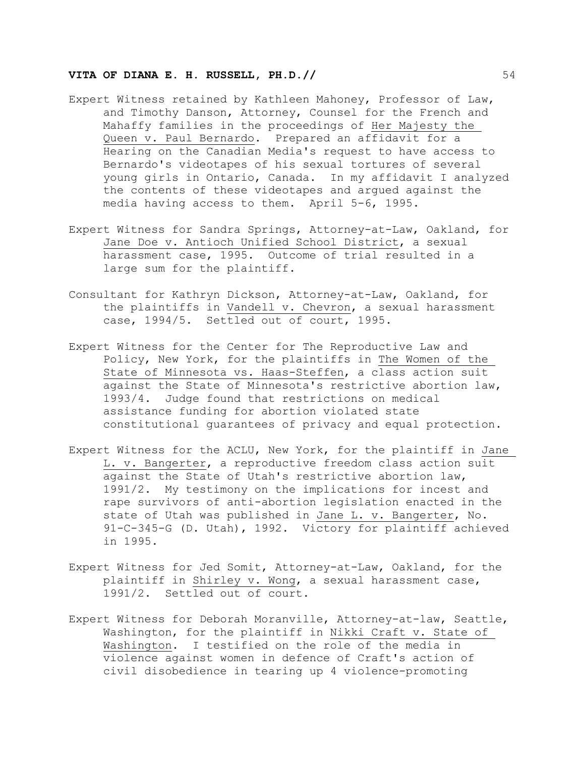Expert Witness retained by Kathleen Mahoney, Professor of Law, and Timothy Danson, Attorney, Counsel for the French and Mahaffy families in the proceedings of Her Majesty the Queen v. Paul Bernardo. Prepared an affidavit for a Hearing on the Canadian Media's request to have access to Bernardo's videotapes of his sexual tortures of several young girls in Ontario, Canada. In my affidavit I analyzed the contents of these videotapes and argued against the media having access to them. April 5-6, 1995.

Expert Witness for Sandra Springs, Attorney-at-Law, Oakland, for Jane Doe v. Antioch Unified School District, a sexual harassment case, 1995. Outcome of trial resulted in a large sum for the plaintiff.

Consultant for Kathryn Dickson, Attorney-at-Law, Oakland, for the plaintiffs in Vandell v. Chevron, a sexual harassment case, 1994/5. Settled out of court, 1995.

Expert Witness for the Center for The Reproductive Law and Policy, New York, for the plaintiffs in The Women of the State of Minnesota vs. Haas-Steffen, a class action suit against the State of Minnesota's restrictive abortion law, 1993/4. Judge found that restrictions on medical assistance funding for abortion violated state constitutional guarantees of privacy and equal protection.

Expert Witness for the ACLU, New York, for the plaintiff in Jane L. v. Bangerter, a reproductive freedom class action suit against the State of Utah's restrictive abortion law, 1991/2. My testimony on the implications for incest and rape survivors of anti-abortion legislation enacted in the state of Utah was published in Jane L. v. Bangerter, No. 91-C-345-G (D. Utah), 1992. Victory for plaintiff achieved in 1995.

Expert Witness for Jed Somit, Attorney-at-Law, Oakland, for the plaintiff in Shirley v. Wong, a sexual harassment case, 1991/2. Settled out of court.

Expert Witness for Deborah Moranville, Attorney-at-law, Seattle, Washington, for the plaintiff in Nikki Craft v. State of Washington. I testified on the role of the media in violence against women in defence of Craft's action of civil disobedience in tearing up 4 violence-promoting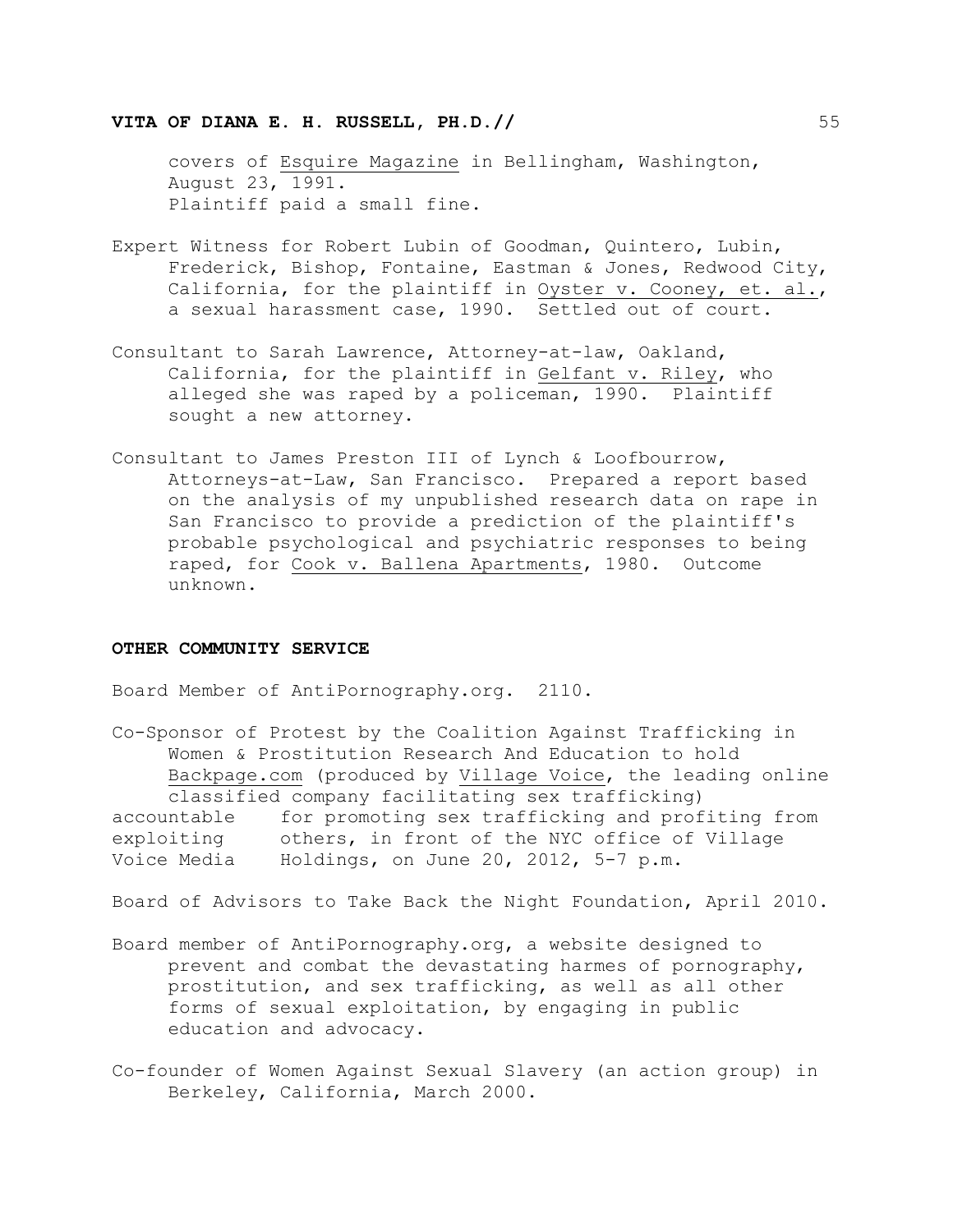covers of Esquire Magazine in Bellingham, Washington, August 23, 1991.
Plaintiff paid a small fine.

Expert Witness for Robert Lubin of Goodman, Quintero, Lubin, Frederick, Bishop, Fontaine, Eastman & Jones, Redwood City, California, for the plaintiff in Oyster v. Cooney, et. al., a sexual harassment case, 1990. Settled out of court.

Consultant to Sarah Lawrence, Attorney-at-law, Oakland, California, for the plaintiff in Gelfant v. Riley, who alleged she was raped by a policeman, 1990. Plaintiff sought a new attorney.

Consultant to James Preston III of Lynch & Loofbourrow, Attorneys-at-Law, San Francisco. Prepared a report based on the analysis of my unpublished research data on rape in San Francisco to provide a prediction of the plaintiff's probable psychological and psychiatric responses to being raped, for Cook v. Ballena Apartments, 1980. Outcome unknown.

**OTHER COMMUNITY SERVICE**

Board Member of AntiPornography.org. 2110.

Co-Sponsor of Protest by the Coalition Against Trafficking in Women & Prostitution Research And Education to hold Backpage.com (produced by Village Voice, the leading online classified company facilitating sex trafficking) accountable for promoting sex trafficking and profiting from exploiting others, in front of the NYC office of Village Voice Media Holdings, on June 20, 2012, 5-7 p.m.

Board of Advisors to Take Back the Night Foundation, April 2010.

Board member of AntiPornography.org, a website designed to prevent and combat the devastating harmes of pornography, prostitution, and sex trafficking, as well as all other forms of sexual exploitation, by engaging in public education and advocacy.

Co-founder of Women Against Sexual Slavery (an action group) in Berkeley, California, March 2000.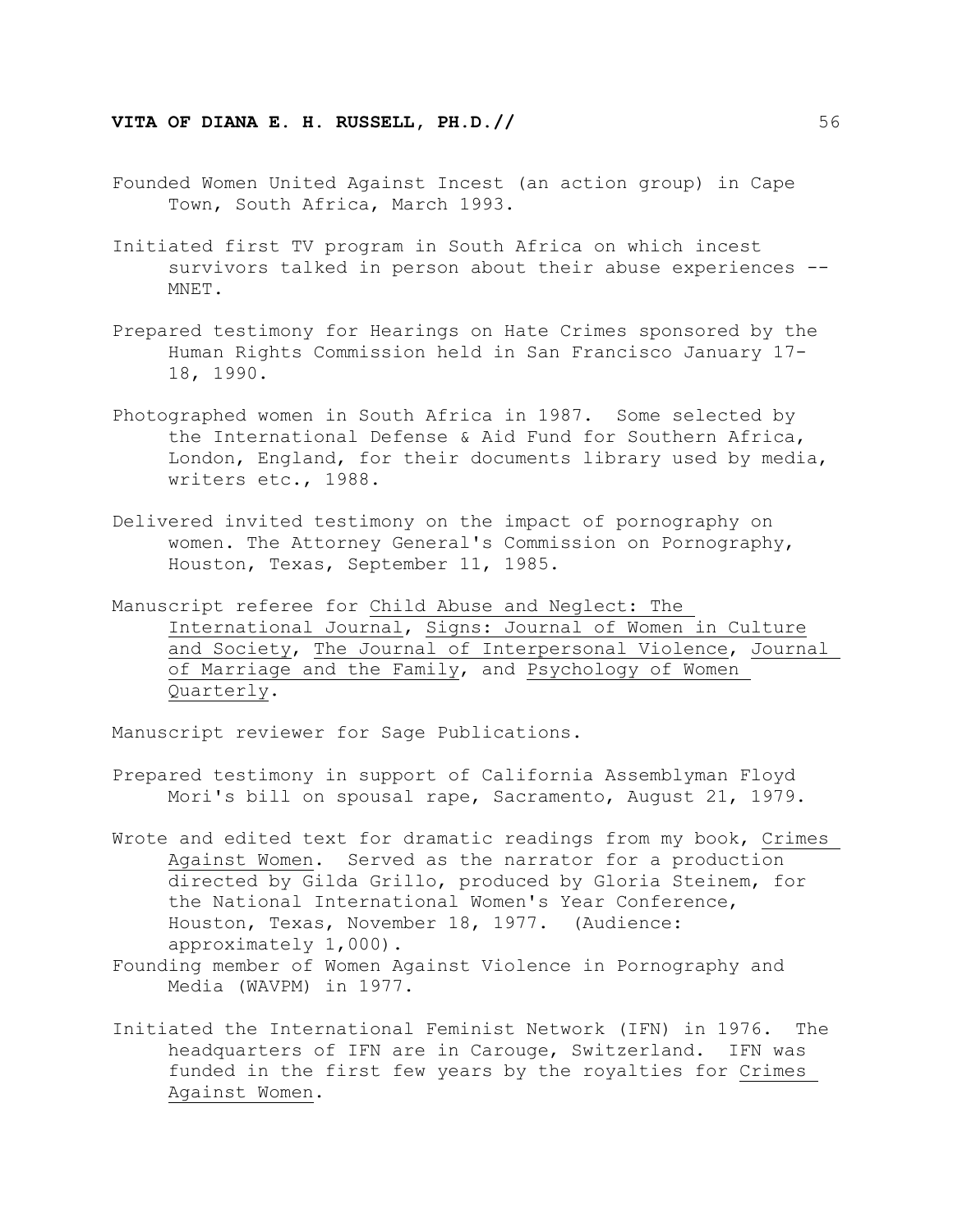Founded Women United Against Incest (an action group) in Cape Town, South Africa, March 1993.

Initiated first TV program in South Africa on which incest survivors talked in person about their abuse experiences -- MNET.

Prepared testimony for Hearings on Hate Crimes sponsored by the Human Rights Commission held in San Francisco January 17-18, 1990.

Photographed women in South Africa in 1987. Some selected by the International Defense & Aid Fund for Southern Africa, London, England, for their documents library used by media, writers etc., 1988.

Delivered invited testimony on the impact of pornography on women. The Attorney General's Commission on Pornography, Houston, Texas, September 11, 1985.

Manuscript referee for Child Abuse and Neglect: The International Journal, Signs: Journal of Women in Culture and Society, The Journal of Interpersonal Violence, Journal of Marriage and the Family, and Psychology of Women Quarterly.

Manuscript reviewer for Sage Publications.

Prepared testimony in support of California Assemblyman Floyd Mori's bill on spousal rape, Sacramento, August 21, 1979.

Wrote and edited text for dramatic readings from my book, Crimes Against Women. Served as the narrator for a production directed by Gilda Grillo, produced by Gloria Steinem, for the National International Women's Year Conference, Houston, Texas, November 18, 1977. (Audience: approximately 1,000).

Founding member of Women Against Violence in Pornography and Media (WAVPM) in 1977.

Initiated the International Feminist Network (IFN) in 1976. The headquarters of IFN are in Carouge, Switzerland. IFN was funded in the first few years by the royalties for Crimes Against Women.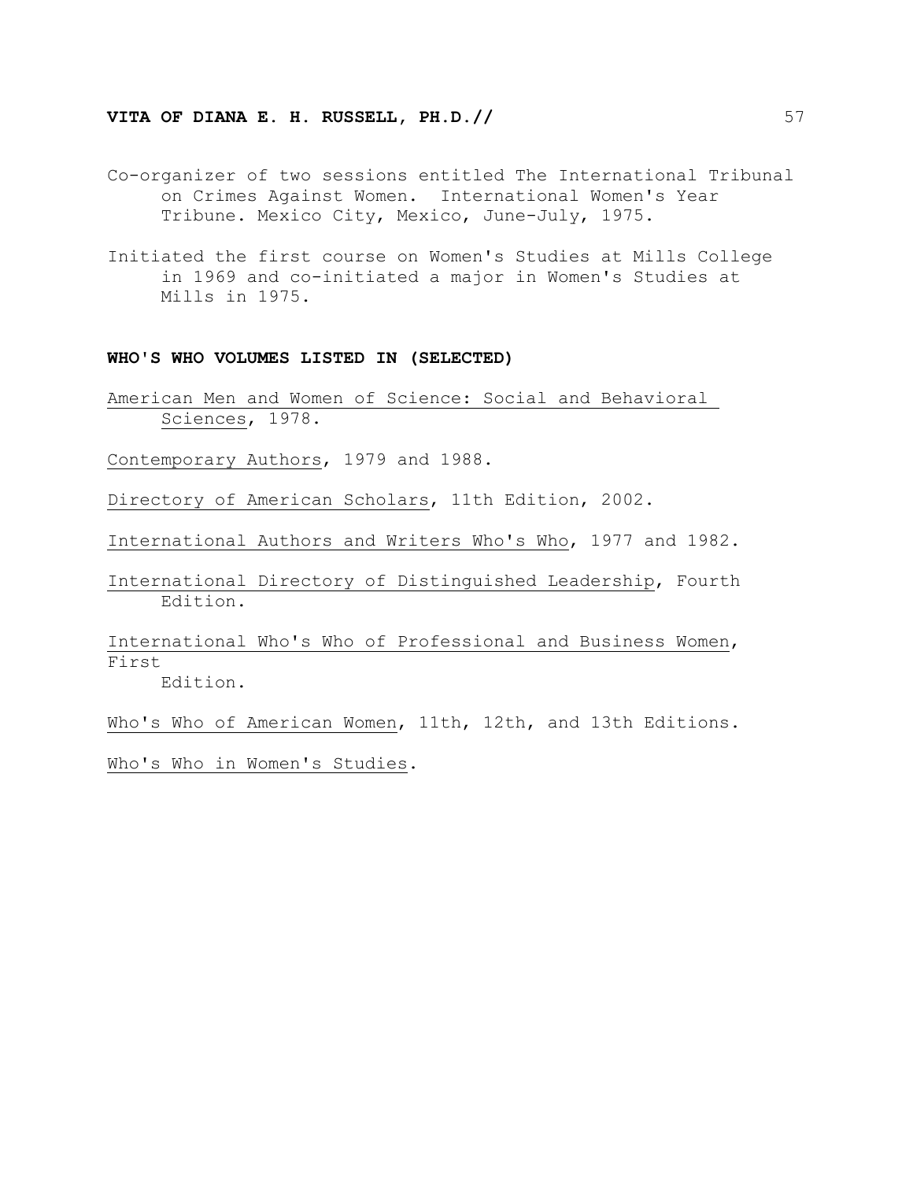Co-organizer of two sessions entitled The International Tribunal on Crimes Against Women. International Women's Year Tribune. Mexico City, Mexico, June-July, 1975.

Initiated the first course on Women's Studies at Mills College in 1969 and co-initiated a major in Women's Studies at Mills in 1975.

**WHO'S WHO VOLUMES LISTED IN (SELECTED)**

American Men and Women of Science: Social and Behavioral Sciences, 1978.

Contemporary Authors, 1979 and 1988.

Directory of American Scholars, 11th Edition, 2002.

International Authors and Writers Who's Who, 1977 and 1982.

International Directory of Distinguished Leadership, Fourth Edition.

International Who's Who of Professional and Business Women, First Edition.

Who's Who of American Women, 11th, 12th, and 13th Editions.

Who's Who in Women's Studies.